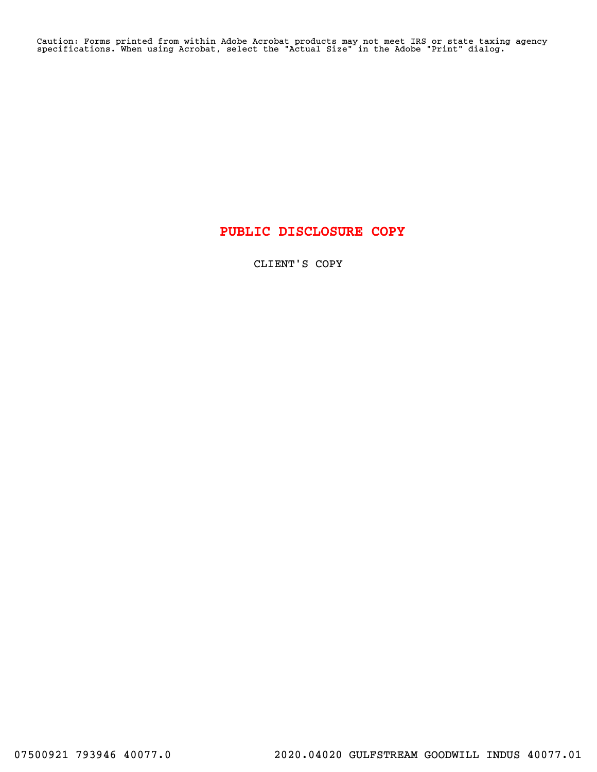Caution: Forms printed from within Adobe Acrobat products may not meet IRS or state taxing agency specifications. When using Acrobat, select the "Actual Size" in the Adobe "Print" dialog.

**PUBLIC DISCLOSURE COPY**

CLIENT'S COPY

07500921 793946 40077.0 2020.04020 GULFSTREAM GOODWILL INDUS 40077.01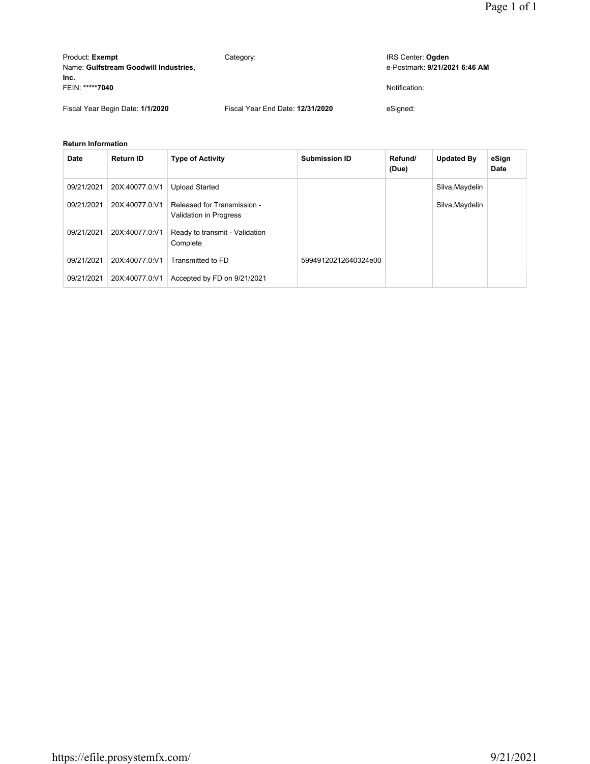Product: **Exempt**
Name: **Gulfstream Goodwill Industries, Inc.**
FEIN: *****7040**

Category:

IRS Center: **Ogden**
e-Postmark: **9/21/2021 6:46 AM**

Notification:

Fiscal Year Begin Date: **1/1/2020**

Fiscal Year End Date: **12/31/2020**

eSigned:

**Return Information**

| Date | Return ID | Type of Activity | Submission ID | Refund/ (Due) | Updated By | eSign Date |
|---|---|---|---|---|---|---|
| 09/21/2021 | 20X:40077.0:V1 | Upload Started | | | Silva,Maydelin | |
| 09/21/2021 | 20X:40077.0:V1 | Released for Transmission - Validation in Progress | | | Silva,Maydelin | |
| 09/21/2021 | 20X:40077.0:V1 | Ready to transmit - Validation Complete | | | | |
| 09/21/2021 | 20X:40077.0:V1 | Transmitted to FD | 59949120212640324e00 | | | |
| 09/21/2021 | 20X:40077.0:V1 | Accepted by FD on 9/21/2021 | | | | |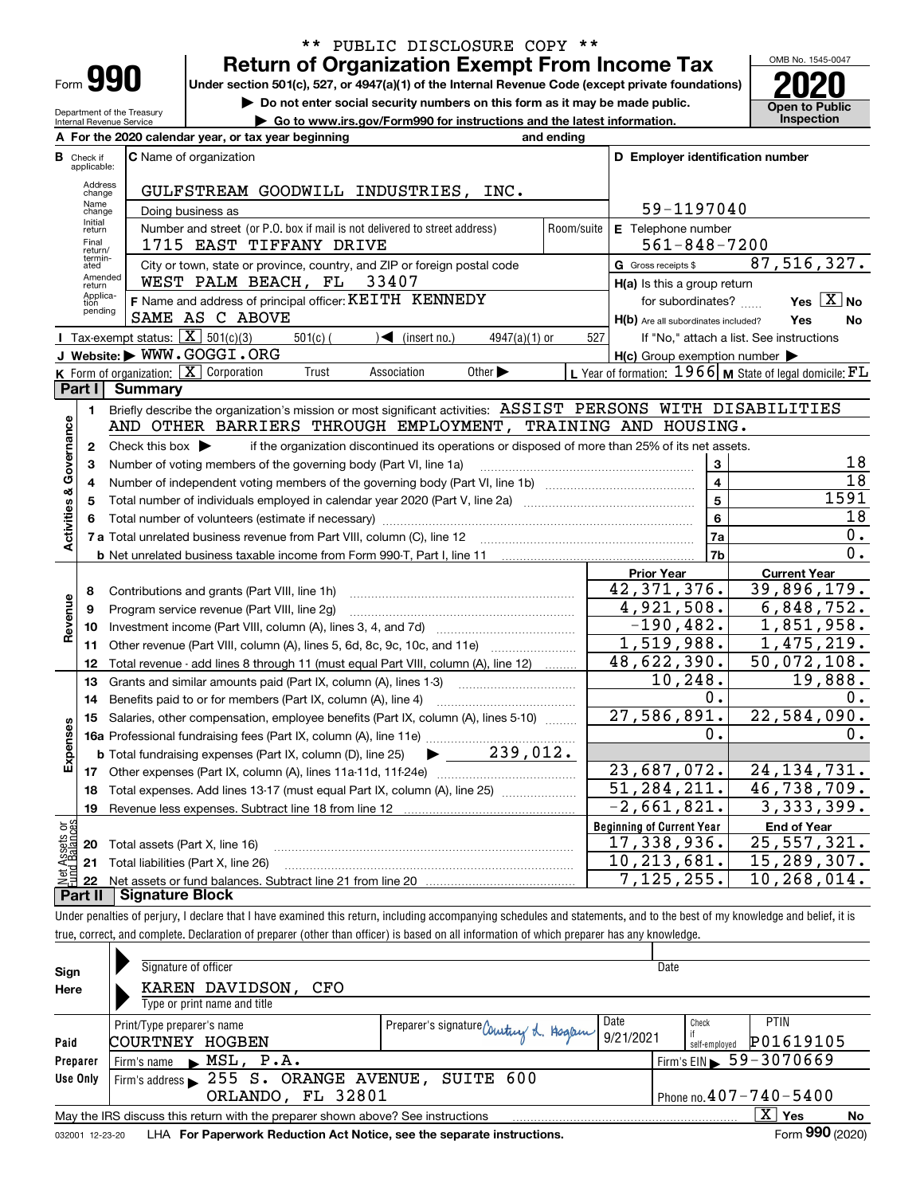\*\* PUBLIC DISCLOSURE COPY \*\*

# Form 990 — Return of Organization Exempt From Income Tax

Under section 501(c), 527, or 4947(a)(1) of the Internal Revenue Code (except private foundations)

▶ Do not enter social security numbers on this form as it may be made public.

▶ Go to www.irs.gov/Form990 for instructions and the latest information.

Department of the Treasury
Internal Revenue Service

OMB No. 1545-0047

**2020**

Open to Public Inspection

**A** For the 2020 calendar year, or tax year beginning and ending

**B** Check if applicable: Address change, Name change, Initial return, Final return/terminated, Amended return, Application pending

**C** Name of organization: GULFSTREAM GOODWILL INDUSTRIES, INC.

Doing business as

Number and street (or P.O. box if mail is not delivered to street address): 1715 EAST TIFFANY DRIVE — Room/suite

City or town, state or province, country, and ZIP or foreign postal code: WEST PALM BEACH, FL 33407

**D** Employer identification number: 59-1197040

**E** Telephone number: 561-848-7200

**G** Gross receipts $ 87,516,327.

**F** Name and address of principal officer: KEITH KENNEDY, SAME AS C ABOVE

**H(a)** Is this a group return for subordinates? Yes [X] No

**H(b)** Are all subordinates included? Yes No — If "No," attach a list. See instructions

**H(c)** Group exemption number ▶

**I** Tax-exempt status: [X] 501(c)(3) 501(c) ( ) ◀ (insert no.) 4947(a)(1) or 527

**J** Website: ▶ WWW.GOGGI.ORG

**K** Form of organization: [X] Corporation Trust Association Other ▶

**L** Year of formation: 1966 **M** State of legal domicile: FL

## Part I Summary

**Activities & Governance**

1. Briefly describe the organization's mission or most significant activities: ASSIST PERSONS WITH DISABILITIES AND OTHER BARRIERS THROUGH EMPLOYMENT, TRAINING AND HOUSING.
2. Check this box ▶ if the organization discontinued its operations or disposed of more than 25% of its net assets.

| | | | |
|---|---|---|---|
| 3 | Number of voting members of the governing body (Part VI, line 1a) | 3 | 18 |
| 4 | Number of independent voting members of the governing body (Part VI, line 1b) | 4 | 18 |
| 5 | Total number of individuals employed in calendar year 2020 (Part V, line 2a) | 5 | 1591 |
| 6 | Total number of volunteers (estimate if necessary) | 6 | 18 |
| 7a | Total unrelated business revenue from Part VIII, column (C), line 12 | 7a | 0. |
| b | Net unrelated business taxable income from Form 990-T, Part I, line 11 | 7b | 0. |

| | | Prior Year | Current Year |
|---|---|---|---|
| **Revenue** | | | |
| 8 | Contributions and grants (Part VIII, line 1h) | 42,371,376. | 39,896,179. |
| 9 | Program service revenue (Part VIII, line 2g) | 4,921,508. | 6,848,752. |
| 10 | Investment income (Part VIII, column (A), lines 3, 4, and 7d) | -190,482. | 1,851,958. |
| 11 | Other revenue (Part VIII, column (A), lines 5, 6d, 8c, 9c, 10c, and 11e) | 1,519,988. | 1,475,219. |
| 12 | Total revenue - add lines 8 through 11 (must equal Part VIII, column (A), line 12) | 48,622,390. | 50,072,108. |
| **Expenses** | | | |
| 13 | Grants and similar amounts paid (Part IX, column (A), lines 1-3) | 10,248. | 19,888. |
| 14 | Benefits paid to or for members (Part IX, column (A), line 4) | 0. | 0. |
| 15 | Salaries, other compensation, employee benefits (Part IX, column (A), lines 5-10) | 27,586,891. | 22,584,090. |
| 16a | Professional fundraising fees (Part IX, column (A), line 11e) | 0. | 0. |
| b | Total fundraising expenses (Part IX, column (D), line 25) ▶ 239,012. | | |
| 17 | Other expenses (Part IX, column (A), lines 11a-11d, 11f-24e) | 23,687,072. | 24,134,731. |
| 18 | Total expenses. Add lines 13-17 (must equal Part IX, column (A), line 25) | 51,284,211. | 46,738,709. |
| 19 | Revenue less expenses. Subtract line 18 from line 12 | -2,661,821. | 3,333,399. |

| | **Net Assets or Fund Balances** | Beginning of Current Year | End of Year |
|---|---|---|---|
| 20 | Total assets (Part X, line 16) | 17,338,936. | 25,557,321. |
| 21 | Total liabilities (Part X, line 26) | 10,213,681. | 15,289,307. |
| 22 | Net assets or fund balances. Subtract line 21 from line 20 | 7,125,255. | 10,268,014. |

## Part II Signature Block

Under penalties of perjury, I declare that I have examined this return, including accompanying schedules and statements, and to the best of my knowledge and belief, it is true, correct, and complete. Declaration of preparer (other than officer) is based on all information of which preparer has any knowledge.

**Sign Here**

Signature of officer — Date

KAREN DAVIDSON, CFO
Type or print name and title

**Paid Preparer Use Only**

| Print/Type preparer's name | Preparer's signature | Date | Check if self-employed | PTIN |
|---|---|---|---|---|
| COURTNEY HOGBEN | Courtney L. Hogben | 9/21/2021 | | P01619105 |

Firm's name ▶ MSL, P.A. — Firm's EIN ▶ 59-3070669

Firm's address ▶ 255 S. ORANGE AVENUE, SUITE 600, ORLANDO, FL 32801 — Phone no. 407-740-5400

May the IRS discuss this return with the preparer shown above? See instructions [X] Yes No

032001 12-23-20 LHA For Paperwork Reduction Act Notice, see the separate instructions. Form **990** (2020)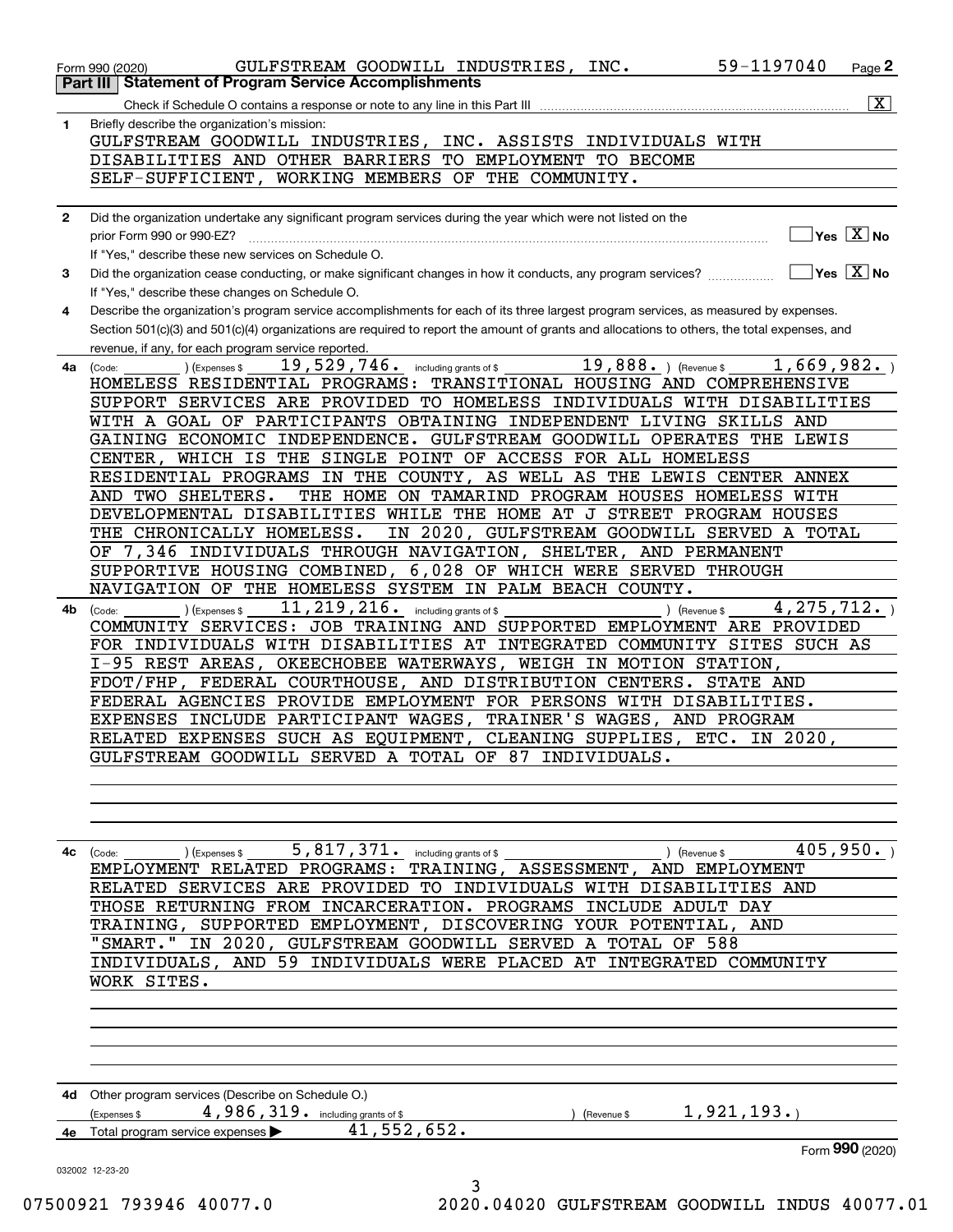Form 990 (2020) GULFSTREAM GOODWILL INDUSTRIES, INC. 59-1197040 Page **2**

**Part III | Statement of Program Service Accomplishments**

Check if Schedule O contains a response or note to any line in this Part III ..... [X]

**1** Briefly describe the organization's mission:

GULFSTREAM GOODWILL INDUSTRIES, INC. ASSISTS INDIVIDUALS WITH DISABILITIES AND OTHER BARRIERS TO EMPLOYMENT TO BECOME SELF-SUFFICIENT, WORKING MEMBERS OF THE COMMUNITY.

**2** Did the organization undertake any significant program services during the year which were not listed on the prior Form 990 or 990-EZ? ..... [ ] Yes [X] No

If "Yes," describe these new services on Schedule O.

**3** Did the organization cease conducting, or make significant changes in how it conducts, any program services? ..... [ ] Yes [X] No

If "Yes," describe these changes on Schedule O.

**4** Describe the organization's program service accomplishments for each of its three largest program services, as measured by expenses. Section 501(c)(3) and 501(c)(4) organizations are required to report the amount of grants and allocations to others, the total expenses, and revenue, if any, for each program service reported.

**4a** (Code: ) (Expenses $ 19,529,746. including grants of $ 19,888. ) (Revenue $ 1,669,982. )

HOMELESS RESIDENTIAL PROGRAMS: TRANSITIONAL HOUSING AND COMPREHENSIVE SUPPORT SERVICES ARE PROVIDED TO HOMELESS INDIVIDUALS WITH DISABILITIES WITH A GOAL OF PARTICIPANTS OBTAINING INDEPENDENT LIVING SKILLS AND GAINING ECONOMIC INDEPENDENCE. GULFSTREAM GOODWILL OPERATES THE LEWIS CENTER, WHICH IS THE SINGLE POINT OF ACCESS FOR ALL HOMELESS RESIDENTIAL PROGRAMS IN THE COUNTY, AS WELL AS THE LEWIS CENTER ANNEX AND TWO SHELTERS. THE HOME ON TAMARIND PROGRAM HOUSES HOMELESS WITH DEVELOPMENTAL DISABILITIES WHILE THE HOME AT J STREET PROGRAM HOUSES THE CHRONICALLY HOMELESS. IN 2020, GULFSTREAM GOODWILL SERVED A TOTAL OF 7,346 INDIVIDUALS THROUGH NAVIGATION, SHELTER, AND PERMANENT SUPPORTIVE HOUSING COMBINED, 6,028 OF WHICH WERE SERVED THROUGH NAVIGATION OF THE HOMELESS SYSTEM IN PALM BEACH COUNTY.

**4b** (Code: ) (Expenses $ 11,219,216. including grants of $ ) (Revenue $ 4,275,712. )

COMMUNITY SERVICES: JOB TRAINING AND SUPPORTED EMPLOYMENT ARE PROVIDED FOR INDIVIDUALS WITH DISABILITIES AT INTEGRATED COMMUNITY SITES SUCH AS I-95 REST AREAS, OKEECHOBEE WATERWAYS, WEIGH IN MOTION STATION, FDOT/FHP, FEDERAL COURTHOUSE, AND DISTRIBUTION CENTERS. STATE AND FEDERAL AGENCIES PROVIDE EMPLOYMENT FOR PERSONS WITH DISABILITIES. EXPENSES INCLUDE PARTICIPANT WAGES, TRAINER'S WAGES, AND PROGRAM RELATED EXPENSES SUCH AS EQUIPMENT, CLEANING SUPPLIES, ETC. IN 2020, GULFSTREAM GOODWILL SERVED A TOTAL OF 87 INDIVIDUALS.

**4c** (Code: ) (Expenses $ 5,817,371. including grants of $ ) (Revenue $ 405,950. )

EMPLOYMENT RELATED PROGRAMS: TRAINING, ASSESSMENT, AND EMPLOYMENT RELATED SERVICES ARE PROVIDED TO INDIVIDUALS WITH DISABILITIES AND THOSE RETURNING FROM INCARCERATION. PROGRAMS INCLUDE ADULT DAY TRAINING, SUPPORTED EMPLOYMENT, DISCOVERING YOUR POTENTIAL, AND "SMART." IN 2020, GULFSTREAM GOODWILL SERVED A TOTAL OF 588 INDIVIDUALS, AND 59 INDIVIDUALS WERE PLACED AT INTEGRATED COMMUNITY WORK SITES.

**4d** Other program services (Describe on Schedule O.)

(Expenses $ 4,986,319. including grants of $ ) (Revenue $ 1,921,193.)

**4e** Total program service expenses ▶ 41,552,652.

Form **990** (2020)

032002 12-23-20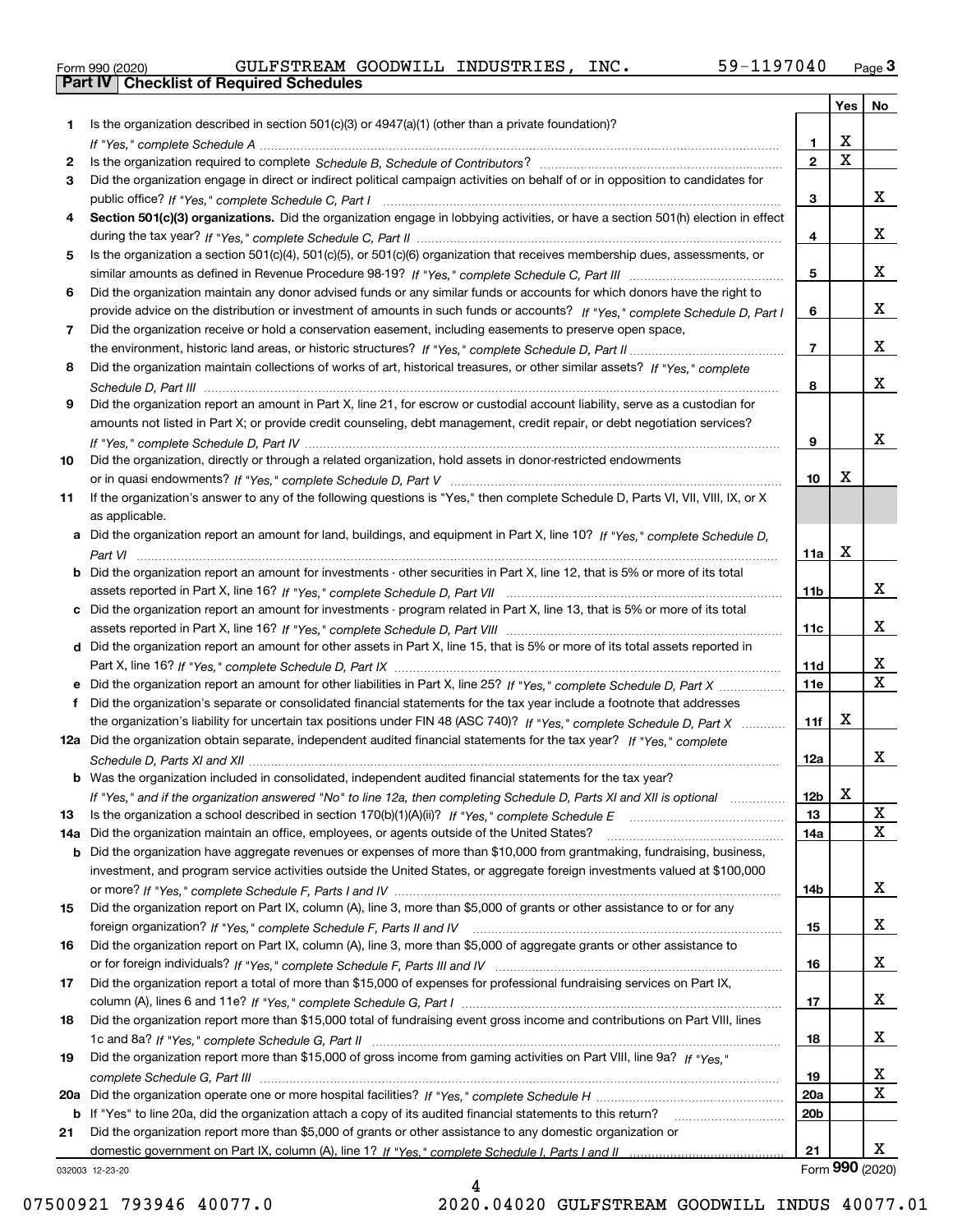Form 990 (2020) GULFSTREAM GOODWILL INDUSTRIES, INC. 59-1197040 Page 3

**Part IV Checklist of Required Schedules**

| | | | Yes | No |
|---|---|---|---|---|
| 1 | Is the organization described in section 501(c)(3) or 4947(a)(1) (other than a private foundation)? *If "Yes," complete Schedule A* | 1 | X | |
| 2 | Is the organization required to complete *Schedule B, Schedule of Contributors*? | 2 | X | |
| 3 | Did the organization engage in direct or indirect political campaign activities on behalf of or in opposition to candidates for public office? *If "Yes," complete Schedule C, Part I* | 3 | | X |
| 4 | **Section 501(c)(3) organizations.** Did the organization engage in lobbying activities, or have a section 501(h) election in effect during the tax year? *If "Yes," complete Schedule C, Part II* | 4 | | X |
| 5 | Is the organization a section 501(c)(4), 501(c)(5), or 501(c)(6) organization that receives membership dues, assessments, or similar amounts as defined in Revenue Procedure 98-19? *If "Yes," complete Schedule C, Part III* | 5 | | X |
| 6 | Did the organization maintain any donor advised funds or any similar funds or accounts for which donors have the right to provide advice on the distribution or investment of amounts in such funds or accounts? *If "Yes," complete Schedule D, Part I* | 6 | | X |
| 7 | Did the organization receive or hold a conservation easement, including easements to preserve open space, the environment, historic land areas, or historic structures? *If "Yes," complete Schedule D, Part II* | 7 | | X |
| 8 | Did the organization maintain collections of works of art, historical treasures, or other similar assets? *If "Yes," complete Schedule D, Part III* | 8 | | X |
| 9 | Did the organization report an amount in Part X, line 21, for escrow or custodial account liability, serve as a custodian for amounts not listed in Part X; or provide credit counseling, debt management, credit repair, or debt negotiation services? *If "Yes," complete Schedule D, Part IV* | 9 | | X |
| 10 | Did the organization, directly or through a related organization, hold assets in donor-restricted endowments or in quasi endowments? *If "Yes," complete Schedule D, Part V* | 10 | X | |
| 11 | If the organization's answer to any of the following questions is "Yes," then complete Schedule D, Parts VI, VII, VIII, IX, or X as applicable. | | | |
| a | Did the organization report an amount for land, buildings, and equipment in Part X, line 10? *If "Yes," complete Schedule D, Part VI* | 11a | X | |
| b | Did the organization report an amount for investments - other securities in Part X, line 12, that is 5% or more of its total assets reported in Part X, line 16? *If "Yes," complete Schedule D, Part VII* | 11b | | X |
| c | Did the organization report an amount for investments - program related in Part X, line 13, that is 5% or more of its total assets reported in Part X, line 16? *If "Yes," complete Schedule D, Part VIII* | 11c | | X |
| d | Did the organization report an amount for other assets in Part X, line 15, that is 5% or more of its total assets reported in Part X, line 16? *If "Yes," complete Schedule D, Part IX* | 11d | | X |
| e | Did the organization report an amount for other liabilities in Part X, line 25? *If "Yes," complete Schedule D, Part X* | 11e | | X |
| f | Did the organization's separate or consolidated financial statements for the tax year include a footnote that addresses the organization's liability for uncertain tax positions under FIN 48 (ASC 740)? *If "Yes," complete Schedule D, Part X* | 11f | X | |
| 12a | Did the organization obtain separate, independent audited financial statements for the tax year? *If "Yes," complete Schedule D, Parts XI and XII* | 12a | | X |
| b | Was the organization included in consolidated, independent audited financial statements for the tax year? *If "Yes," and if the organization answered "No" to line 12a, then completing Schedule D, Parts XI and XII is optional* | 12b | X | |
| 13 | Is the organization a school described in section 170(b)(1)(A)(ii)? *If "Yes," complete Schedule E* | 13 | | X |
| 14a | Did the organization maintain an office, employees, or agents outside of the United States? | 14a | | X |
| b | Did the organization have aggregate revenues or expenses of more than $10,000 from grantmaking, fundraising, business, investment, and program service activities outside the United States, or aggregate foreign investments valued at $100,000 or more? *If "Yes," complete Schedule F, Parts I and IV* | 14b | | X |
| 15 | Did the organization report on Part IX, column (A), line 3, more than $5,000 of grants or other assistance to or for any foreign organization? *If "Yes," complete Schedule F, Parts II and IV* | 15 | | X |
| 16 | Did the organization report on Part IX, column (A), line 3, more than $5,000 of aggregate grants or other assistance to or for foreign individuals? *If "Yes," complete Schedule F, Parts III and IV* | 16 | | X |
| 17 | Did the organization report a total of more than $15,000 of expenses for professional fundraising services on Part IX, column (A), lines 6 and 11e? *If "Yes," complete Schedule G, Part I* | 17 | | X |
| 18 | Did the organization report more than $15,000 total of fundraising event gross income and contributions on Part VIII, lines 1c and 8a? *If "Yes," complete Schedule G, Part II* | 18 | | X |
| 19 | Did the organization report more than $15,000 of gross income from gaming activities on Part VIII, line 9a? *If "Yes," complete Schedule G, Part III* | 19 | | X |
| 20a | Did the organization operate one or more hospital facilities? *If "Yes," complete Schedule H* | 20a | | X |
| b | If "Yes" to line 20a, did the organization attach a copy of its audited financial statements to this return? | 20b | | |
| 21 | Did the organization report more than $5,000 of grants or other assistance to any domestic organization or domestic government on Part IX, column (A), line 1? *If "Yes," complete Schedule I, Parts I and II* | 21 | | X |

032003 12-23-20 Form **990** (2020)

07500921 793946 40077.0 2020.04020 GULFSTREAM GOODWILL INDUS 40077.01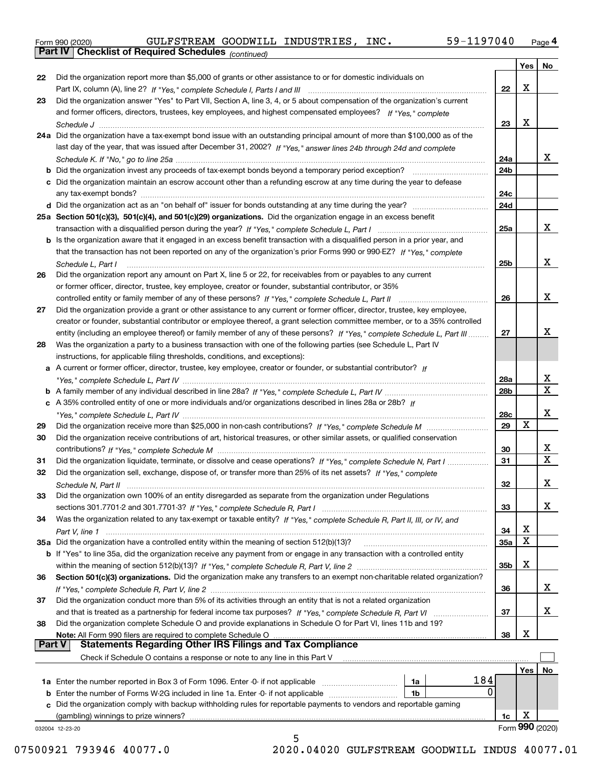Form 990 (2020) GULFSTREAM GOODWILL INDUSTRIES, INC. 59-1197040 Page 4

**Part IV | Checklist of Required Schedules** *(continued)*

| | | | Yes | No |
|---|---|---|---|---|
| 22 | Did the organization report more than $5,000 of grants or other assistance to or for domestic individuals on Part IX, column (A), line 2? *If "Yes," complete Schedule I, Parts I and III* | 22 | X | |
| 23 | Did the organization answer "Yes" to Part VII, Section A, line 3, 4, or 5 about compensation of the organization's current and former officers, directors, trustees, key employees, and highest compensated employees? *If "Yes," complete Schedule J* | 23 | X | |
| 24a | Did the organization have a tax-exempt bond issue with an outstanding principal amount of more than $100,000 as of the last day of the year, that was issued after December 31, 2002? *If "Yes," answer lines 24b through 24d and complete Schedule K. If "No," go to line 25a* | 24a | | X |
| b | Did the organization invest any proceeds of tax-exempt bonds beyond a temporary period exception? | 24b | | |
| c | Did the organization maintain an escrow account other than a refunding escrow at any time during the year to defease any tax-exempt bonds? | 24c | | |
| d | Did the organization act as an "on behalf of" issuer for bonds outstanding at any time during the year? | 24d | | |
| 25a | **Section 501(c)(3), 501(c)(4), and 501(c)(29) organizations.** Did the organization engage in an excess benefit transaction with a disqualified person during the year? *If "Yes," complete Schedule L, Part I* | 25a | | X |
| b | Is the organization aware that it engaged in an excess benefit transaction with a disqualified person in a prior year, and that the transaction has not been reported on any of the organization's prior Forms 990 or 990-EZ? *If "Yes," complete Schedule L, Part I* | 25b | | X |
| 26 | Did the organization report any amount on Part X, line 5 or 22, for receivables from or payables to any current or former officer, director, trustee, key employee, creator or founder, substantial contributor, or 35% controlled entity or family member of any of these persons? *If "Yes," complete Schedule L, Part II* | 26 | | X |
| 27 | Did the organization provide a grant or other assistance to any current or former officer, director, trustee, key employee, creator or founder, substantial contributor or employee thereof, a grant selection committee member, or to a 35% controlled entity (including an employee thereof) or family member of any of these persons? *If "Yes," complete Schedule L, Part III* | 27 | | X |
| 28 | Was the organization a party to a business transaction with one of the following parties (see Schedule L, Part IV instructions, for applicable filing thresholds, conditions, and exceptions): | | | |
| a | A current or former officer, director, trustee, key employee, creator or founder, or substantial contributor? *If "Yes," complete Schedule L, Part IV* | 28a | | X |
| b | A family member of any individual described in line 28a? *If "Yes," complete Schedule L, Part IV* | 28b | | X |
| c | A 35% controlled entity of one or more individuals and/or organizations described in lines 28a or 28b? *If "Yes," complete Schedule L, Part IV* | 28c | | X |
| 29 | Did the organization receive more than $25,000 in non-cash contributions? *If "Yes," complete Schedule M* | 29 | X | |
| 30 | Did the organization receive contributions of art, historical treasures, or other similar assets, or qualified conservation contributions? *If "Yes," complete Schedule M* | 30 | | X |
| 31 | Did the organization liquidate, terminate, or dissolve and cease operations? *If "Yes," complete Schedule N, Part I* | 31 | | X |
| 32 | Did the organization sell, exchange, dispose of, or transfer more than 25% of its net assets? *If "Yes," complete Schedule N, Part II* | 32 | | X |
| 33 | Did the organization own 100% of an entity disregarded as separate from the organization under Regulations sections 301.7701-2 and 301.7701-3? *If "Yes," complete Schedule R, Part I* | 33 | | X |
| 34 | Was the organization related to any tax-exempt or taxable entity? *If "Yes," complete Schedule R, Part II, III, or IV, and Part V, line 1* | 34 | X | |
| 35a | Did the organization have a controlled entity within the meaning of section 512(b)(13)? | 35a | X | |
| b | If "Yes" to line 35a, did the organization receive any payment from or engage in any transaction with a controlled entity within the meaning of section 512(b)(13)? *If "Yes," complete Schedule R, Part V, line 2* | 35b | X | |
| 36 | **Section 501(c)(3) organizations.** Did the organization make any transfers to an exempt non-charitable related organization? *If "Yes," complete Schedule R, Part V, line 2* | 36 | | X |
| 37 | Did the organization conduct more than 5% of its activities through an entity that is not a related organization and that is treated as a partnership for federal income tax purposes? *If "Yes," complete Schedule R, Part VI* | 37 | | X |
| 38 | Did the organization complete Schedule O and provide explanations in Schedule O for Part VI, lines 11b and 19? **Note:** All Form 990 filers are required to complete Schedule O | 38 | X | |

**Part V | Statements Regarding Other IRS Filings and Tax Compliance**

Check if Schedule O contains a response or note to any line in this Part V ☐

| | | | | | Yes | No |
|---|---|---|---|---|---|---|
| 1a | Enter the number reported in Box 3 of Form 1096. Enter -0- if not applicable | 1a | 184 | | | |
| b | Enter the number of Forms W-2G included in line 1a. Enter -0- if not applicable | 1b | 0 | | | |
| c | Did the organization comply with backup withholding rules for reportable payments to vendors and reportable gaming (gambling) winnings to prize winners? | | | 1c | X | |

032004 12-23-20 Form **990** (2020)

07500921 793946 40077.0 2020.04020 GULFSTREAM GOODWILL INDUS 40077.01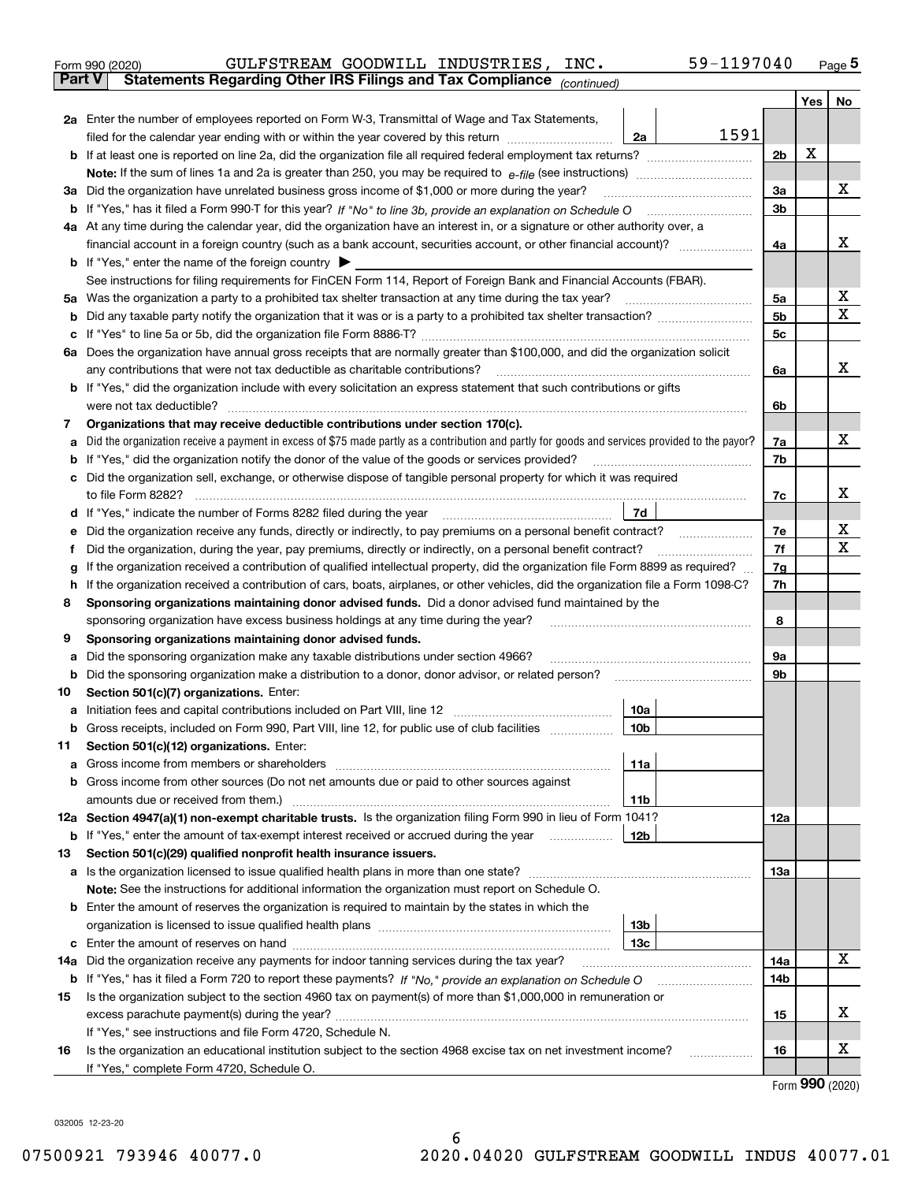Form 990 (2020) GULFSTREAM GOODWILL INDUSTRIES, INC. 59-1197040 Page 5

**Part V Statements Regarding Other IRS Filings and Tax Compliance** *(continued)*

| | | | | | Yes | No |
|---|---|---|---|---|---|---|
| **2a** | Enter the number of employees reported on Form W-3, Transmittal of Wage and Tax Statements, filed for the calendar year ending with or within the year covered by this return | 2a | 1591 | | | |
| **b** | If at least one is reported on line 2a, did the organization file all required federal employment tax returns? | | | 2b | X | |
| | Note: If the sum of lines 1a and 2a is greater than 250, you may be required to e-file (see instructions) | | | | | |
| **3a** | Did the organization have unrelated business gross income of $1,000 or more during the year? | | | 3a | | X |
| **b** | If "Yes," has it filed a Form 990-T for this year? *If "No" to line 3b, provide an explanation on Schedule O* | | | 3b | | |
| **4a** | At any time during the calendar year, did the organization have an interest in, or a signature or other authority over, a financial account in a foreign country (such as a bank account, securities account, or other financial account)? | | | 4a | | X |
| **b** | If "Yes," enter the name of the foreign country ▶ | | | | | |
| | See instructions for filing requirements for FinCEN Form 114, Report of Foreign Bank and Financial Accounts (FBAR). | | | | | |
| **5a** | Was the organization a party to a prohibited tax shelter transaction at any time during the tax year? | | | 5a | | X |
| **b** | Did any taxable party notify the organization that it was or is a party to a prohibited tax shelter transaction? | | | 5b | | X |
| **c** | If "Yes" to line 5a or 5b, did the organization file Form 8886-T? | | | 5c | | |
| **6a** | Does the organization have annual gross receipts that are normally greater than $100,000, and did the organization solicit any contributions that were not tax deductible as charitable contributions? | | | 6a | | X |
| **b** | If "Yes," did the organization include with every solicitation an express statement that such contributions or gifts were not tax deductible? | | | 6b | | |
| **7** | **Organizations that may receive deductible contributions under section 170(c).** | | | | | |
| **a** | Did the organization receive a payment in excess of $75 made partly as a contribution and partly for goods and services provided to the payor? | | | 7a | | X |
| **b** | If "Yes," did the organization notify the donor of the value of the goods or services provided? | | | 7b | | |
| **c** | Did the organization sell, exchange, or otherwise dispose of tangible personal property for which it was required to file Form 8282? | | | 7c | | X |
| **d** | If "Yes," indicate the number of Forms 8282 filed during the year | 7d | | | | |
| **e** | Did the organization receive any funds, directly or indirectly, to pay premiums on a personal benefit contract? | | | 7e | | X |
| **f** | Did the organization, during the year, pay premiums, directly or indirectly, on a personal benefit contract? | | | 7f | | X |
| **g** | If the organization received a contribution of qualified intellectual property, did the organization file Form 8899 as required? | | | 7g | | |
| **h** | If the organization received a contribution of cars, boats, airplanes, or other vehicles, did the organization file a Form 1098-C? | | | 7h | | |
| **8** | **Sponsoring organizations maintaining donor advised funds.** Did a donor advised fund maintained by the sponsoring organization have excess business holdings at any time during the year? | | | 8 | | |
| **9** | **Sponsoring organizations maintaining donor advised funds.** | | | | | |
| **a** | Did the sponsoring organization make any taxable distributions under section 4966? | | | 9a | | |
| **b** | Did the sponsoring organization make a distribution to a donor, donor advisor, or related person? | | | 9b | | |
| **10** | **Section 501(c)(7) organizations.** Enter: | | | | | |
| **a** | Initiation fees and capital contributions included on Part VIII, line 12 | 10a | | | | |
| **b** | Gross receipts, included on Form 990, Part VIII, line 12, for public use of club facilities | 10b | | | | |
| **11** | **Section 501(c)(12) organizations.** Enter: | | | | | |
| **a** | Gross income from members or shareholders | 11a | | | | |
| **b** | Gross income from other sources (Do not net amounts due or paid to other sources against amounts due or received from them.) | 11b | | | | |
| **12a** | **Section 4947(a)(1) non-exempt charitable trusts.** Is the organization filing Form 990 in lieu of Form 1041? | | | 12a | | |
| **b** | If "Yes," enter the amount of tax-exempt interest received or accrued during the year | 12b | | | | |
| **13** | **Section 501(c)(29) qualified nonprofit health insurance issuers.** | | | | | |
| **a** | Is the organization licensed to issue qualified health plans in more than one state? | | | 13a | | |
| | Note: See the instructions for additional information the organization must report on Schedule O. | | | | | |
| **b** | Enter the amount of reserves the organization is required to maintain by the states in which the organization is licensed to issue qualified health plans | 13b | | | | |
| **c** | Enter the amount of reserves on hand | 13c | | | | |
| **14a** | Did the organization receive any payments for indoor tanning services during the tax year? | | | 14a | | X |
| **b** | If "Yes," has it filed a Form 720 to report these payments? *If "No," provide an explanation on Schedule O* | | | 14b | | |
| **15** | Is the organization subject to the section 4960 tax on payment(s) of more than $1,000,000 in remuneration or excess parachute payment(s) during the year? | | | 15 | | X |
| | If "Yes," see instructions and file Form 4720, Schedule N. | | | | | |
| **16** | Is the organization an educational institution subject to the section 4968 excise tax on net investment income? | | | 16 | | X |
| | If "Yes," complete Form 4720, Schedule O. | | | | | |

Form **990** (2020)

032005 12-23-20

07500921 793946 40077.0 2020.04020 GULFSTREAM GOODWILL INDUS 40077.01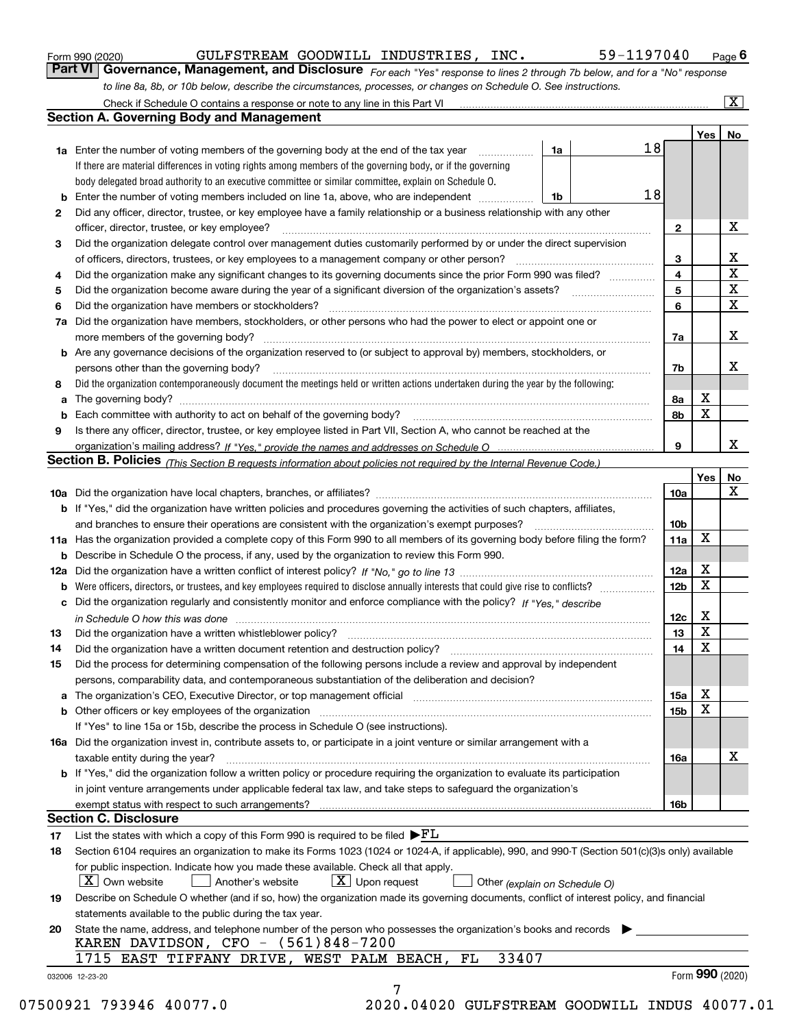Form 990 (2020) GULFSTREAM GOODWILL INDUSTRIES, INC. 59-1197040 Page 6

## Part VI Governance, Management, and Disclosure

*For each "Yes" response to lines 2 through 7b below, and for a "No" response to line 8a, 8b, or 10b below, describe the circumstances, processes, or changes on Schedule O. See instructions.*

Check if Schedule O contains a response or note to any line in this Part VI .......... [X]

### Section A. Governing Body and Management

| | | | | Yes | No |
|---|---|---|---|---|---|
| 1a | Enter the number of voting members of the governing body at the end of the tax year | 1a | 18 | | |
| | If there are material differences in voting rights among members of the governing body, or if the governing body delegated broad authority to an executive committee or similar committee, explain on Schedule O. | | | | |
| b | Enter the number of voting members included on line 1a, above, who are independent | 1b | 18 | | |
| 2 | Did any officer, director, trustee, or key employee have a family relationship or a business relationship with any other officer, director, trustee, or key employee? | 2 | | | X |
| 3 | Did the organization delegate control over management duties customarily performed by or under the direct supervision of officers, directors, trustees, or key employees to a management company or other person? | 3 | | | X |
| 4 | Did the organization make any significant changes to its governing documents since the prior Form 990 was filed? | 4 | | | X |
| 5 | Did the organization become aware during the year of a significant diversion of the organization's assets? | 5 | | | X |
| 6 | Did the organization have members or stockholders? | 6 | | | X |
| 7a | Did the organization have members, stockholders, or other persons who had the power to elect or appoint one or more members of the governing body? | 7a | | | X |
| b | Are any governance decisions of the organization reserved to (or subject to approval by) members, stockholders, or persons other than the governing body? | 7b | | | X |
| 8 | Did the organization contemporaneously document the meetings held or written actions undertaken during the year by the following: | | | | |
| a | The governing body? | 8a | | X | |
| b | Each committee with authority to act on behalf of the governing body? | 8b | | X | |
| 9 | Is there any officer, director, trustee, or key employee listed in Part VII, Section A, who cannot be reached at the organization's mailing address? *If "Yes," provide the names and addresses on Schedule O* | 9 | | | X |

### Section B. Policies *(This Section B requests information about policies not required by the Internal Revenue Code.)*

| | | | Yes | No |
|---|---|---|---|---|
| 10a | Did the organization have local chapters, branches, or affiliates? | 10a | | X |
| b | If "Yes," did the organization have written policies and procedures governing the activities of such chapters, affiliates, and branches to ensure their operations are consistent with the organization's exempt purposes? | 10b | | |
| 11a | Has the organization provided a complete copy of this Form 990 to all members of its governing body before filing the form? | 11a | X | |
| b | Describe in Schedule O the process, if any, used by the organization to review this Form 990. | | | |
| 12a | Did the organization have a written conflict of interest policy? *If "No," go to line 13* | 12a | X | |
| b | Were officers, directors, or trustees, and key employees required to disclose annually interests that could give rise to conflicts? | 12b | X | |
| c | Did the organization regularly and consistently monitor and enforce compliance with the policy? *If "Yes," describe in Schedule O how this was done* | 12c | X | |
| 13 | Did the organization have a written whistleblower policy? | 13 | X | |
| 14 | Did the organization have a written document retention and destruction policy? | 14 | X | |
| 15 | Did the process for determining compensation of the following persons include a review and approval by independent persons, comparability data, and contemporaneous substantiation of the deliberation and decision? | | | |
| a | The organization's CEO, Executive Director, or top management official | 15a | X | |
| b | Other officers or key employees of the organization | 15b | X | |
| | If "Yes" to line 15a or 15b, describe the process in Schedule O (see instructions). | | | |
| 16a | Did the organization invest in, contribute assets to, or participate in a joint venture or similar arrangement with a taxable entity during the year? | 16a | | X |
| b | If "Yes," did the organization follow a written policy or procedure requiring the organization to evaluate its participation in joint venture arrangements under applicable federal tax law, and take steps to safeguard the organization's exempt status with respect to such arrangements? | 16b | | |

### Section C. Disclosure

17 List the states with which a copy of this Form 990 is required to be filed ▶FL

18 Section 6104 requires an organization to make its Forms 1023 (1024 or 1024-A, if applicable), 990, and 990-T (Section 501(c)(3)s only) available for public inspection. Indicate how you made these available. Check all that apply.

[X] Own website [ ] Another's website [X] Upon request [ ] Other *(explain on Schedule O)*

19 Describe on Schedule O whether (and if so, how) the organization made its governing documents, conflict of interest policy, and financial statements available to the public during the tax year.

20 State the name, address, and telephone number of the person who possesses the organization's books and records ▶

KAREN DAVIDSON, CFO - (561)848-7200
1715 EAST TIFFANY DRIVE, WEST PALM BEACH, FL 33407

032006 12-23-20 Form **990** (2020)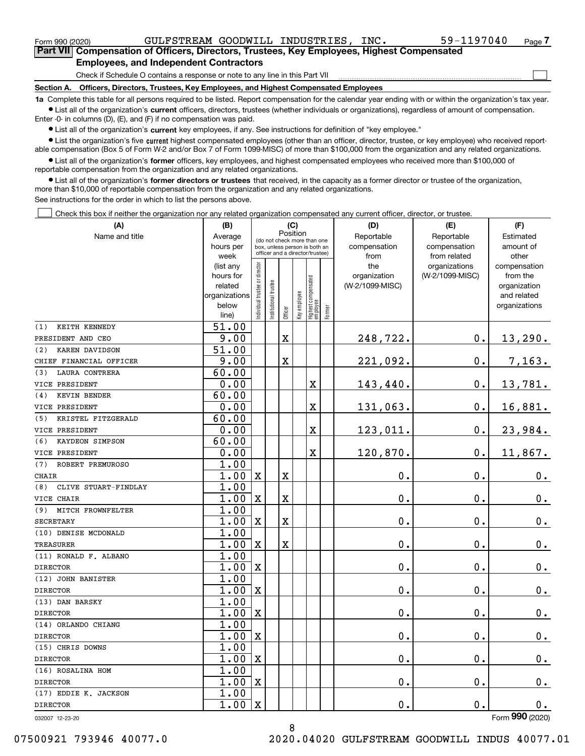Form 990 (2020) GULFSTREAM GOODWILL INDUSTRIES, INC. 59-1197040 Page 7

## Part VII Compensation of Officers, Directors, Trustees, Key Employees, Highest Compensated Employees, and Independent Contractors

Check if Schedule O contains a response or note to any line in this Part VII

### Section A. Officers, Directors, Trustees, Key Employees, and Highest Compensated Employees

**1a** Complete this table for all persons required to be listed. Report compensation for the calendar year ending with or within the organization's tax year.

- List all of the organization's **current** officers, directors, trustees (whether individuals or organizations), regardless of amount of compensation. Enter -0- in columns (D), (E), and (F) if no compensation was paid.
- List all of the organization's **current** key employees, if any. See instructions for definition of "key employee."
- List the organization's five **current** highest compensated employees (other than an officer, director, trustee, or key employee) who received reportable compensation (Box 5 of Form W-2 and/or Box 7 of Form 1099-MISC) of more than $100,000 from the organization and any related organizations.
- List all of the organization's **former** officers, key employees, and highest compensated employees who received more than $100,000 of reportable compensation from the organization and any related organizations.
- List all of the organization's **former directors or trustees** that received, in the capacity as a former director or trustee of the organization, more than $10,000 of reportable compensation from the organization and any related organizations.

See instructions for the order in which to list the persons above.

Check this box if neither the organization nor any related organization compensated any current officer, director, or trustee.

| (A) Name and title | (B) Average hours per week (list any hours for related organizations below line) | (C) Position: Individual trustee or director | Institutional trustee | Officer | Key employee | Highest compensated employee | Former | (D) Reportable compensation from the organization (W-2/1099-MISC) | (E) Reportable compensation from related organizations (W-2/1099-MISC) | (F) Estimated amount of other compensation from the organization and related organizations |
|---|---|---|---|---|---|---|---|---|---|---|
| (1) KEITH KENNEDY<br>PRESIDENT AND CEO | 51.00<br>9.00 | | | X | | | | 248,722. | 0. | 13,290. |
| (2) KAREN DAVIDSON<br>CHIEF FINANCIAL OFFICER | 51.00<br>9.00 | | | X | | | | 221,092. | 0. | 7,163. |
| (3) LAURA CONTRERA<br>VICE PRESIDENT | 60.00<br>0.00 | | | | | X | | 143,440. | 0. | 13,781. |
| (4) KEVIN BENDER<br>VICE PRESIDENT | 60.00<br>0.00 | | | | | X | | 131,063. | 0. | 16,881. |
| (5) KRISTEL FITZGERALD<br>VICE PRESIDENT | 60.00<br>0.00 | | | | | X | | 123,011. | 0. | 23,984. |
| (6) KAYDEON SIMPSON<br>VICE PRESIDENT | 60.00<br>0.00 | | | | | X | | 120,870. | 0. | 11,867. |
| (7) ROBERT PREMUROSO<br>CHAIR | 1.00<br>1.00 | X | | X | | | | 0. | 0. | 0. |
| (8) CLIVE STUART-FINDLAY<br>VICE CHAIR | 1.00<br>1.00 | X | | X | | | | 0. | 0. | 0. |
| (9) MITCH FROWNFELTER<br>SECRETARY | 1.00<br>1.00 | X | | X | | | | 0. | 0. | 0. |
| (10) DENISE MCDONALD<br>TREASURER | 1.00<br>1.00 | X | | X | | | | 0. | 0. | 0. |
| (11) RONALD F. ALBANO<br>DIRECTOR | 1.00<br>1.00 | X | | | | | | 0. | 0. | 0. |
| (12) JOHN BANISTER<br>DIRECTOR | 1.00<br>1.00 | X | | | | | | 0. | 0. | 0. |
| (13) DAN BARSKY<br>DIRECTOR | 1.00<br>1.00 | X | | | | | | 0. | 0. | 0. |
| (14) ORLANDO CHIANG<br>DIRECTOR | 1.00<br>1.00 | X | | | | | | 0. | 0. | 0. |
| (15) CHRIS DOWNS<br>DIRECTOR | 1.00<br>1.00 | X | | | | | | 0. | 0. | 0. |
| (16) ROSALINA HOM<br>DIRECTOR | 1.00<br>1.00 | X | | | | | | 0. | 0. | 0. |
| (17) EDDIE K. JACKSON<br>DIRECTOR | 1.00<br>1.00 | X | | | | | | 0. | 0. | 0. |

032007 12-23-20 Form 990 (2020)

07500921 793946 40077.0 2020.04020 GULFSTREAM GOODWILL INDUS 40077.01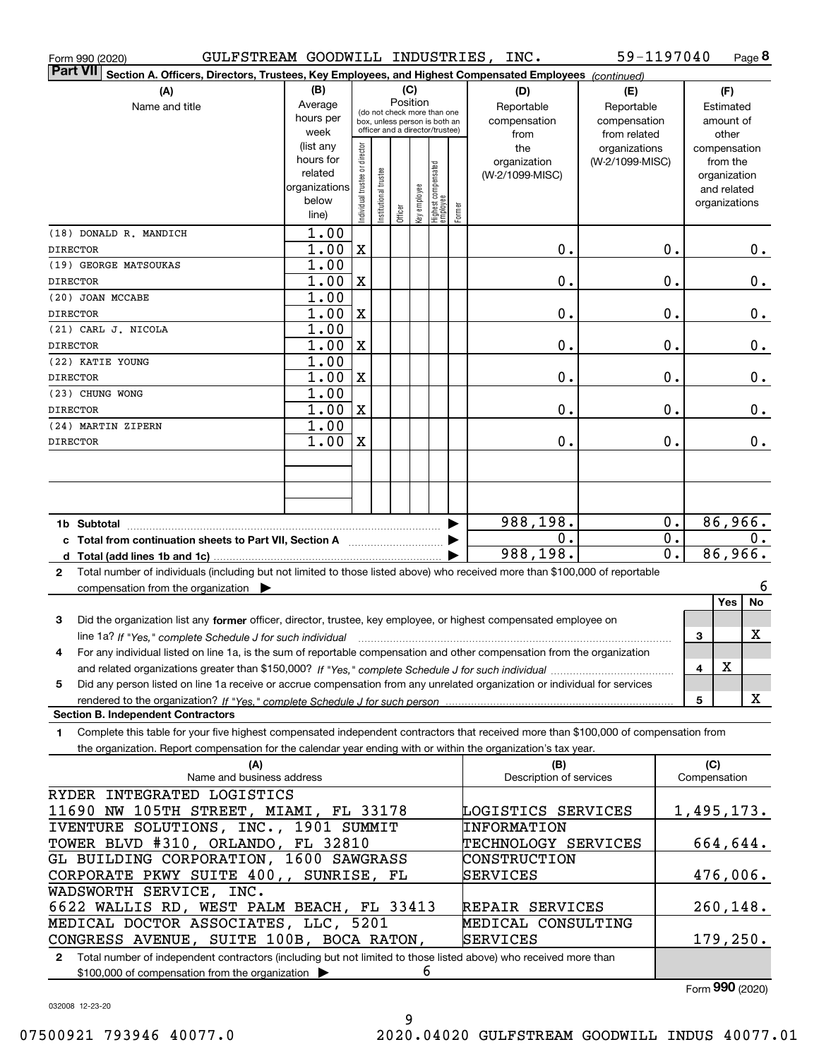Form 990 (2020) GULFSTREAM GOODWILL INDUSTRIES, INC. 59-1197040 Page **8**

**Part VII** **Section A. Officers, Directors, Trustees, Key Employees, and Highest Compensated Employees** *(continued)*

| (A) Name and title | (B) Average hours per week (list any hours for related organizations below line) | (C) Position: Individual trustee or director | Institutional trustee | Officer | Key employee | Highest compensated employee | Former | (D) Reportable compensation from the organization (W-2/1099-MISC) | (E) Reportable compensation from related organizations (W-2/1099-MISC) | (F) Estimated amount of other compensation from the organization and related organizations |
|---|---|---|---|---|---|---|---|---|---|---|
| (18) DONALD R. MANDICH | 1.00 | | | | | | | | | |
| DIRECTOR | 1.00 | X | | | | | | 0. | 0. | 0. |
| (19) GEORGE MATSOUKAS | 1.00 | | | | | | | | | |
| DIRECTOR | 1.00 | X | | | | | | 0. | 0. | 0. |
| (20) JOAN MCCABE | 1.00 | | | | | | | | | |
| DIRECTOR | 1.00 | X | | | | | | 0. | 0. | 0. |
| (21) CARL J. NICOLA | 1.00 | | | | | | | | | |
| DIRECTOR | 1.00 | X | | | | | | 0. | 0. | 0. |
| (22) KATIE YOUNG | 1.00 | | | | | | | | | |
| DIRECTOR | 1.00 | X | | | | | | 0. | 0. | 0. |
| (23) CHUNG WONG | 1.00 | | | | | | | | | |
| DIRECTOR | 1.00 | X | | | | | | 0. | 0. | 0. |
| (24) MARTIN ZIPERN | 1.00 | | | | | | | | | |
| DIRECTOR | 1.00 | X | | | | | | 0. | 0. | 0. |
| **1b Subtotal** | | | | | | | | 988,198. | 0. | 86,966. |
| **c Total from continuation sheets to Part VII, Section A** | | | | | | | | 0. | 0. | 0. |
| **d Total (add lines 1b and 1c)** | | | | | | | | 988,198. | 0. | 86,966. |

**2** Total number of individuals (including but not limited to those listed above) who received more than $100,000 of reportable compensation from the organization ▶ 6

| | | Yes | No |
|---|---|---|---|
| **3** Did the organization list any **former** officer, director, trustee, key employee, or highest compensated employee on line 1a? *If "Yes," complete Schedule J for such individual* | 3 | | X |
| **4** For any individual listed on line 1a, is the sum of reportable compensation and other compensation from the organization and related organizations greater than $150,000? *If "Yes," complete Schedule J for such individual* | 4 | X | |
| **5** Did any person listed on line 1a receive or accrue compensation from any unrelated organization or individual for services rendered to the organization? *If "Yes," complete Schedule J for such person* | 5 | | X |

**Section B. Independent Contractors**

**1** Complete this table for your five highest compensated independent contractors that received more than $100,000 of compensation from the organization. Report compensation for the calendar year ending with or within the organization's tax year.

| (A) Name and business address | (B) Description of services | (C) Compensation |
|---|---|---|
| RYDER INTEGRATED LOGISTICS<br>11690 NW 105TH STREET, MIAMI, FL 33178 | LOGISTICS SERVICES | 1,495,173. |
| IVENTURE SOLUTIONS, INC., 1901 SUMMIT TOWER BLVD #310, ORLANDO, FL 32810 | INFORMATION TECHNOLOGY SERVICES | 664,644. |
| GL BUILDING CORPORATION, 1600 SAWGRASS CORPORATE PKWY SUITE 400,, SUNRISE, FL | CONSTRUCTION SERVICES | 476,006. |
| WADSWORTH SERVICE, INC.<br>6622 WALLIS RD, WEST PALM BEACH, FL 33413 | REPAIR SERVICES | 260,148. |
| MEDICAL DOCTOR ASSOCIATES, LLC, 5201 CONGRESS AVENUE, SUITE 100B, BOCA RATON, | MEDICAL CONSULTING SERVICES | 179,250. |

**2** Total number of independent contractors (including but not limited to those listed above) who received more than $100,000 of compensation from the organization ▶ 6

Form **990** (2020)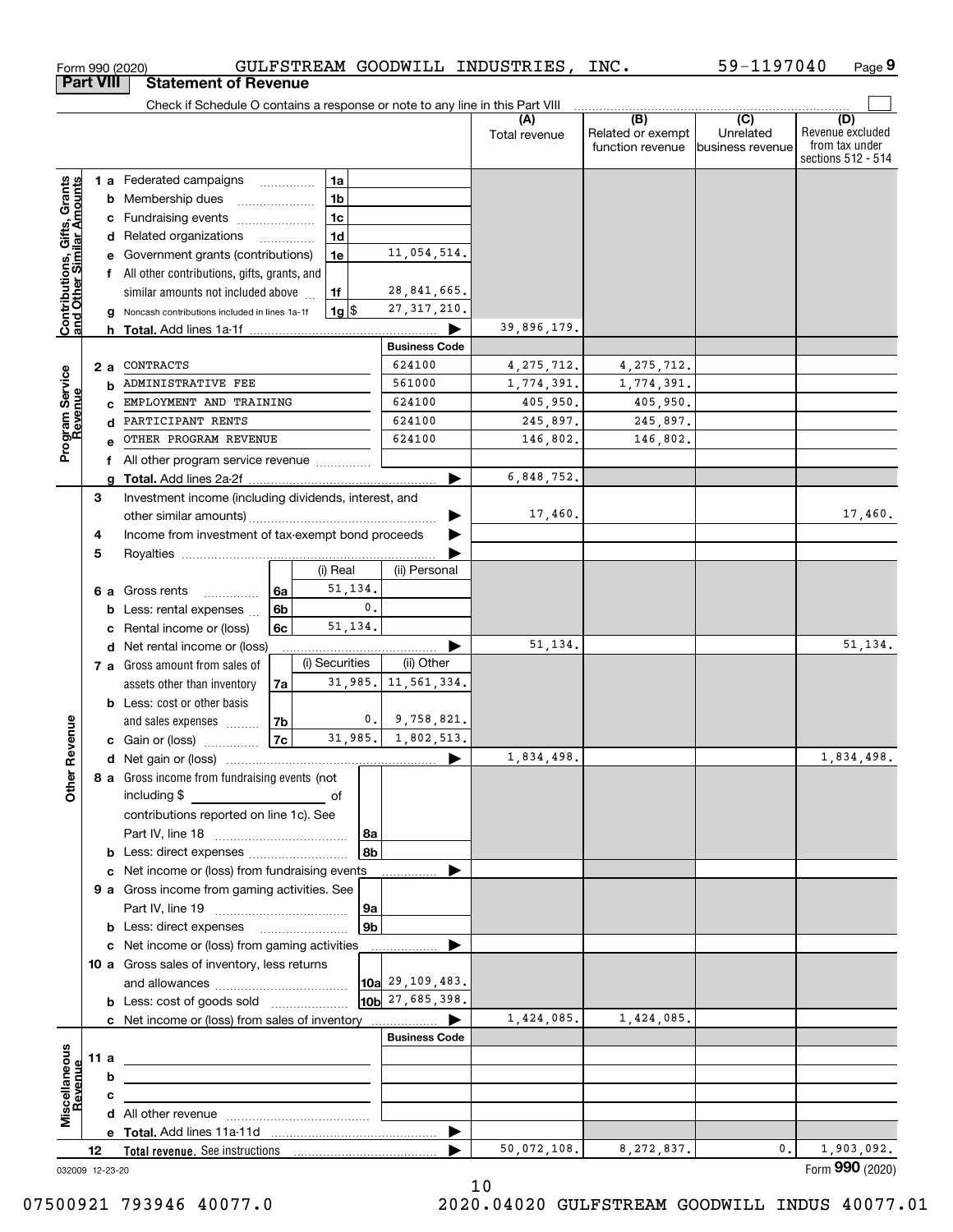Form 990 (2020) GULFSTREAM GOODWILL INDUSTRIES, INC. 59-1197040 Page 9

## Part VIII Statement of Revenue

Check if Schedule O contains a response or note to any line in this Part VIII

| | | | | (A) Total revenue | (B) Related or exempt function revenue | (C) Unrelated business revenue | (D) Revenue excluded from tax under sections 512 - 514 |
|---|---|---|---|---|---|---|---|
| **Contributions, Gifts, Grants and Other Similar Amounts** | 1 a Federated campaigns | 1a | | | | | |
| | b Membership dues | 1b | | | | | |
| | c Fundraising events | 1c | | | | | |
| | d Related organizations | 1d | | | | | |
| | e Government grants (contributions) | 1e | 11,054,514. | | | | |
| | f All other contributions, gifts, grants, and similar amounts not included above | 1f | 28,841,665. | | | | |
| | g Noncash contributions included in lines 1a-1f | 1g $ | 27,317,210. | | | | |
| | h **Total.** Add lines 1a-1f | | ▶ | 39,896,179. | | | |
| | | | **Business Code** | | | | |
| **Program Service Revenue** | 2 a CONTRACTS | | 624100 | 4,275,712. | 4,275,712. | | |
| | b ADMINISTRATIVE FEE | | 561000 | 1,774,391. | 1,774,391. | | |
| | c EMPLOYMENT AND TRAINING | | 624100 | 405,950. | 405,950. | | |
| | d PARTICIPANT RENTS | | 624100 | 245,897. | 245,897. | | |
| | e OTHER PROGRAM REVENUE | | 624100 | 146,802. | 146,802. | | |
| | f All other program service revenue | | | | | | |
| | g **Total.** Add lines 2a-2f | | ▶ | 6,848,752. | | | |
| **Other Revenue** | 3 Investment income (including dividends, interest, and other similar amounts) | | ▶ | 17,460. | | | 17,460. |
| | 4 Income from investment of tax-exempt bond proceeds | | ▶ | | | | |
| | 5 Royalties | | ▶ | | | | |
| | | (i) Real | (ii) Personal | | | | |
| | 6 a Gross rents (6a) | 51,134. | | | | | |
| | b Less: rental expenses (6b) | 0. | | | | | |
| | c Rental income or (loss) (6c) | 51,134. | | | | | |
| | d Net rental income or (loss) | | ▶ | 51,134. | | | 51,134. |
| | | (i) Securities | (ii) Other | | | | |
| | 7 a Gross amount from sales of assets other than inventory (7a) | 31,985. | 11,561,334. | | | | |
| | b Less: cost or other basis and sales expenses (7b) | 0. | 9,758,821. | | | | |
| | c Gain or (loss) (7c) | 31,985. | 1,802,513. | | | | |
| | d Net gain or (loss) | | ▶ | 1,834,498. | | | 1,834,498. |
| | 8 a Gross income from fundraising events (not including $ of contributions reported on line 1c). See Part IV, line 18 | 8a | | | | | |
| | b Less: direct expenses | 8b | | | | | |
| | c Net income or (loss) from fundraising events | | ▶ | | | | |
| | 9 a Gross income from gaming activities. See Part IV, line 19 | 9a | | | | | |
| | b Less: direct expenses | 9b | | | | | |
| | c Net income or (loss) from gaming activities | | ▶ | | | | |
| | 10 a Gross sales of inventory, less returns and allowances | 10a | 29,109,483. | | | | |
| | b Less: cost of goods sold | 10b | 27,685,398. | | | | |
| | c Net income or (loss) from sales of inventory | | ▶ | 1,424,085. | 1,424,085. | | |
| | | | **Business Code** | | | | |
| **Miscellaneous Revenue** | 11 a | | | | | | |
| | b | | | | | | |
| | c | | | | | | |
| | d All other revenue | | | | | | |
| | e **Total.** Add lines 11a-11d | | ▶ | | | | |
| | 12 **Total revenue.** See instructions | | ▶ | 50,072,108. | 8,272,837. | 0. | 1,903,092. |

032009 12-23-20 Form **990** (2020)

10

07500921 793946 40077.0 2020.04020 GULFSTREAM GOODWILL INDUS 40077.01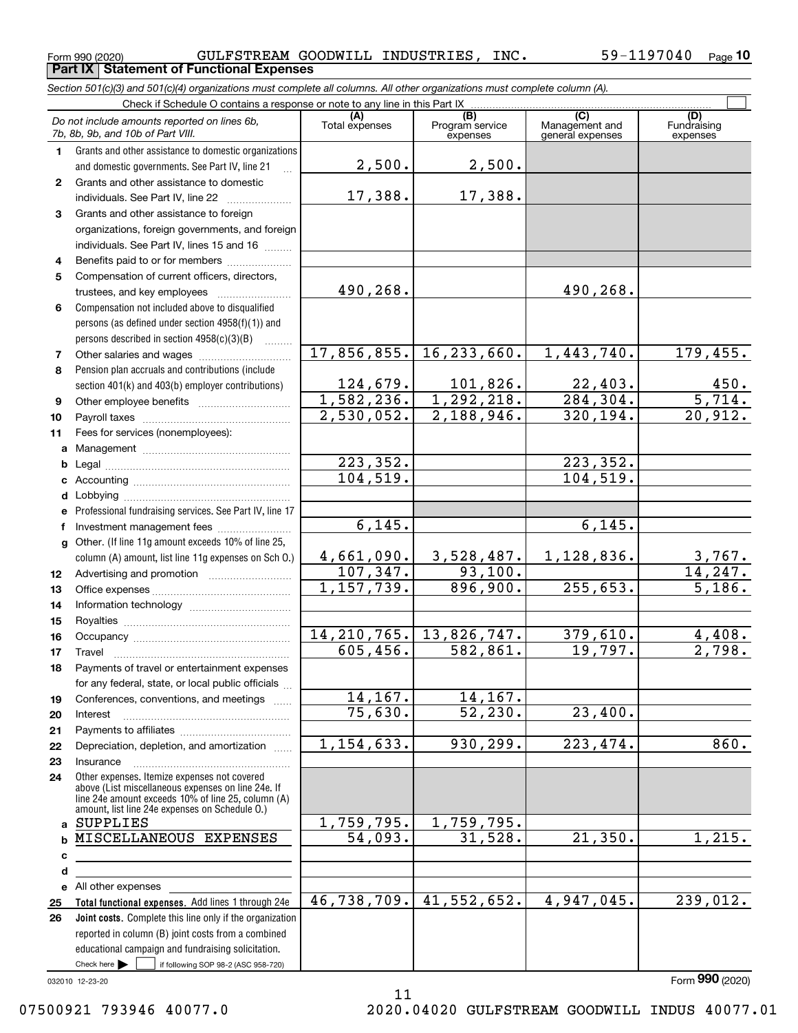Form 990 (2020) GULFSTREAM GOODWILL INDUSTRIES, INC. 59-1197040 Page 10

**Part IX Statement of Functional Expenses**

*Section 501(c)(3) and 501(c)(4) organizations must complete all columns. All other organizations must complete column (A).*

Check if Schedule O contains a response or note to any line in this Part IX ☐

| *Do not include amounts reported on lines 6b, 7b, 8b, 9b, and 10b of Part VIII.* | (A) Total expenses | (B) Program service expenses | (C) Management and general expenses | (D) Fundraising expenses |
|---|---|---|---|---|
| 1 Grants and other assistance to domestic organizations and domestic governments. See Part IV, line 21 | 2,500. | 2,500. | | |
| 2 Grants and other assistance to domestic individuals. See Part IV, line 22 | 17,388. | 17,388. | | |
| 3 Grants and other assistance to foreign organizations, foreign governments, and foreign individuals. See Part IV, lines 15 and 16 | | | | |
| 4 Benefits paid to or for members | | | | |
| 5 Compensation of current officers, directors, trustees, and key employees | 490,268. | | 490,268. | |
| 6 Compensation not included above to disqualified persons (as defined under section 4958(f)(1)) and persons described in section 4958(c)(3)(B) | | | | |
| 7 Other salaries and wages | 17,856,855. | 16,233,660. | 1,443,740. | 179,455. |
| 8 Pension plan accruals and contributions (include section 401(k) and 403(b) employer contributions) | 124,679. | 101,826. | 22,403. | 450. |
| 9 Other employee benefits | 1,582,236. | 1,292,218. | 284,304. | 5,714. |
| 10 Payroll taxes | 2,530,052. | 2,188,946. | 320,194. | 20,912. |
| 11 Fees for services (nonemployees): | | | | |
| a Management | | | | |
| b Legal | 223,352. | | 223,352. | |
| c Accounting | 104,519. | | 104,519. | |
| d Lobbying | | | | |
| e Professional fundraising services. See Part IV, line 17 | | | | |
| f Investment management fees | 6,145. | | 6,145. | |
| g Other. (If line 11g amount exceeds 10% of line 25, column (A) amount, list line 11g expenses on Sch O.) | 4,661,090. | 3,528,487. | 1,128,836. | 3,767. |
| 12 Advertising and promotion | 107,347. | 93,100. | | 14,247. |
| 13 Office expenses | 1,157,739. | 896,900. | 255,653. | 5,186. |
| 14 Information technology | | | | |
| 15 Royalties | | | | |
| 16 Occupancy | 14,210,765. | 13,826,747. | 379,610. | 4,408. |
| 17 Travel | 605,456. | 582,861. | 19,797. | 2,798. |
| 18 Payments of travel or entertainment expenses for any federal, state, or local public officials | | | | |
| 19 Conferences, conventions, and meetings | 14,167. | 14,167. | | |
| 20 Interest | 75,630. | 52,230. | 23,400. | |
| 21 Payments to affiliates | | | | |
| 22 Depreciation, depletion, and amortization | 1,154,633. | 930,299. | 223,474. | 860. |
| 23 Insurance | | | | |
| 24 Other expenses. Itemize expenses not covered above (List miscellaneous expenses on line 24e. If line 24e amount exceeds 10% of line 25, column (A) amount, list line 24e expenses on Schedule O.) | | | | |
| a SUPPLIES | 1,759,795. | 1,759,795. | | |
| b MISCELLANEOUS EXPENSES | 54,093. | 31,528. | 21,350. | 1,215. |
| c | | | | |
| d | | | | |
| e All other expenses | | | | |
| 25 **Total functional expenses.** Add lines 1 through 24e | 46,738,709. | 41,552,652. | 4,947,045. | 239,012. |
| 26 **Joint costs.** Complete this line only if the organization reported in column (B) joint costs from a combined educational campaign and fundraising solicitation. Check here ☐ if following SOP 98-2 (ASC 958-720) | | | | |

032010 12-23-20

Form **990** (2020)

07500921 793946 40077.0 2020.04020 GULFSTREAM GOODWILL INDUS 40077.01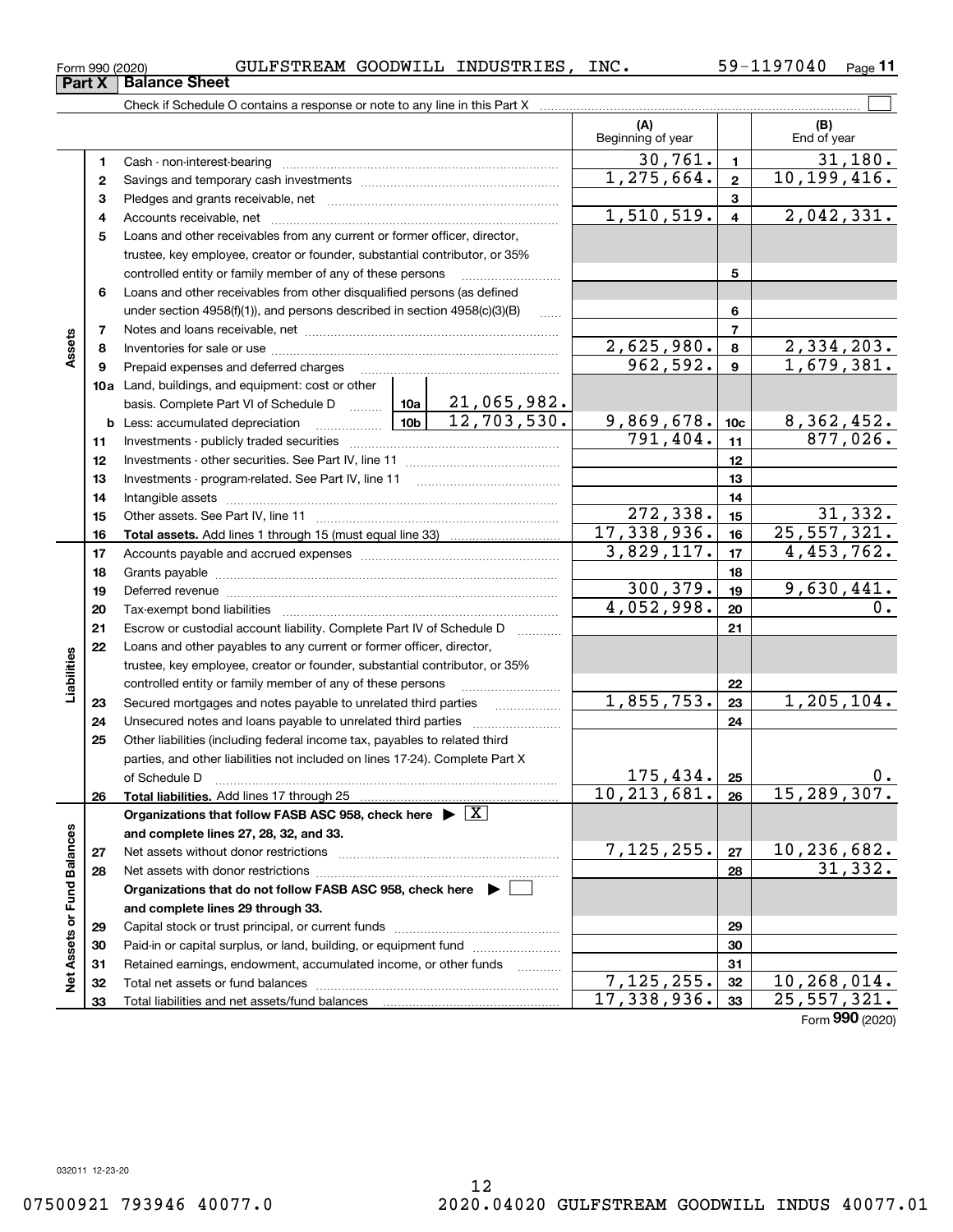Form 990 (2020) GULFSTREAM GOODWILL INDUSTRIES, INC. 59-1197040

## Part X Balance Sheet

Check if Schedule O contains a response or note to any line in this Part X

| | | | (A) Beginning of year | | (B) End of year |
|---|---|---|---|---|---|
| **Assets** | 1 | Cash - non-interest-bearing | 30,761. | 1 | 31,180. |
| | 2 | Savings and temporary cash investments | 1,275,664. | 2 | 10,199,416. |
| | 3 | Pledges and grants receivable, net | | 3 | |
| | 4 | Accounts receivable, net | 1,510,519. | 4 | 2,042,331. |
| | 5 | Loans and other receivables from any current or former officer, director, trustee, key employee, creator or founder, substantial contributor, or 35% controlled entity or family member of any of these persons | | 5 | |
| | 6 | Loans and other receivables from other disqualified persons (as defined under section 4958(f)(1)), and persons described in section 4958(c)(3)(B) | | 6 | |
| | 7 | Notes and loans receivable, net | | 7 | |
| | 8 | Inventories for sale or use | 2,625,980. | 8 | 2,334,203. |
| | 9 | Prepaid expenses and deferred charges | 962,592. | 9 | 1,679,381. |
| | 10a | Land, buildings, and equipment: cost or other basis. Complete Part VI of Schedule D — 10a: 21,065,982. | | | |
| | b | Less: accumulated depreciation — 10b: 12,703,530. | 9,869,678. | 10c | 8,362,452. |
| | 11 | Investments - publicly traded securities | 791,404. | 11 | 877,026. |
| | 12 | Investments - other securities. See Part IV, line 11 | | 12 | |
| | 13 | Investments - program-related. See Part IV, line 11 | | 13 | |
| | 14 | Intangible assets | | 14 | |
| | 15 | Other assets. See Part IV, line 11 | 272,338. | 15 | 31,332. |
| | 16 | **Total assets.** Add lines 1 through 15 (must equal line 33) | 17,338,936. | 16 | 25,557,321. |
| **Liabilities** | 17 | Accounts payable and accrued expenses | 3,829,117. | 17 | 4,453,762. |
| | 18 | Grants payable | | 18 | |
| | 19 | Deferred revenue | 300,379. | 19 | 9,630,441. |
| | 20 | Tax-exempt bond liabilities | 4,052,998. | 20 | 0. |
| | 21 | Escrow or custodial account liability. Complete Part IV of Schedule D | | 21 | |
| | 22 | Loans and other payables to any current or former officer, director, trustee, key employee, creator or founder, substantial contributor, or 35% controlled entity or family member of any of these persons | | 22 | |
| | 23 | Secured mortgages and notes payable to unrelated third parties | 1,855,753. | 23 | 1,205,104. |
| | 24 | Unsecured notes and loans payable to unrelated third parties | | 24 | |
| | 25 | Other liabilities (including federal income tax, payables to related third parties, and other liabilities not included on lines 17-24). Complete Part X of Schedule D | 175,434. | 25 | 0. |
| | 26 | **Total liabilities.** Add lines 17 through 25 | 10,213,681. | 26 | 15,289,307. |
| **Net Assets or Fund Balances** | | **Organizations that follow FASB ASC 958, check here ▶ [X] and complete lines 27, 28, 32, and 33.** | | | |
| | 27 | Net assets without donor restrictions | 7,125,255. | 27 | 10,236,682. |
| | 28 | Net assets with donor restrictions | | 28 | 31,332. |
| | | **Organizations that do not follow FASB ASC 958, check here ▶ [ ] and complete lines 29 through 33.** | | | |
| | 29 | Capital stock or trust principal, or current funds | | 29 | |
| | 30 | Paid-in or capital surplus, or land, building, or equipment fund | | 30 | |
| | 31 | Retained earnings, endowment, accumulated income, or other funds | | 31 | |
| | 32 | Total net assets or fund balances | 7,125,255. | 32 | 10,268,014. |
| | 33 | Total liabilities and net assets/fund balances | 17,338,936. | 33 | 25,557,321. |

Form **990** (2020)

032011 12-23-20

07500921 793946 40077.0 2020.04020 GULFSTREAM GOODWILL INDUS 40077.01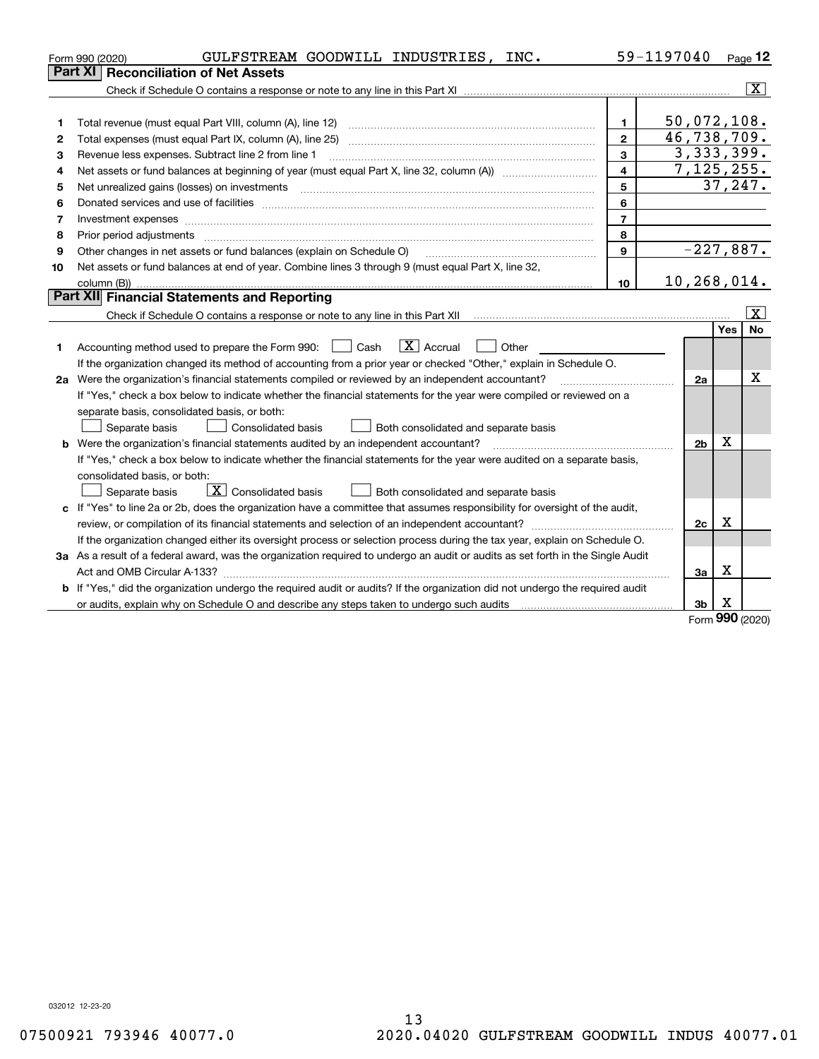Form 990 (2020) GULFSTREAM GOODWILL INDUSTRIES, INC. 59-1197040 Page **12**

## Part XI Reconciliation of Net Assets

Check if Schedule O contains a response or note to any line in this Part XI ..... [X]

| | | | |
|---|---|---|---|
| 1 | Total revenue (must equal Part VIII, column (A), line 12) | 1 | 50,072,108. |
| 2 | Total expenses (must equal Part IX, column (A), line 25) | 2 | 46,738,709. |
| 3 | Revenue less expenses. Subtract line 2 from line 1 | 3 | 3,333,399. |
| 4 | Net assets or fund balances at beginning of year (must equal Part X, line 32, column (A)) | 4 | 7,125,255. |
| 5 | Net unrealized gains (losses) on investments | 5 | 37,247. |
| 6 | Donated services and use of facilities | 6 | |
| 7 | Investment expenses | 7 | |
| 8 | Prior period adjustments | 8 | |
| 9 | Other changes in net assets or fund balances (explain on Schedule O) | 9 | -227,887. |
| 10 | Net assets or fund balances at end of year. Combine lines 3 through 9 (must equal Part X, line 32, column (B)) | 10 | 10,268,014. |

## Part XII Financial Statements and Reporting

Check if Schedule O contains a response or note to any line in this Part XII ..... [X]

| | | | Yes | No |
|---|---|---|---|---|
| 1 | Accounting method used to prepare the Form 990: [ ] Cash [X] Accrual [ ] Other<br>If the organization changed its method of accounting from a prior year or checked "Other," explain in Schedule O. | | | |
| 2a | Were the organization's financial statements compiled or reviewed by an independent accountant?<br>If "Yes," check a box below to indicate whether the financial statements for the year were compiled or reviewed on a separate basis, consolidated basis, or both:<br>[ ] Separate basis [ ] Consolidated basis [ ] Both consolidated and separate basis | 2a | | X |
| b | Were the organization's financial statements audited by an independent accountant?<br>If "Yes," check a box below to indicate whether the financial statements for the year were audited on a separate basis, consolidated basis, or both:<br>[ ] Separate basis [X] Consolidated basis [ ] Both consolidated and separate basis | 2b | X | |
| c | If "Yes" to line 2a or 2b, does the organization have a committee that assumes responsibility for oversight of the audit, review, or compilation of its financial statements and selection of an independent accountant?<br>If the organization changed either its oversight process or selection process during the tax year, explain on Schedule O. | 2c | X | |
| 3a | As a result of a federal award, was the organization required to undergo an audit or audits as set forth in the Single Audit Act and OMB Circular A-133? | 3a | X | |
| b | If "Yes," did the organization undergo the required audit or audits? If the organization did not undergo the required audit or audits, explain why on Schedule O and describe any steps taken to undergo such audits | 3b | X | |

Form **990** (2020)

032012 12-23-20

07500921 793946 40077.0 2020.04020 GULFSTREAM GOODWILL INDUS 40077.01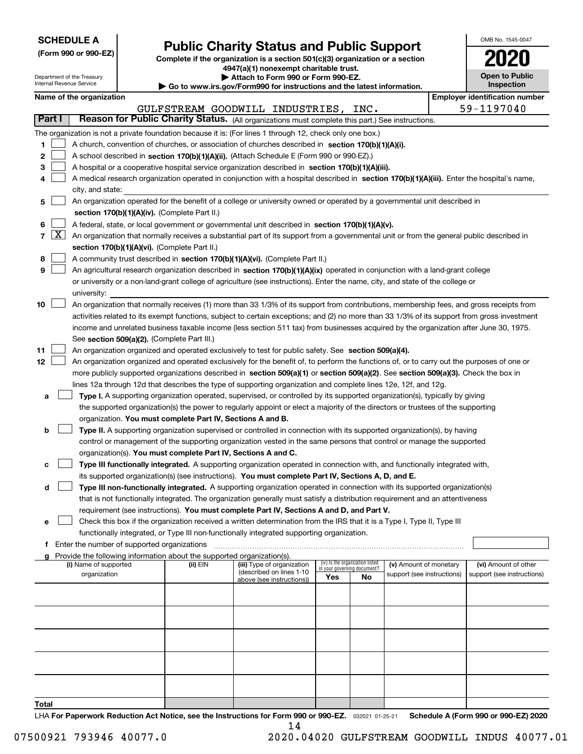**SCHEDULE A**
**(Form 990 or 990-EZ)**

Department of the Treasury
Internal Revenue Service

# Public Charity Status and Public Support

**Complete if the organization is a section 501(c)(3) organization or a section 4947(a)(1) nonexempt charitable trust.**
**▶ Attach to Form 990 or Form 990-EZ.**
**▶ Go to www.irs.gov/Form990 for instructions and the latest information.**

OMB No. 1545-0047
**2020**
**Open to Public Inspection**

**Name of the organization:** GULFSTREAM GOODWILL INDUSTRIES, INC.
**Employer identification number:** 59-1197040

## Part I — Reason for Public Charity Status. (All organizations must complete this part.) See instructions.

The organization is not a private foundation because it is: (For lines 1 through 12, check only one box.)

1. ☐ A church, convention of churches, or association of churches described in **section 170(b)(1)(A)(i).**
2. ☐ A school described in **section 170(b)(1)(A)(ii).** (Attach Schedule E (Form 990 or 990-EZ).)
3. ☐ A hospital or a cooperative hospital service organization described in **section 170(b)(1)(A)(iii).**
4. ☐ A medical research organization operated in conjunction with a hospital described in **section 170(b)(1)(A)(iii).** Enter the hospital's name, city, and state:
5. ☐ An organization operated for the benefit of a college or university owned or operated by a governmental unit described in **section 170(b)(1)(A)(iv).** (Complete Part II.)
6. ☐ A federal, state, or local government or governmental unit described in **section 170(b)(1)(A)(v).**
7. ☒ An organization that normally receives a substantial part of its support from a governmental unit or from the general public described in **section 170(b)(1)(A)(vi).** (Complete Part II.)
8. ☐ A community trust described in **section 170(b)(1)(A)(vi).** (Complete Part II.)
9. ☐ An agricultural research organization described in **section 170(b)(1)(A)(ix)** operated in conjunction with a land-grant college or university or a non-land-grant college of agriculture (see instructions). Enter the name, city, and state of the college or university:
10. ☐ An organization that normally receives (1) more than 33 1/3% of its support from contributions, membership fees, and gross receipts from activities related to its exempt functions, subject to certain exceptions; and (2) no more than 33 1/3% of its support from gross investment income and unrelated business taxable income (less section 511 tax) from businesses acquired by the organization after June 30, 1975. See **section 509(a)(2).** (Complete Part III.)
11. ☐ An organization organized and operated exclusively to test for public safety. See **section 509(a)(4).**
12. ☐ An organization organized and operated exclusively for the benefit of, to perform the functions of, or to carry out the purposes of one or more publicly supported organizations described in **section 509(a)(1)** or **section 509(a)(2).** See **section 509(a)(3).** Check the box in lines 12a through 12d that describes the type of supporting organization and complete lines 12e, 12f, and 12g.

   a. ☐ **Type I.** A supporting organization operated, supervised, or controlled by its supported organization(s), typically by giving the supported organization(s) the power to regularly appoint or elect a majority of the directors or trustees of the supporting organization. **You must complete Part IV, Sections A and B.**

   b. ☐ **Type II.** A supporting organization supervised or controlled in connection with its supported organization(s), by having control or management of the supporting organization vested in the same persons that control or manage the supported organization(s). **You must complete Part IV, Sections A and C.**

   c. ☐ **Type III functionally integrated.** A supporting organization operated in connection with, and functionally integrated with, its supported organization(s) (see instructions). **You must complete Part IV, Sections A, D, and E.**

   d. ☐ **Type III non-functionally integrated.** A supporting organization operated in connection with its supported organization(s) that is not functionally integrated. The organization generally must satisfy a distribution requirement and an attentiveness requirement (see instructions). **You must complete Part IV, Sections A and D, and Part V.**

   e. ☐ Check this box if the organization received a written determination from the IRS that it is a Type I, Type II, Type III functionally integrated, or Type III non-functionally integrated supporting organization.

   f. Enter the number of supported organizations

   g. Provide the following information about the supported organization(s).

| (i) Name of supported organization | (ii) EIN | (iii) Type of organization (described on lines 1-10 above (see instructions)) | (iv) Is the organization listed in your governing document? Yes | No | (v) Amount of monetary support (see instructions) | (vi) Amount of other support (see instructions) |
|---|---|---|---|---|---|---|
| | | | | | | |
| | | | | | | |
| | | | | | | |
| | | | | | | |
| | | | | | | |
| **Total** | | | | | | |

LHA **For Paperwork Reduction Act Notice, see the Instructions for Form 990 or 990-EZ.** 032021 01-25-21 **Schedule A (Form 990 or 990-EZ) 2020**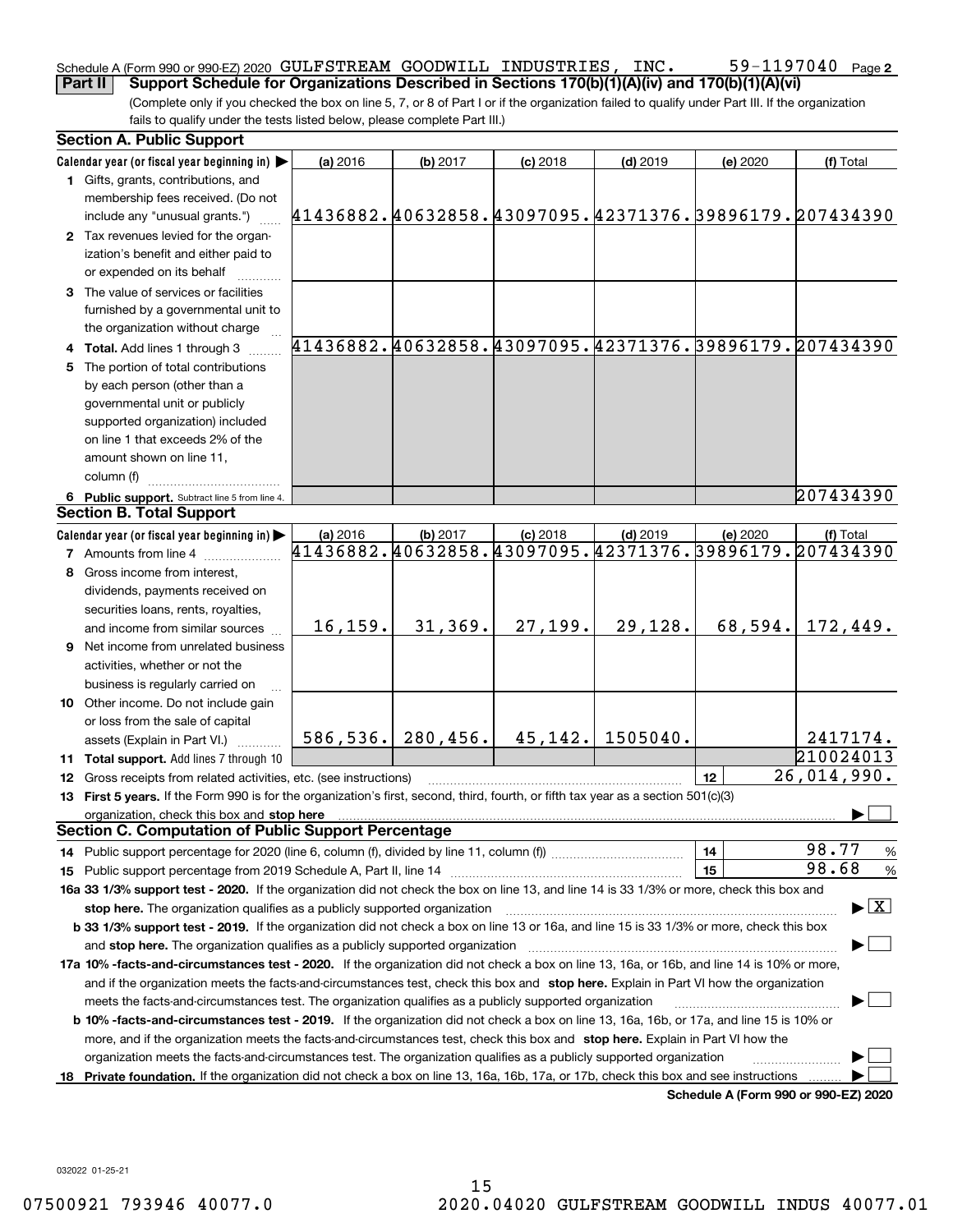Schedule A (Form 990 or 990-EZ) 2020 GULFSTREAM GOODWILL INDUSTRIES, INC. 59-1197040 Page 2

**Part II** **Support Schedule for Organizations Described in Sections 170(b)(1)(A)(iv) and 170(b)(1)(A)(vi)**

(Complete only if you checked the box on line 5, 7, or 8 of Part I or if the organization failed to qualify under Part III. If the organization fails to qualify under the tests listed below, please complete Part III.)

**Section A. Public Support**

| Calendar year (or fiscal year beginning in) ▶ | (a) 2016 | (b) 2017 | (c) 2018 | (d) 2019 | (e) 2020 | (f) Total |
|---|---|---|---|---|---|---|
| **1** Gifts, grants, contributions, and membership fees received. (Do not include any "unusual grants.") | 41436882. | 40632858. | 43097095. | 42371376. | 39896179. | 207434390 |
| **2** Tax revenues levied for the organization's benefit and either paid to or expended on its behalf | | | | | | |
| **3** The value of services or facilities furnished by a governmental unit to the organization without charge | | | | | | |
| **4 Total.** Add lines 1 through 3 | 41436882. | 40632858. | 43097095. | 42371376. | 39896179. | 207434390 |
| **5** The portion of total contributions by each person (other than a governmental unit or publicly supported organization) included on line 1 that exceeds 2% of the amount shown on line 11, column (f) | | | | | | |
| **6 Public support.** Subtract line 5 from line 4. | | | | | | 207434390 |

**Section B. Total Support**

| Calendar year (or fiscal year beginning in) ▶ | (a) 2016 | (b) 2017 | (c) 2018 | (d) 2019 | (e) 2020 | (f) Total |
|---|---|---|---|---|---|---|
| **7** Amounts from line 4 | 41436882. | 40632858. | 43097095. | 42371376. | 39896179. | 207434390 |
| **8** Gross income from interest, dividends, payments received on securities loans, rents, royalties, and income from similar sources | 16,159. | 31,369. | 27,199. | 29,128. | 68,594. | 172,449. |
| **9** Net income from unrelated business activities, whether or not the business is regularly carried on | | | | | | |
| **10** Other income. Do not include gain or loss from the sale of capital assets (Explain in Part VI.) | 586,536. | 280,456. | 45,142. | 1505040. | | 2417174. |
| **11 Total support.** Add lines 7 through 10 | | | | | | 210024013 |

**12** Gross receipts from related activities, etc. (see instructions) — **12** — 26,014,990.

**13 First 5 years.** If the Form 990 is for the organization's first, second, third, fourth, or fifth tax year as a section 501(c)(3) organization, check this box and **stop here** ▶ ☐

**Section C. Computation of Public Support Percentage**

**14** Public support percentage for 2020 (line 6, column (f), divided by line 11, column (f)) — **14** — 98.77 %

**15** Public support percentage from 2019 Schedule A, Part II, line 14 — **15** — 98.68 %

**16a 33 1/3% support test - 2020.** If the organization did not check the box on line 13, and line 14 is 33 1/3% or more, check this box and **stop here.** The organization qualifies as a publicly supported organization ▶ ☒

**b 33 1/3% support test - 2019.** If the organization did not check a box on line 13 or 16a, and line 15 is 33 1/3% or more, check this box and **stop here.** The organization qualifies as a publicly supported organization ▶ ☐

**17a 10% -facts-and-circumstances test - 2020.** If the organization did not check a box on line 13, 16a, or 16b, and line 14 is 10% or more, and if the organization meets the facts-and-circumstances test, check this box and **stop here.** Explain in Part VI how the organization meets the facts-and-circumstances test. The organization qualifies as a publicly supported organization ▶ ☐

**b 10% -facts-and-circumstances test - 2019.** If the organization did not check a box on line 13, 16a, 16b, or 17a, and line 15 is 10% or more, and if the organization meets the facts-and-circumstances test, check this box and **stop here.** Explain in Part VI how the organization meets the facts-and-circumstances test. The organization qualifies as a publicly supported organization ▶ ☐

**18 Private foundation.** If the organization did not check a box on line 13, 16a, 16b, 17a, or 17b, check this box and see instructions ▶ ☐

**Schedule A (Form 990 or 990-EZ) 2020**

032022 01-25-21

07500921 793946 40077.0 2020.04020 GULFSTREAM GOODWILL INDUS 40077.01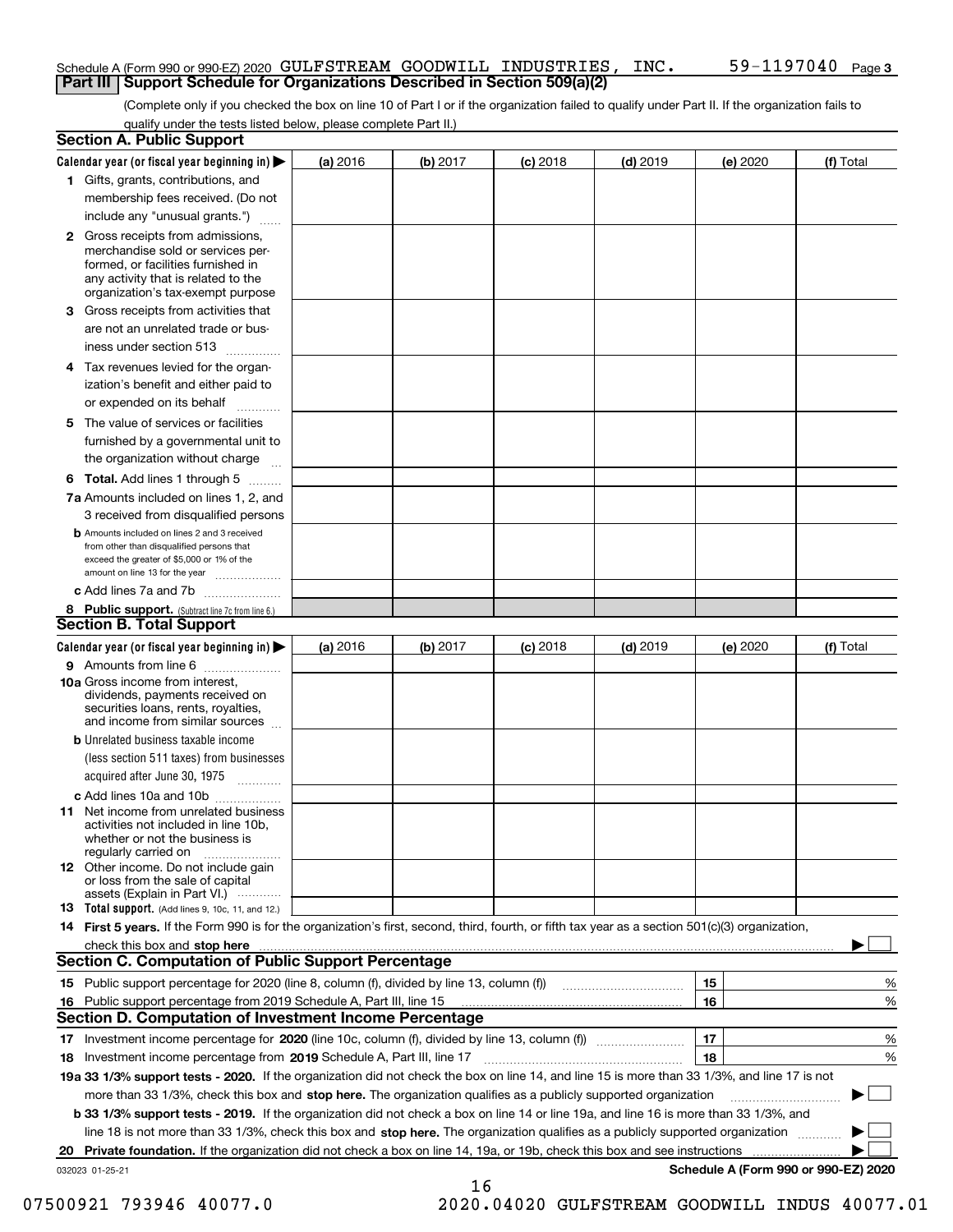Schedule A (Form 990 or 990-EZ) 2020 GULFSTREAM GOODWILL INDUSTRIES, INC. 59-1197040 Page 3

## Part III Support Schedule for Organizations Described in Section 509(a)(2)

(Complete only if you checked the box on line 10 of Part I or if the organization failed to qualify under Part II. If the organization fails to qualify under the tests listed below, please complete Part II.)

### Section A. Public Support

| Calendar year (or fiscal year beginning in) ▶ | (a) 2016 | (b) 2017 | (c) 2018 | (d) 2019 | (e) 2020 | (f) Total |
|---|---|---|---|---|---|---|
| **1** Gifts, grants, contributions, and membership fees received. (Do not include any "unusual grants.") | | | | | | |
| **2** Gross receipts from admissions, merchandise sold or services performed, or facilities furnished in any activity that is related to the organization's tax-exempt purpose | | | | | | |
| **3** Gross receipts from activities that are not an unrelated trade or business under section 513 | | | | | | |
| **4** Tax revenues levied for the organization's benefit and either paid to or expended on its behalf | | | | | | |
| **5** The value of services or facilities furnished by a governmental unit to the organization without charge | | | | | | |
| **6 Total.** Add lines 1 through 5 | | | | | | |
| **7a** Amounts included on lines 1, 2, and 3 received from disqualified persons | | | | | | |
| **b** Amounts included on lines 2 and 3 received from other than disqualified persons that exceed the greater of $5,000 or 1% of the amount on line 13 for the year | | | | | | |
| **c** Add lines 7a and 7b | | | | | | |
| **8 Public support.** (Subtract line 7c from line 6.) | | | | | | |

### Section B. Total Support

| Calendar year (or fiscal year beginning in) ▶ | (a) 2016 | (b) 2017 | (c) 2018 | (d) 2019 | (e) 2020 | (f) Total |
|---|---|---|---|---|---|---|
| **9** Amounts from line 6 | | | | | | |
| **10a** Gross income from interest, dividends, payments received on securities loans, rents, royalties, and income from similar sources | | | | | | |
| **b** Unrelated business taxable income (less section 511 taxes) from businesses acquired after June 30, 1975 | | | | | | |
| **c** Add lines 10a and 10b | | | | | | |
| **11** Net income from unrelated business activities not included in line 10b, whether or not the business is regularly carried on | | | | | | |
| **12** Other income. Do not include gain or loss from the sale of capital assets (Explain in Part VI.) | | | | | | |
| **13 Total support.** (Add lines 9, 10c, 11, and 12.) | | | | | | |

**14 First 5 years.** If the Form 990 is for the organization's first, second, third, fourth, or fifth tax year as a section 501(c)(3) organization, check this box and **stop here** ▶ ☐

### Section C. Computation of Public Support Percentage

| | | | |
|---|---|---|---|
| **15** | Public support percentage for 2020 (line 8, column (f), divided by line 13, column (f)) | 15 | % |
| **16** | Public support percentage from 2019 Schedule A, Part III, line 15 | 16 | % |

### Section D. Computation of Investment Income Percentage

| | | | |
|---|---|---|---|
| **17** | Investment income percentage for **2020** (line 10c, column (f), divided by line 13, column (f)) | 17 | % |
| **18** | Investment income percentage from **2019** Schedule A, Part III, line 17 | 18 | % |

**19a 33 1/3% support tests - 2020.** If the organization did not check the box on line 14, and line 15 is more than 33 1/3%, and line 17 is not more than 33 1/3%, check this box and **stop here.** The organization qualifies as a publicly supported organization ▶ ☐

**b 33 1/3% support tests - 2019.** If the organization did not check a box on line 14 or line 19a, and line 16 is more than 33 1/3%, and line 18 is not more than 33 1/3%, check this box and **stop here.** The organization qualifies as a publicly supported organization ▶ ☐

**20 Private foundation.** If the organization did not check a box on line 14, 19a, or 19b, check this box and see instructions ▶ ☐

032023 01-25-21 **Schedule A (Form 990 or 990-EZ) 2020**

07500921 793946 40077.0 2020.04020 GULFSTREAM GOODWILL INDUS 40077.01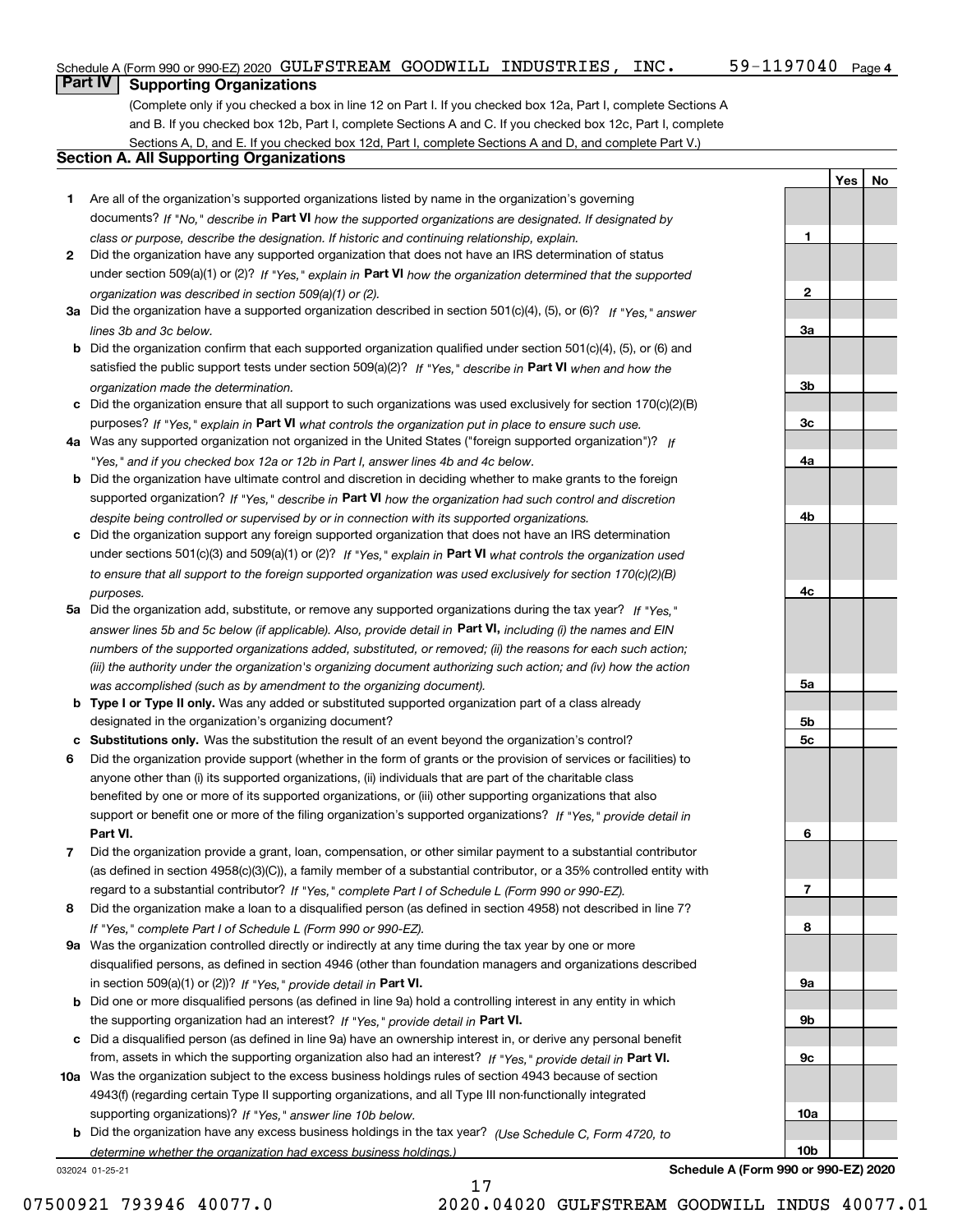Schedule A (Form 990 or 990-EZ) 2020 GULFSTREAM GOODWILL INDUSTRIES, INC. 59-1197040 Page 4

## Part IV Supporting Organizations

(Complete only if you checked a box in line 12 on Part I. If you checked box 12a, Part I, complete Sections A and B. If you checked box 12b, Part I, complete Sections A and C. If you checked box 12c, Part I, complete Sections A, D, and E. If you checked box 12d, Part I, complete Sections A and D, and complete Part V.)

### Section A. All Supporting Organizations

| | | | Yes | No |
|---|---|---|---|---|
| **1** | Are all of the organization's supported organizations listed by name in the organization's governing documents? *If "No," describe in* **Part VI** *how the supported organizations are designated. If designated by class or purpose, describe the designation. If historic and continuing relationship, explain.* | **1** | | |
| **2** | Did the organization have any supported organization that does not have an IRS determination of status under section 509(a)(1) or (2)? *If "Yes," explain in* **Part VI** *how the organization determined that the supported organization was described in section 509(a)(1) or (2).* | **2** | | |
| **3a** | Did the organization have a supported organization described in section 501(c)(4), (5), or (6)? *If "Yes," answer lines 3b and 3c below.* | **3a** | | |
| **b** | Did the organization confirm that each supported organization qualified under section 501(c)(4), (5), or (6) and satisfied the public support tests under section 509(a)(2)? *If "Yes," describe in* **Part VI** *when and how the organization made the determination.* | **3b** | | |
| **c** | Did the organization ensure that all support to such organizations was used exclusively for section 170(c)(2)(B) purposes? *If "Yes," explain in* **Part VI** *what controls the organization put in place to ensure such use.* | **3c** | | |
| **4a** | Was any supported organization not organized in the United States ("foreign supported organization")? *If "Yes," and if you checked box 12a or 12b in Part I, answer lines 4b and 4c below.* | **4a** | | |
| **b** | Did the organization have ultimate control and discretion in deciding whether to make grants to the foreign supported organization? *If "Yes," describe in* **Part VI** *how the organization had such control and discretion despite being controlled or supervised by or in connection with its supported organizations.* | **4b** | | |
| **c** | Did the organization support any foreign supported organization that does not have an IRS determination under sections 501(c)(3) and 509(a)(1) or (2)? *If "Yes," explain in* **Part VI** *what controls the organization used to ensure that all support to the foreign supported organization was used exclusively for section 170(c)(2)(B) purposes.* | **4c** | | |
| **5a** | Did the organization add, substitute, or remove any supported organizations during the tax year? *If "Yes," answer lines 5b and 5c below (if applicable). Also, provide detail in* **Part VI,** *including (i) the names and EIN numbers of the supported organizations added, substituted, or removed; (ii) the reasons for each such action; (iii) the authority under the organization's organizing document authorizing such action; and (iv) how the action was accomplished (such as by amendment to the organizing document).* | **5a** | | |
| **b** | **Type I or Type II only.** Was any added or substituted supported organization part of a class already designated in the organization's organizing document? | **5b** | | |
| **c** | **Substitutions only.** Was the substitution the result of an event beyond the organization's control? | **5c** | | |
| **6** | Did the organization provide support (whether in the form of grants or the provision of services or facilities) to anyone other than (i) its supported organizations, (ii) individuals that are part of the charitable class benefited by one or more of its supported organizations, or (iii) other supporting organizations that also support or benefit one or more of the filing organization's supported organizations? *If "Yes," provide detail in* **Part VI.** | **6** | | |
| **7** | Did the organization provide a grant, loan, compensation, or other similar payment to a substantial contributor (as defined in section 4958(c)(3)(C)), a family member of a substantial contributor, or a 35% controlled entity with regard to a substantial contributor? *If "Yes," complete Part I of Schedule L (Form 990 or 990-EZ).* | **7** | | |
| **8** | Did the organization make a loan to a disqualified person (as defined in section 4958) not described in line 7? *If "Yes," complete Part I of Schedule L (Form 990 or 990-EZ).* | **8** | | |
| **9a** | Was the organization controlled directly or indirectly at any time during the tax year by one or more disqualified persons, as defined in section 4946 (other than foundation managers and organizations described in section 509(a)(1) or (2))? *If "Yes," provide detail in* **Part VI.** | **9a** | | |
| **b** | Did one or more disqualified persons (as defined in line 9a) hold a controlling interest in any entity in which the supporting organization had an interest? *If "Yes," provide detail in* **Part VI.** | **9b** | | |
| **c** | Did a disqualified person (as defined in line 9a) have an ownership interest in, or derive any personal benefit from, assets in which the supporting organization also had an interest? *If "Yes," provide detail in* **Part VI.** | **9c** | | |
| **10a** | Was the organization subject to the excess business holdings rules of section 4943 because of section 4943(f) (regarding certain Type II supporting organizations, and all Type III non-functionally integrated supporting organizations)? *If "Yes," answer line 10b below.* | **10a** | | |
| **b** | Did the organization have any excess business holdings in the tax year? *(Use Schedule C, Form 4720, to determine whether the organization had excess business holdings.)* | **10b** | | |

032024 01-25-21 **Schedule A (Form 990 or 990-EZ) 2020**

07500921 793946 40077.0 2020.04020 GULFSTREAM GOODWILL INDUS 40077.01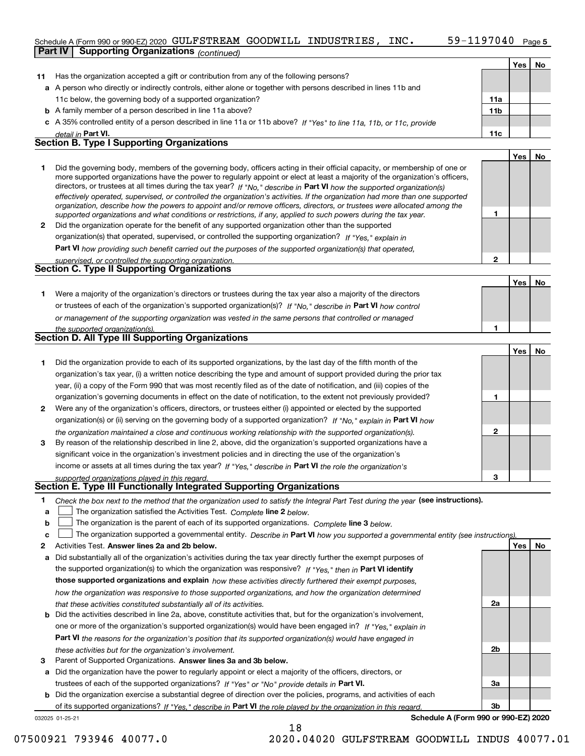Schedule A (Form 990 or 990-EZ) 2020 GULFSTREAM GOODWILL INDUSTRIES, INC. 59-1197040 Page 5

**Part IV | Supporting Organizations** *(continued)*

| | | | Yes | No |
|---|---|---|---|---|
| **11** | Has the organization accepted a gift or contribution from any of the following persons? | | | |
| **a** | A person who directly or indirectly controls, either alone or together with persons described in lines 11b and 11c below, the governing body of a supported organization? | **11a** | | |
| **b** | A family member of a person described in line 11a above? | **11b** | | |
| **c** | A 35% controlled entity of a person described in line 11a or 11b above? *If "Yes" to line 11a, 11b, or 11c, provide detail in* **Part VI.** | **11c** | | |

## Section B. Type I Supporting Organizations

| | | | Yes | No |
|---|---|---|---|---|
| **1** | Did the governing body, members of the governing body, officers acting in their official capacity, or membership of one or more supported organizations have the power to regularly appoint or elect at least a majority of the organization's officers, directors, or trustees at all times during the tax year? *If "No," describe in* **Part VI** *how the supported organization(s) effectively operated, supervised, or controlled the organization's activities. If the organization had more than one supported organization, describe how the powers to appoint and/or remove officers, directors, or trustees were allocated among the supported organizations and what conditions or restrictions, if any, applied to such powers during the tax year.* | **1** | | |
| **2** | Did the organization operate for the benefit of any supported organization other than the supported organization(s) that operated, supervised, or controlled the supporting organization? *If "Yes," explain in* **Part VI** *how providing such benefit carried out the purposes of the supported organization(s) that operated, supervised, or controlled the supporting organization.* | **2** | | |

## Section C. Type II Supporting Organizations

| | | | Yes | No |
|---|---|---|---|---|
| **1** | Were a majority of the organization's directors or trustees during the tax year also a majority of the directors or trustees of each of the organization's supported organization(s)? *If "No," describe in* **Part VI** *how control or management of the supporting organization was vested in the same persons that controlled or managed the supported organization(s).* | **1** | | |

## Section D. All Type III Supporting Organizations

| | | | Yes | No |
|---|---|---|---|---|
| **1** | Did the organization provide to each of its supported organizations, by the last day of the fifth month of the organization's tax year, (i) a written notice describing the type and amount of support provided during the prior tax year, (ii) a copy of the Form 990 that was most recently filed as of the date of notification, and (iii) copies of the organization's governing documents in effect on the date of notification, to the extent not previously provided? | **1** | | |
| **2** | Were any of the organization's officers, directors, or trustees either (i) appointed or elected by the supported organization(s) or (ii) serving on the governing body of a supported organization? *If "No," explain in* **Part VI** *how the organization maintained a close and continuous working relationship with the supported organization(s).* | **2** | | |
| **3** | By reason of the relationship described in line 2, above, did the organization's supported organizations have a significant voice in the organization's investment policies and in directing the use of the organization's income or assets at all times during the tax year? *If "Yes," describe in* **Part VI** *the role the organization's supported organizations played in this regard.* | **3** | | |

## Section E. Type III Functionally Integrated Supporting Organizations

**1** *Check the box next to the method that the organization used to satisfy the Integral Part Test during the year* **(see instructions).**

**a** ☐ The organization satisfied the Activities Test. *Complete* **line 2** *below.*

**b** ☐ The organization is the parent of each of its supported organizations. *Complete* **line 3** *below.*

**c** ☐ The organization supported a governmental entity. *Describe in* **Part VI** *how you supported a governmental entity (see instructions).*

| | | | Yes | No |
|---|---|---|---|---|
| **2** | Activities Test. **Answer lines 2a and 2b below.** | | | |
| **a** | Did substantially all of the organization's activities during the tax year directly further the exempt purposes of the supported organization(s) to which the organization was responsive? *If "Yes," then in* **Part VI identify those supported organizations and explain** *how these activities directly furthered their exempt purposes, how the organization was responsive to those supported organizations, and how the organization determined that these activities constituted substantially all of its activities.* | **2a** | | |
| **b** | Did the activities described in line 2a, above, constitute activities that, but for the organization's involvement, one or more of the organization's supported organization(s) would have been engaged in? *If "Yes," explain in* **Part VI** *the reasons for the organization's position that its supported organization(s) would have engaged in these activities but for the organization's involvement.* | **2b** | | |
| **3** | Parent of Supported Organizations. **Answer lines 3a and 3b below.** | | | |
| **a** | Did the organization have the power to regularly appoint or elect a majority of the officers, directors, or trustees of each of the supported organizations? *If "Yes" or "No" provide details in* **Part VI.** | **3a** | | |
| **b** | Did the organization exercise a substantial degree of direction over the policies, programs, and activities of each of its supported organizations? *If "Yes," describe in* **Part VI** *the role played by the organization in this regard.* | **3b** | | |

032025 01-25-21 **Schedule A (Form 990 or 990-EZ) 2020**

07500921 793946 40077.0 2020.04020 GULFSTREAM GOODWILL INDUS 40077.01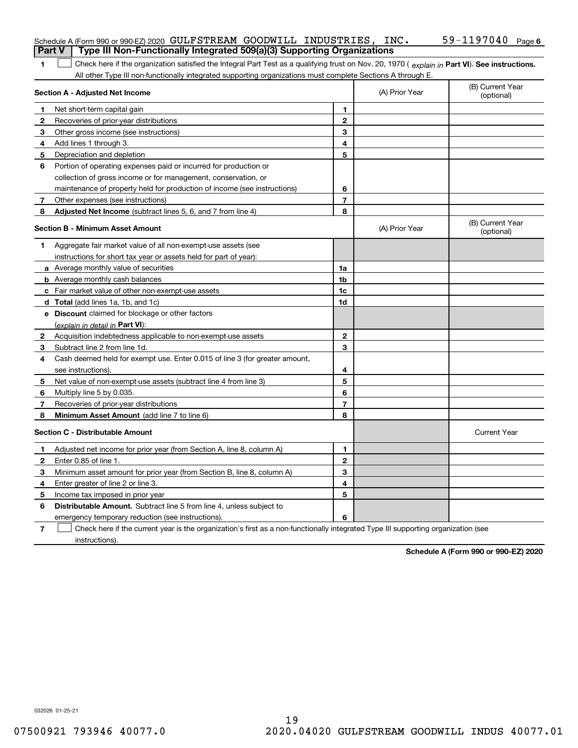Schedule A (Form 990 or 990-EZ) 2020 GULFSTREAM GOODWILL INDUSTRIES, INC. 59-1197040 Page 6

## Part V Type III Non-Functionally Integrated 509(a)(3) Supporting Organizations

**1** ☐ Check here if the organization satisfied the Integral Part Test as a qualifying trust on Nov. 20, 1970 ( *explain in* **Part VI**). **See instructions.** All other Type III non-functionally integrated supporting organizations must complete Sections A through E.

| **Section A - Adjusted Net Income** | | | (A) Prior Year | (B) Current Year (optional) |
|---|---|---|---|---|
| **1** | Net short-term capital gain | **1** | | |
| **2** | Recoveries of prior-year distributions | **2** | | |
| **3** | Other gross income (see instructions) | **3** | | |
| **4** | Add lines 1 through 3. | **4** | | |
| **5** | Depreciation and depletion | **5** | | |
| **6** | Portion of operating expenses paid or incurred for production or collection of gross income or for management, conservation, or maintenance of property held for production of income (see instructions) | **6** | | |
| **7** | Other expenses (see instructions) | **7** | | |
| **8** | **Adjusted Net Income** (subtract lines 5, 6, and 7 from line 4) | **8** | | |

| **Section B - Minimum Asset Amount** | | | (A) Prior Year | (B) Current Year (optional) |
|---|---|---|---|---|
| **1** | Aggregate fair market value of all non-exempt-use assets (see instructions for short tax year or assets held for part of year): | | | |
| **a** | Average monthly value of securities | **1a** | | |
| **b** | Average monthly cash balances | **1b** | | |
| **c** | Fair market value of other non-exempt-use assets | **1c** | | |
| **d** | **Total** (add lines 1a, 1b, and 1c) | **1d** | | |
| **e** | **Discount** claimed for blockage or other factors (*explain in detail in* **Part VI**): | | | |
| **2** | Acquisition indebtedness applicable to non-exempt-use assets | **2** | | |
| **3** | Subtract line 2 from line 1d. | **3** | | |
| **4** | Cash deemed held for exempt use. Enter 0.015 of line 3 (for greater amount, see instructions). | **4** | | |
| **5** | Net value of non-exempt-use assets (subtract line 4 from line 3) | **5** | | |
| **6** | Multiply line 5 by 0.035. | **6** | | |
| **7** | Recoveries of prior-year distributions | **7** | | |
| **8** | **Minimum Asset Amount** (add line 7 to line 6) | **8** | | |

| **Section C - Distributable Amount** | | | | Current Year |
|---|---|---|---|---|
| **1** | Adjusted net income for prior year (from Section A, line 8, column A) | **1** | | |
| **2** | Enter 0.85 of line 1. | **2** | | |
| **3** | Minimum asset amount for prior year (from Section B, line 8, column A) | **3** | | |
| **4** | Enter greater of line 2 or line 3. | **4** | | |
| **5** | Income tax imposed in prior year | **5** | | |
| **6** | **Distributable Amount.** Subtract line 5 from line 4, unless subject to emergency temporary reduction (see instructions). | **6** | | |

**7** ☐ Check here if the current year is the organization's first as a non-functionally integrated Type III supporting organization (see instructions).

**Schedule A (Form 990 or 990-EZ) 2020**

032026 01-25-21

07500921 793946 40077.0 2020.04020 GULFSTREAM GOODWILL INDUS 40077.01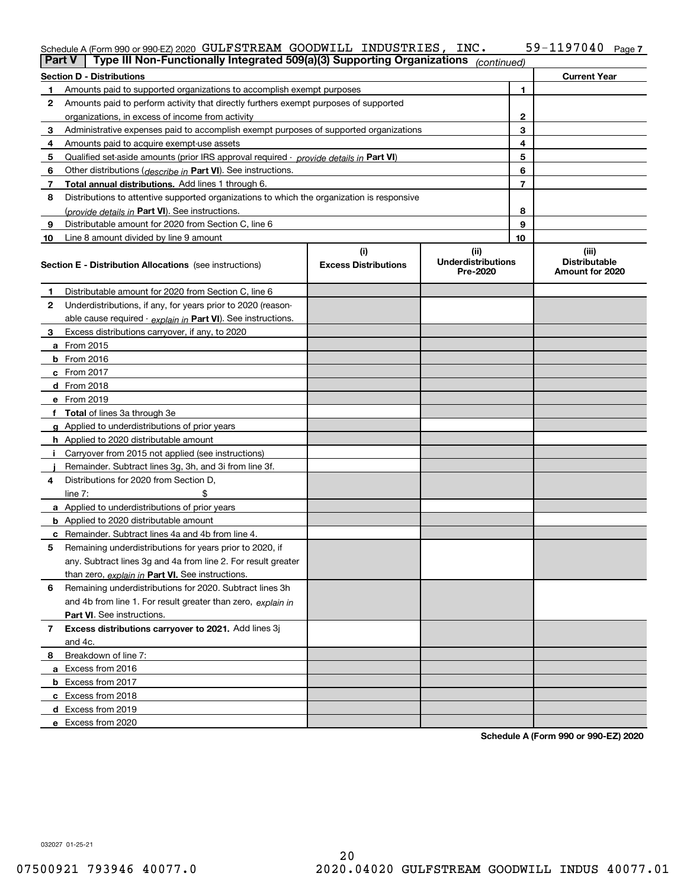Schedule A (Form 990 or 990-EZ) 2020 GULFSTREAM GOODWILL INDUSTRIES, INC. 59-1197040 Page 7

**Part V | Type III Non-Functionally Integrated 509(a)(3) Supporting Organizations** *(continued)*

| **Section D - Distributions** | | | **Current Year** |
|---|---|---|---|
| 1 | Amounts paid to supported organizations to accomplish exempt purposes | 1 | |
| 2 | Amounts paid to perform activity that directly furthers exempt purposes of supported organizations, in excess of income from activity | 2 | |
| 3 | Administrative expenses paid to accomplish exempt purposes of supported organizations | 3 | |
| 4 | Amounts paid to acquire exempt-use assets | 4 | |
| 5 | Qualified set-aside amounts (prior IRS approval required - *provide details in* **Part VI**) | 5 | |
| 6 | Other distributions (*describe in* **Part VI**). See instructions. | 6 | |
| 7 | **Total annual distributions.** Add lines 1 through 6. | 7 | |
| 8 | Distributions to attentive supported organizations to which the organization is responsive (*provide details in* **Part VI**). See instructions. | 8 | |
| 9 | Distributable amount for 2020 from Section C, line 6 | 9 | |
| 10 | Line 8 amount divided by line 9 amount | 10 | |

| | **Section E - Distribution Allocations** (see instructions) | (i) Excess Distributions | (ii) Underdistributions Pre-2020 | (iii) Distributable Amount for 2020 |
|---|---|---|---|---|
| 1 | Distributable amount for 2020 from Section C, line 6 | | | |
| 2 | Underdistributions, if any, for years prior to 2020 (reasonable cause required - *explain in* **Part VI**). See instructions. | | | |
| 3 | Excess distributions carryover, if any, to 2020 | | | |
| a | From 2015 | | | |
| b | From 2016 | | | |
| c | From 2017 | | | |
| d | From 2018 | | | |
| e | From 2019 | | | |
| f | **Total** of lines 3a through 3e | | | |
| g | Applied to underdistributions of prior years | | | |
| h | Applied to 2020 distributable amount | | | |
| i | Carryover from 2015 not applied (see instructions) | | | |
| j | Remainder. Subtract lines 3g, 3h, and 3i from line 3f. | | | |
| 4 | Distributions for 2020 from Section D, line 7: $ | | | |
| a | Applied to underdistributions of prior years | | | |
| b | Applied to 2020 distributable amount | | | |
| c | Remainder. Subtract lines 4a and 4b from line 4. | | | |
| 5 | Remaining underdistributions for years prior to 2020, if any. Subtract lines 3g and 4a from line 2. For result greater than zero, *explain in* **Part VI.** See instructions. | | | |
| 6 | Remaining underdistributions for 2020. Subtract lines 3h and 4b from line 1. For result greater than zero, *explain in* **Part VI**. See instructions. | | | |
| 7 | **Excess distributions carryover to 2021.** Add lines 3j and 4c. | | | |
| 8 | Breakdown of line 7: | | | |
| a | Excess from 2016 | | | |
| b | Excess from 2017 | | | |
| c | Excess from 2018 | | | |
| d | Excess from 2019 | | | |
| e | Excess from 2020 | | | |

**Schedule A (Form 990 or 990-EZ) 2020**

032027 01-25-21

07500921 793946 40077.0 2020.04020 GULFSTREAM GOODWILL INDUS 40077.01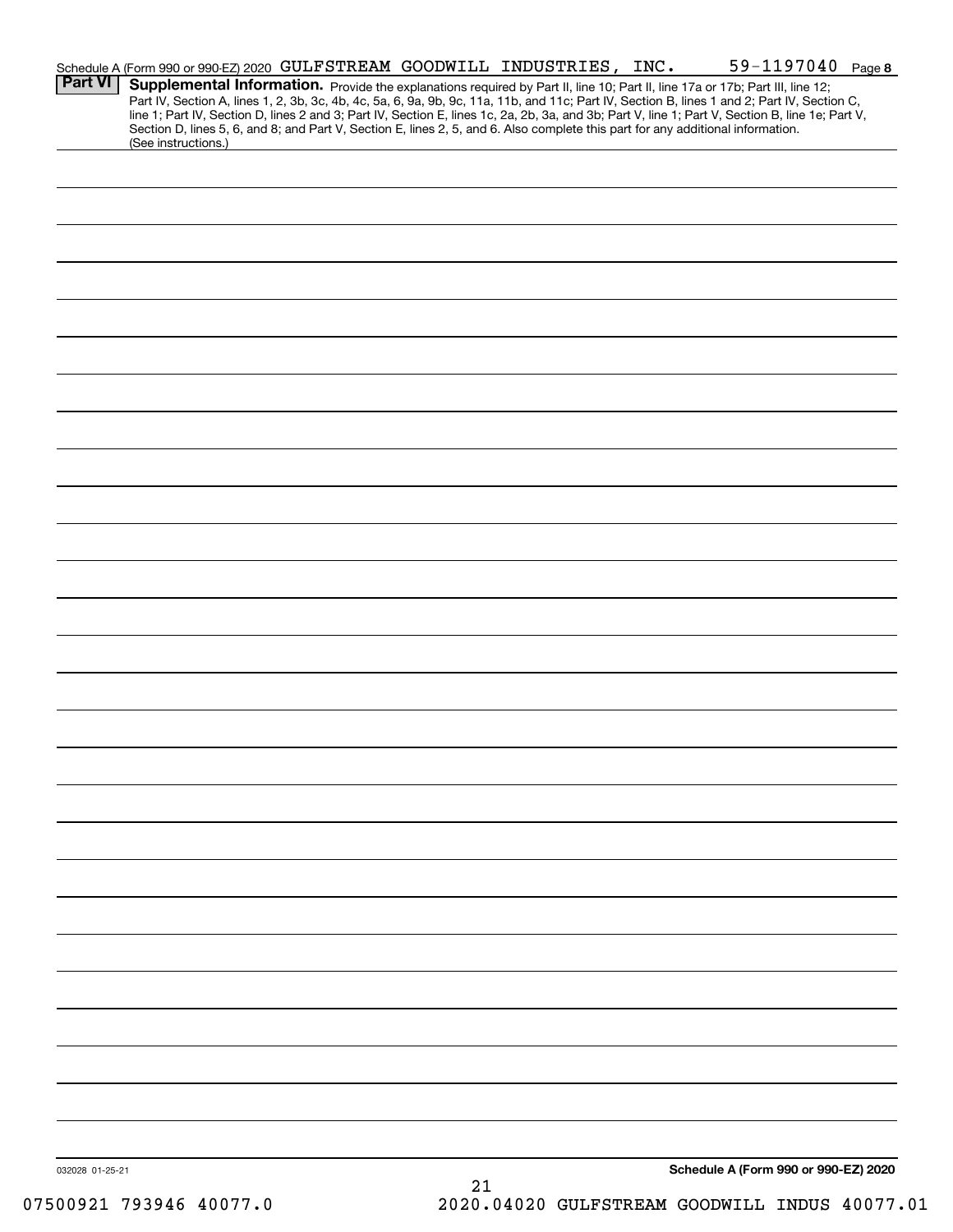Schedule A (Form 990 or 990-EZ) 2020 GULFSTREAM GOODWILL INDUSTRIES, INC. 59-1197040 Page 8

## Part VI Supplemental Information.

Provide the explanations required by Part II, line 10; Part II, line 17a or 17b; Part III, line 12; Part IV, Section A, lines 1, 2, 3b, 3c, 4b, 4c, 5a, 6, 9a, 9b, 9c, 11a, 11b, and 11c; Part IV, Section B, lines 1 and 2; Part IV, Section C, line 1; Part IV, Section D, lines 2 and 3; Part IV, Section E, lines 1c, 2a, 2b, 3a, and 3b; Part V, line 1; Part V, Section B, line 1e; Part V, Section D, lines 5, 6, and 8; and Part V, Section E, lines 2, 5, and 6. Also complete this part for any additional information. (See instructions.)

032028 01-25-21

Schedule A (Form 990 or 990-EZ) 2020

07500921 793946 40077.0 2020.04020 GULFSTREAM GOODWILL INDUS 40077.01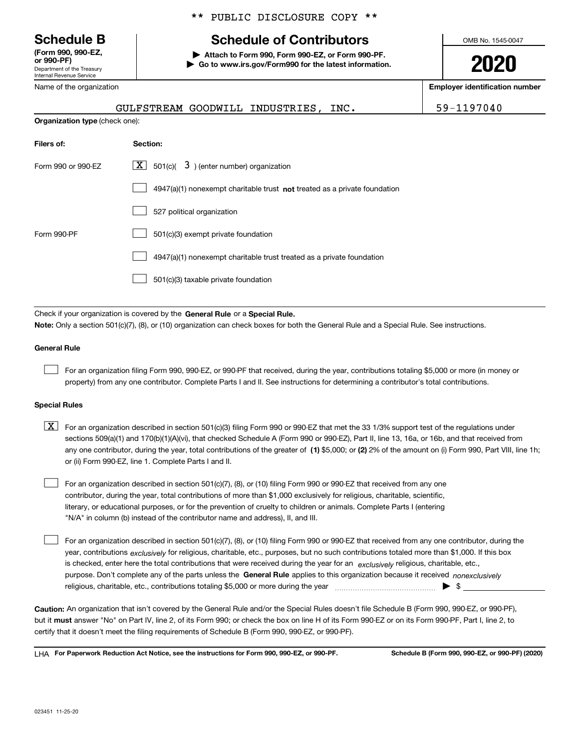** PUBLIC DISCLOSURE COPY **

# Schedule B

**(Form 990, 990-EZ, or 990-PF)**
Department of the Treasury
Internal Revenue Service

## Schedule of Contributors

▶ **Attach to Form 990, Form 990-EZ, or Form 990-PF.**
▶ **Go to www.irs.gov/Form990 for the latest information.**

OMB No. 1545-0047

**2020**

Name of the organization: GULFSTREAM GOODWILL INDUSTRIES, INC.

**Employer identification number:** 59-1197040

**Organization type** (check one):

| **Filers of:** | **Section:** |
|---|---|
| Form 990 or 990-EZ | [X] 501(c)( 3 ) (enter number) organization |
| | [ ] 4947(a)(1) nonexempt charitable trust **not** treated as a private foundation |
| | [ ] 527 political organization |
| Form 990-PF | [ ] 501(c)(3) exempt private foundation |
| | [ ] 4947(a)(1) nonexempt charitable trust treated as a private foundation |
| | [ ] 501(c)(3) taxable private foundation |

Check if your organization is covered by the **General Rule** or a **Special Rule.**

**Note:** Only a section 501(c)(7), (8), or (10) organization can check boxes for both the General Rule and a Special Rule. See instructions.

### General Rule

[ ] For an organization filing Form 990, 990-EZ, or 990-PF that received, during the year, contributions totaling $5,000 or more (in money or property) from any one contributor. Complete Parts I and II. See instructions for determining a contributor's total contributions.

### Special Rules

[X] For an organization described in section 501(c)(3) filing Form 990 or 990-EZ that met the 33 1/3% support test of the regulations under sections 509(a)(1) and 170(b)(1)(A)(vi), that checked Schedule A (Form 990 or 990-EZ), Part II, line 13, 16a, or 16b, and that received from any one contributor, during the year, total contributions of the greater of **(1)** $5,000; or **(2)** 2% of the amount on (i) Form 990, Part VIII, line 1h; or (ii) Form 990-EZ, line 1. Complete Parts I and II.

[ ] For an organization described in section 501(c)(7), (8), or (10) filing Form 990 or 990-EZ that received from any one contributor, during the year, total contributions of more than $1,000 exclusively for religious, charitable, scientific, literary, or educational purposes, or for the prevention of cruelty to children or animals. Complete Parts I (entering "N/A" in column (b) instead of the contributor name and address), II, and III.

[ ] For an organization described in section 501(c)(7), (8), or (10) filing Form 990 or 990-EZ that received from any one contributor, during the year, contributions *exclusively* for religious, charitable, etc., purposes, but no such contributions totaled more than $1,000. If this box is checked, enter here the total contributions that were received during the year for an *exclusively* religious, charitable, etc., purpose. Don't complete any of the parts unless the **General Rule** applies to this organization because it received *nonexclusively* religious, charitable, etc., contributions totaling $5,000 or more during the year ▶ $

**Caution:** An organization that isn't covered by the General Rule and/or the Special Rules doesn't file Schedule B (Form 990, 990-EZ, or 990-PF), but it **must** answer "No" on Part IV, line 2, of its Form 990; or check the box on line H of its Form 990-EZ or on its Form 990-PF, Part I, line 2, to certify that it doesn't meet the filing requirements of Schedule B (Form 990, 990-EZ, or 990-PF).

LHA **For Paperwork Reduction Act Notice, see the instructions for Form 990, 990-EZ, or 990-PF.** **Schedule B (Form 990, 990-EZ, or 990-PF) (2020)**

023451 11-25-20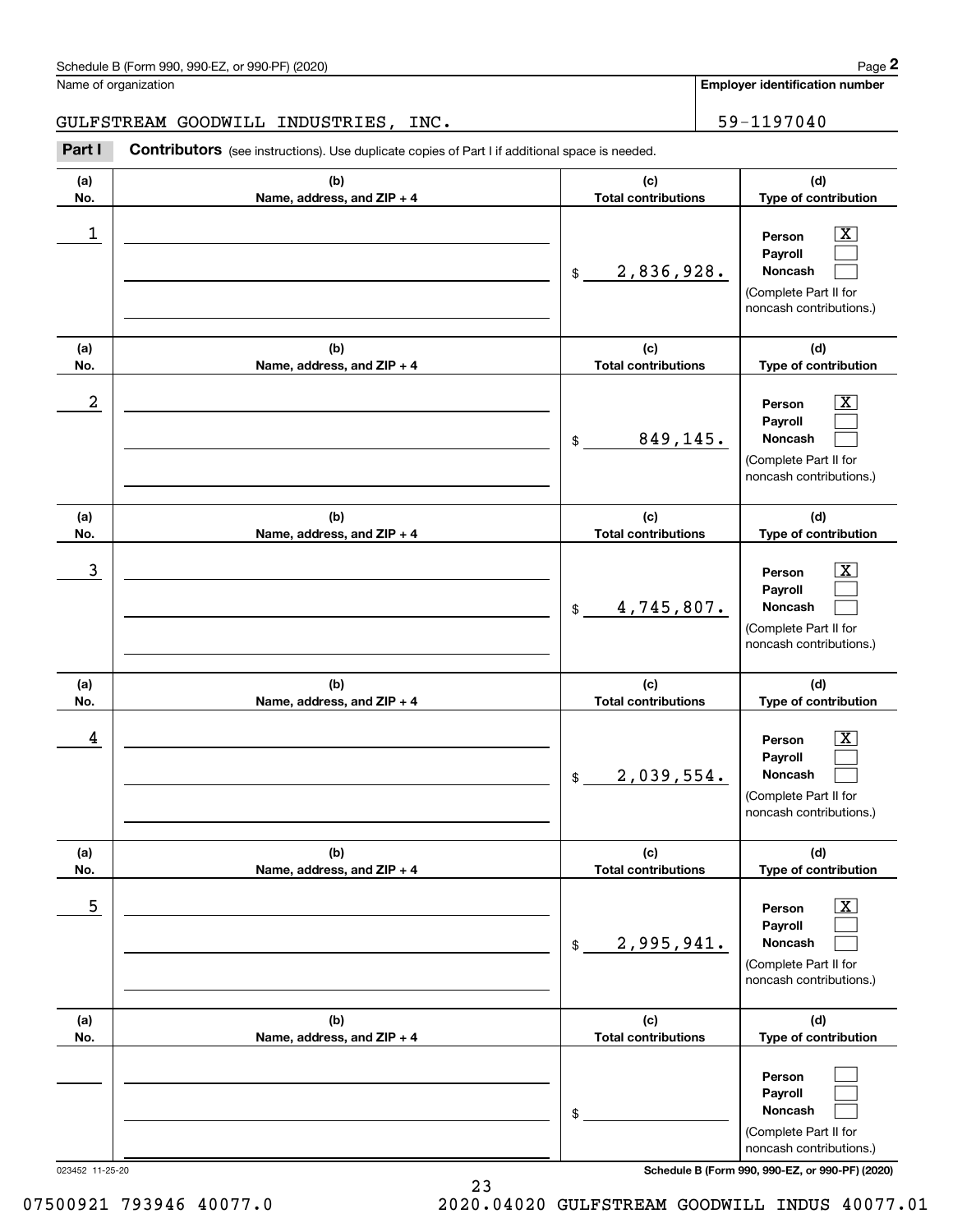Name of organization

GULFSTREAM GOODWILL INDUSTRIES, INC.

**Employer identification number**

59-1197040

**Part I** **Contributors** (see instructions). Use duplicate copies of Part I if additional space is needed.

| (a) No. | (b) Name, address, and ZIP + 4 | (c) Total contributions | (d) Type of contribution |
|---|---|---|---|
| 1 | | $ 2,836,928. | Person [X] Payroll [ ] Noncash [ ] (Complete Part II for noncash contributions.) |
| 2 | | $ 849,145. | Person [X] Payroll [ ] Noncash [ ] (Complete Part II for noncash contributions.) |
| 3 | | $ 4,745,807. | Person [X] Payroll [ ] Noncash [ ] (Complete Part II for noncash contributions.) |
| 4 | | $ 2,039,554. | Person [X] Payroll [ ] Noncash [ ] (Complete Part II for noncash contributions.) |
| 5 | | $ 2,995,941. | Person [X] Payroll [ ] Noncash [ ] (Complete Part II for noncash contributions.) |
| | | $ | Person [ ] Payroll [ ] Noncash [ ] (Complete Part II for noncash contributions.) |

023452 11-25-20 **Schedule B (Form 990, 990-EZ, or 990-PF) (2020)**

07500921 793946 40077.0 2020.04020 GULFSTREAM GOODWILL INDUS 40077.01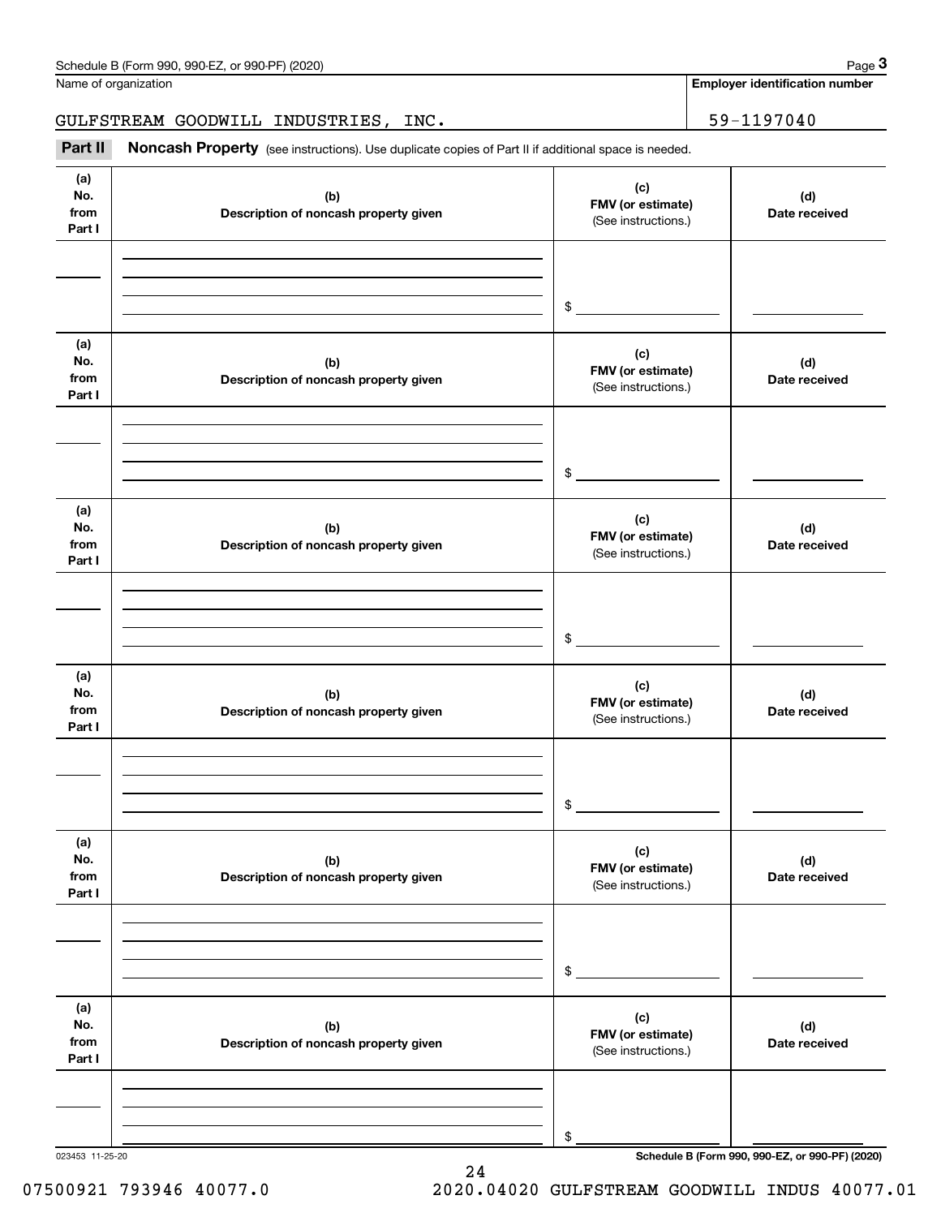Name of organization

**Employer identification number**

GULFSTREAM GOODWILL INDUSTRIES, INC.

59-1197040

**Part II** **Noncash Property** (see instructions). Use duplicate copies of Part II if additional space is needed.

| (a) No. from Part I | (b) Description of noncash property given | (c) FMV (or estimate) (See instructions.) | (d) Date received |
|---|---|---|---|
| | | $ | |

| (a) No. from Part I | (b) Description of noncash property given | (c) FMV (or estimate) (See instructions.) | (d) Date received |
|---|---|---|---|
| | | $ | |

| (a) No. from Part I | (b) Description of noncash property given | (c) FMV (or estimate) (See instructions.) | (d) Date received |
|---|---|---|---|
| | | $ | |

| (a) No. from Part I | (b) Description of noncash property given | (c) FMV (or estimate) (See instructions.) | (d) Date received |
|---|---|---|---|
| | | $ | |

| (a) No. from Part I | (b) Description of noncash property given | (c) FMV (or estimate) (See instructions.) | (d) Date received |
|---|---|---|---|
| | | $ | |

| (a) No. from Part I | (b) Description of noncash property given | (c) FMV (or estimate) (See instructions.) | (d) Date received |
|---|---|---|---|
| | | $ | |

023453 11-25-20

07500921 793946 40077.0 2020.04020 GULFSTREAM GOODWILL INDUS 40077.01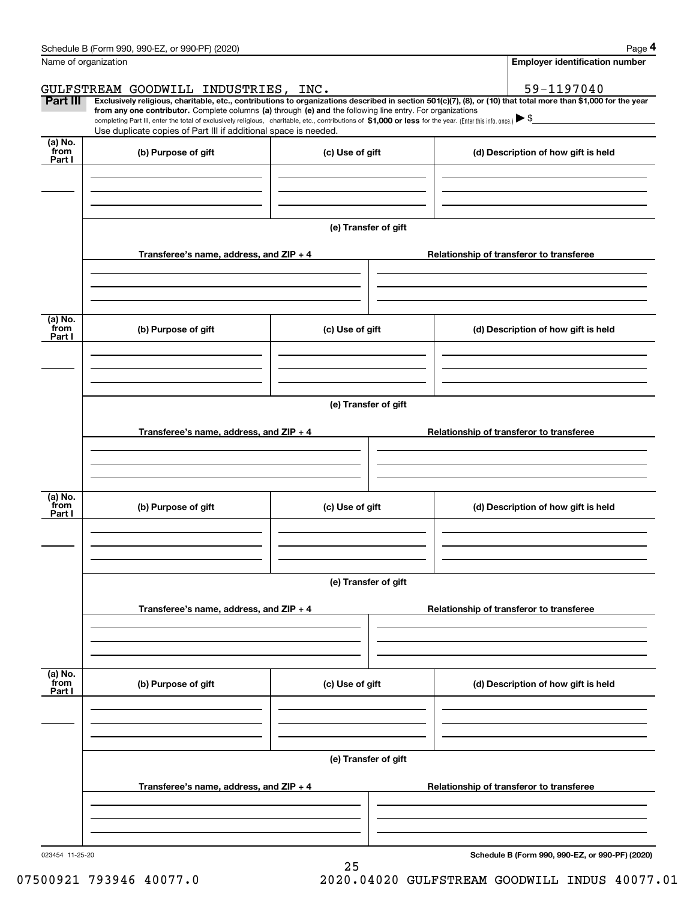Schedule B (Form 990, 990-EZ, or 990-PF) (2020)

Name of organization: GULFSTREAM GOODWILL INDUSTRIES, INC.

Employer identification number: 59-1197040

**Part III** **Exclusively religious, charitable, etc., contributions to organizations described in section 501(c)(7), (8), or (10) that total more than $1,000 for the year from any one contributor.** Complete columns **(a)** through **(e) and** the following line entry. For organizations completing Part III, enter the total of exclusively religious, charitable, etc., contributions of **$1,000 or less** for the year. (Enter this info. once.) ▶ $

Use duplicate copies of Part III if additional space is needed.

| (a) No. from Part I | (b) Purpose of gift | (c) Use of gift | (d) Description of how gift is held |
|---|---|---|---|
| | | | |

(e) Transfer of gift

| Transferee's name, address, and ZIP + 4 | Relationship of transferor to transferee |
|---|---|
| | |

| (a) No. from Part I | (b) Purpose of gift | (c) Use of gift | (d) Description of how gift is held |
|---|---|---|---|
| | | | |

(e) Transfer of gift

| Transferee's name, address, and ZIP + 4 | Relationship of transferor to transferee |
|---|---|
| | |

| (a) No. from Part I | (b) Purpose of gift | (c) Use of gift | (d) Description of how gift is held |
|---|---|---|---|
| | | | |

(e) Transfer of gift

| Transferee's name, address, and ZIP + 4 | Relationship of transferor to transferee |
|---|---|
| | |

| (a) No. from Part I | (b) Purpose of gift | (c) Use of gift | (d) Description of how gift is held |
|---|---|---|---|
| | | | |

(e) Transfer of gift

| Transferee's name, address, and ZIP + 4 | Relationship of transferor to transferee |
|---|---|
| | |

023454 11-25-20 **Schedule B (Form 990, 990-EZ, or 990-PF) (2020)**

07500921 793946 40077.0 2020.04020 GULFSTREAM GOODWILL INDUS 40077.01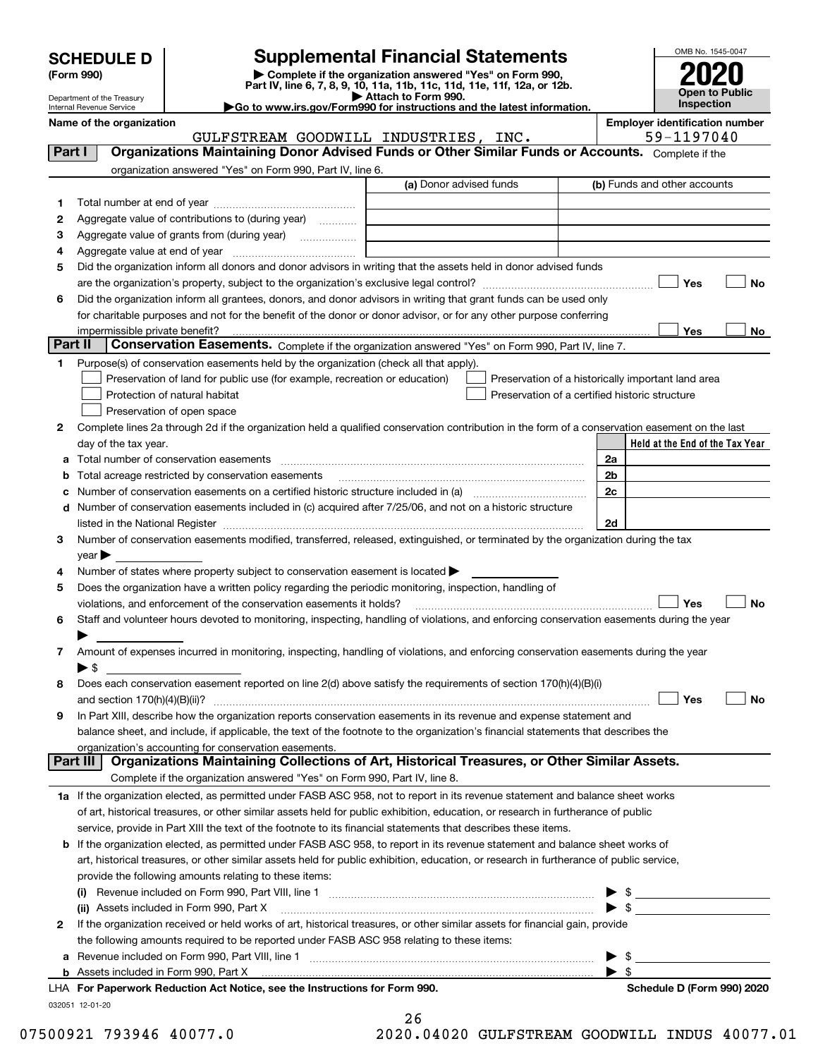# SCHEDULE D (Form 990)

Department of the Treasury
Internal Revenue Service

## Supplemental Financial Statements

▶ Complete if the organization answered "Yes" on Form 990, Part IV, line 6, 7, 8, 9, 10, 11a, 11b, 11c, 11d, 11e, 11f, 12a, or 12b.
▶ Attach to Form 990.
▶Go to www.irs.gov/Form990 for instructions and the latest information.

OMB No. 1545-0047
**2020**
**Open to Public Inspection**

**Name of the organization:** GULFSTREAM GOODWILL INDUSTRIES, INC.
**Employer identification number:** 59-1197040

## Part I Organizations Maintaining Donor Advised Funds or Other Similar Funds or Accounts.
Complete if the organization answered "Yes" on Form 990, Part IV, line 6.

| | | (a) Donor advised funds | (b) Funds and other accounts |
|---|---|---|---|
| 1 | Total number at end of year | | |
| 2 | Aggregate value of contributions to (during year) | | |
| 3 | Aggregate value of grants from (during year) | | |
| 4 | Aggregate value at end of year | | |

5 Did the organization inform all donors and donor advisors in writing that the assets held in donor advised funds are the organization's property, subject to the organization's exclusive legal control? ☐ Yes ☐ No

6 Did the organization inform all grantees, donors, and donor advisors in writing that grant funds can be used only for charitable purposes and not for the benefit of the donor or donor advisor, or for any other purpose conferring impermissible private benefit? ☐ Yes ☐ No

## Part II Conservation Easements.
Complete if the organization answered "Yes" on Form 990, Part IV, line 7.

1 Purpose(s) of conservation easements held by the organization (check all that apply).

- ☐ Preservation of land for public use (for example, recreation or education)
- ☐ Preservation of a historically important land area
- ☐ Protection of natural habitat
- ☐ Preservation of a certified historic structure
- ☐ Preservation of open space

2 Complete lines 2a through 2d if the organization held a qualified conservation contribution in the form of a conservation easement on the last day of the tax year.

| | | | Held at the End of the Tax Year |
|---|---|---|---|
| a | Total number of conservation easements | 2a | |
| b | Total acreage restricted by conservation easements | 2b | |
| c | Number of conservation easements on a certified historic structure included in (a) | 2c | |
| d | Number of conservation easements included in (c) acquired after 7/25/06, and not on a historic structure listed in the National Register | 2d | |

3 Number of conservation easements modified, transferred, released, extinguished, or terminated by the organization during the tax year ▶

4 Number of states where property subject to conservation easement is located ▶

5 Does the organization have a written policy regarding the periodic monitoring, inspection, handling of violations, and enforcement of the conservation easements it holds? ☐ Yes ☐ No

6 Staff and volunteer hours devoted to monitoring, inspecting, handling of violations, and enforcing conservation easements during the year ▶

7 Amount of expenses incurred in monitoring, inspecting, handling of violations, and enforcing conservation easements during the year ▶ $

8 Does each conservation easement reported on line 2(d) above satisfy the requirements of section 170(h)(4)(B)(i) and section 170(h)(4)(B)(ii)? ☐ Yes ☐ No

9 In Part XIII, describe how the organization reports conservation easements in its revenue and expense statement and balance sheet, and include, if applicable, the text of the footnote to the organization's financial statements that describes the organization's accounting for conservation easements.

## Part III Organizations Maintaining Collections of Art, Historical Treasures, or Other Similar Assets.
Complete if the organization answered "Yes" on Form 990, Part IV, line 8.

1a If the organization elected, as permitted under FASB ASC 958, not to report in its revenue statement and balance sheet works of art, historical treasures, or other similar assets held for public exhibition, education, or research in furtherance of public service, provide in Part XIII the text of the footnote to its financial statements that describes these items.

b If the organization elected, as permitted under FASB ASC 958, to report in its revenue statement and balance sheet works of art, historical treasures, or other similar assets held for public exhibition, education, or research in furtherance of public service, provide the following amounts relating to these items:

(i) Revenue included on Form 990, Part VIII, line 1 ▶ $

(ii) Assets included in Form 990, Part X ▶ $

2 If the organization received or held works of art, historical treasures, or other similar assets for financial gain, provide the following amounts required to be reported under FASB ASC 958 relating to these items:

a Revenue included on Form 990, Part VIII, line 1 ▶ $

b Assets included in Form 990, Part X ▶ $

**LHA For Paperwork Reduction Act Notice, see the Instructions for Form 990.** **Schedule D (Form 990) 2020**

032051 12-01-20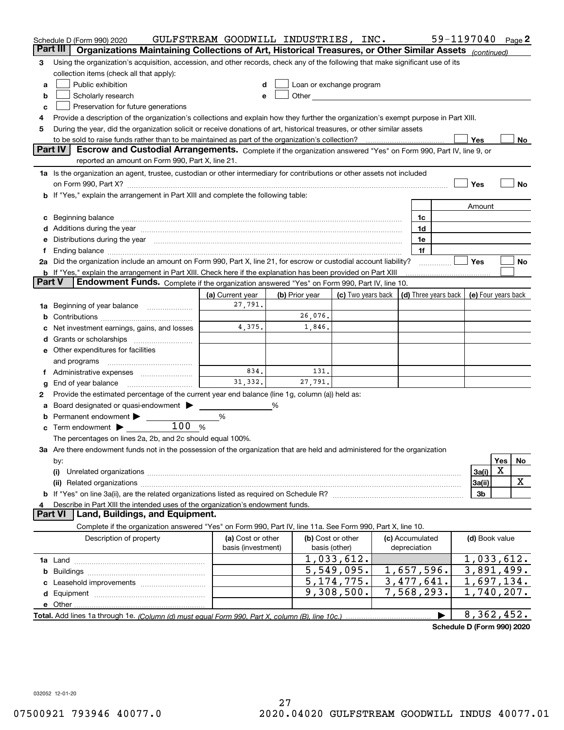Schedule D (Form 990) 2020 GULFSTREAM GOODWILL INDUSTRIES, INC. 59-1197040 Page 2

## Part III Organizations Maintaining Collections of Art, Historical Treasures, or Other Similar Assets *(continued)*

**3** Using the organization's acquisition, accession, and other records, check any of the following that make significant use of its collection items (check all that apply):

- **a** ☐ Public exhibition
- **b** ☐ Scholarly research
- **c** ☐ Preservation for future generations
- **d** ☐ Loan or exchange program
- **e** ☐ Other

**4** Provide a description of the organization's collections and explain how they further the organization's exempt purpose in Part XIII.

**5** During the year, did the organization solicit or receive donations of art, historical treasures, or other similar assets to be sold to raise funds rather than to be maintained as part of the organization's collection? ☐ Yes ☐ No

## Part IV Escrow and Custodial Arrangements.

Complete if the organization answered "Yes" on Form 990, Part IV, line 9, or reported an amount on Form 990, Part X, line 21.

**1a** Is the organization an agent, trustee, custodian or other intermediary for contributions or other assets not included on Form 990, Part X? ☐ Yes ☐ No

**b** If "Yes," explain the arrangement in Part XIII and complete the following table:

| | | Amount |
|---|---|---|
| **c** Beginning balance | 1c | |
| **d** Additions during the year | 1d | |
| **e** Distributions during the year | 1e | |
| **f** Ending balance | 1f | |

**2a** Did the organization include an amount on Form 990, Part X, line 21, for escrow or custodial account liability? ☐ Yes ☐ No

**b** If "Yes," explain the arrangement in Part XIII. Check here if the explanation has been provided on Part XIII ☐

## Part V Endowment Funds.

Complete if the organization answered "Yes" on Form 990, Part IV, line 10.

| | (a) Current year | (b) Prior year | (c) Two years back | (d) Three years back | (e) Four years back |
|---|---|---|---|---|---|
| **1a** Beginning of year balance | 27,791. | | | | |
| **b** Contributions | | 26,076. | | | |
| **c** Net investment earnings, gains, and losses | 4,375. | 1,846. | | | |
| **d** Grants or scholarships | | | | | |
| **e** Other expenditures for facilities and programs | | | | | |
| **f** Administrative expenses | 834. | 131. | | | |
| **g** End of year balance | 31,332. | 27,791. | | | |

**2** Provide the estimated percentage of the current year end balance (line 1g, column (a)) held as:

- **a** Board designated or quasi-endowment ▶ ______ %
- **b** Permanent endowment ▶ ______ %
- **c** Term endowment ▶ 100 %

The percentages on lines 2a, 2b, and 2c should equal 100%.

**3a** Are there endowment funds not in the possession of the organization that are held and administered for the organization by:

| | | Yes | No |
|---|---|---|---|
| **(i)** Unrelated organizations | 3a(i) | X | |
| **(ii)** Related organizations | 3a(ii) | | X |
| **b** If "Yes" on line 3a(ii), are the related organizations listed as required on Schedule R? | 3b | | |

**4** Describe in Part XIII the intended uses of the organization's endowment funds.

## Part VI Land, Buildings, and Equipment.

Complete if the organization answered "Yes" on Form 990, Part IV, line 11a. See Form 990, Part X, line 10.

| Description of property | (a) Cost or other basis (investment) | (b) Cost or other basis (other) | (c) Accumulated depreciation | (d) Book value |
|---|---|---|---|---|
| **1a** Land | | 1,033,612. | | 1,033,612. |
| **b** Buildings | | 5,549,095. | 1,657,596. | 3,891,499. |
| **c** Leasehold improvements | | 5,174,775. | 3,477,641. | 1,697,134. |
| **d** Equipment | | 9,308,500. | 7,568,293. | 1,740,207. |
| **e** Other | | | | |
| **Total.** Add lines 1a through 1e. *(Column (d) must equal Form 990, Part X, column (B), line 10c.)* | | | ▶ | 8,362,452. |

**Schedule D (Form 990) 2020**

032052 12-01-20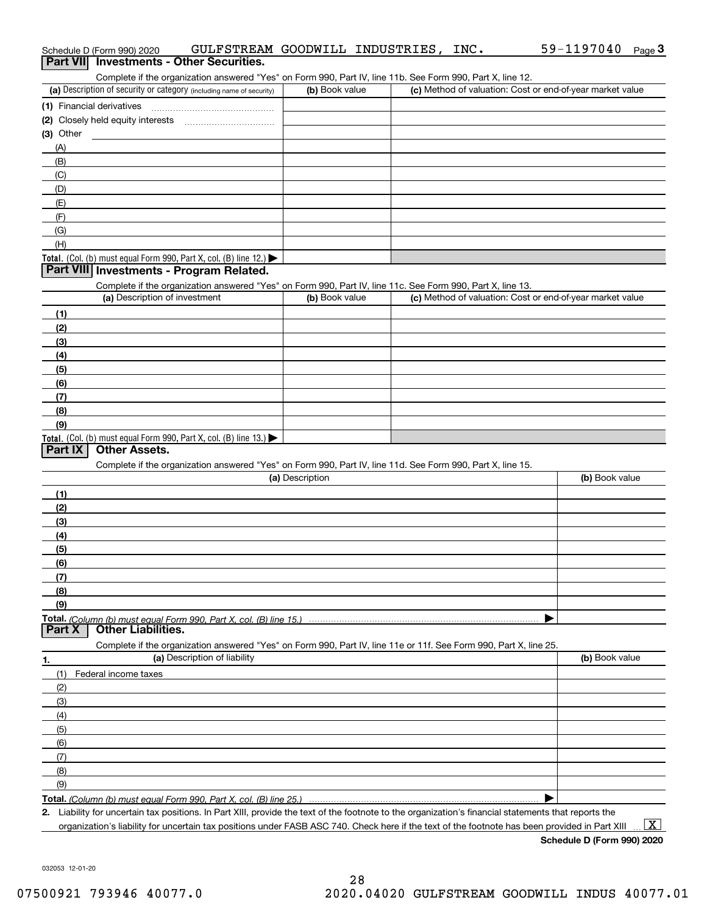Schedule D (Form 990) 2020 GULFSTREAM GOODWILL INDUSTRIES, INC. 59-1197040 Page 3

## Part VII Investments - Other Securities.

Complete if the organization answered "Yes" on Form 990, Part IV, line 11b. See Form 990, Part X, line 12.

| (a) Description of security or category (including name of security) | (b) Book value | (c) Method of valuation: Cost or end-of-year market value |
|---|---|---|
| (1) Financial derivatives | | |
| (2) Closely held equity interests | | |
| (3) Other | | |
| (A) | | |
| (B) | | |
| (C) | | |
| (D) | | |
| (E) | | |
| (F) | | |
| (G) | | |
| (H) | | |
| **Total.** (Col. (b) must equal Form 990, Part X, col. (B) line 12.) | | |

## Part VIII Investments - Program Related.

Complete if the organization answered "Yes" on Form 990, Part IV, line 11c. See Form 990, Part X, line 13.

| (a) Description of investment | (b) Book value | (c) Method of valuation: Cost or end-of-year market value |
|---|---|---|
| (1) | | |
| (2) | | |
| (3) | | |
| (4) | | |
| (5) | | |
| (6) | | |
| (7) | | |
| (8) | | |
| (9) | | |
| **Total.** (Col. (b) must equal Form 990, Part X, col. (B) line 13.) | | |

## Part IX Other Assets.

Complete if the organization answered "Yes" on Form 990, Part IV, line 11d. See Form 990, Part X, line 15.

| (a) Description | (b) Book value |
|---|---|
| (1) | |
| (2) | |
| (3) | |
| (4) | |
| (5) | |
| (6) | |
| (7) | |
| (8) | |
| (9) | |
| **Total.** *(Column (b) must equal Form 990, Part X, col. (B) line 15.)* | |

## Part X Other Liabilities.

Complete if the organization answered "Yes" on Form 990, Part IV, line 11e or 11f. See Form 990, Part X, line 25.

| 1. (a) Description of liability | (b) Book value |
|---|---|
| (1) Federal income taxes | |
| (2) | |
| (3) | |
| (4) | |
| (5) | |
| (6) | |
| (7) | |
| (8) | |
| (9) | |
| **Total.** *(Column (b) must equal Form 990, Part X, col. (B) line 25.)* | |

**2.** Liability for uncertain tax positions. In Part XIII, provide the text of the footnote to the organization's financial statements that reports the organization's liability for uncertain tax positions under FASB ASC 740. Check here if the text of the footnote has been provided in Part XIII ... [X]

**Schedule D (Form 990) 2020**

032053 12-01-20

07500921 793946 40077.0 2020.04020 GULFSTREAM GOODWILL INDUS 40077.01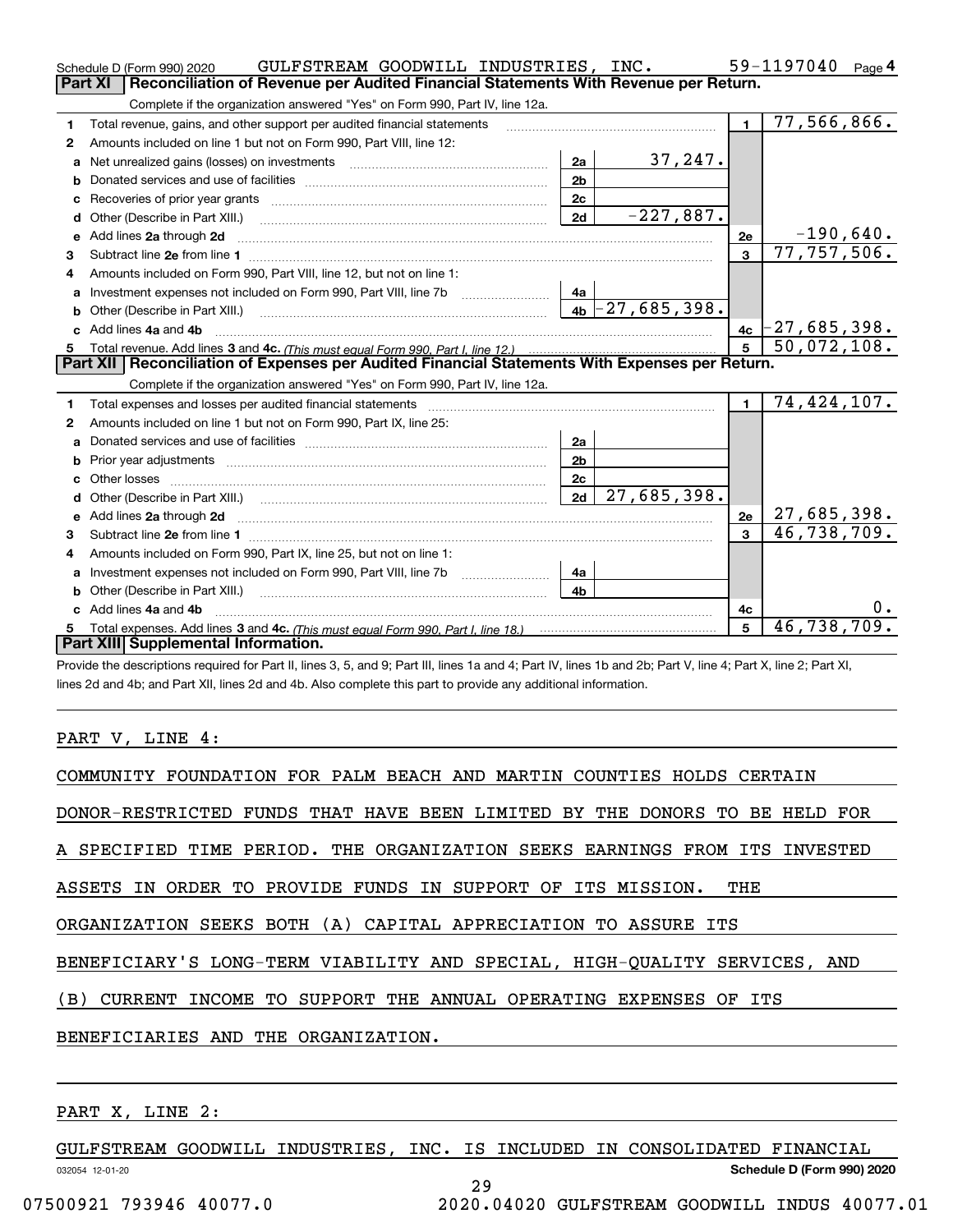Schedule D (Form 990) 2020 GULFSTREAM GOODWILL INDUSTRIES, INC. 59-1197040 Page 4

## Part XI Reconciliation of Revenue per Audited Financial Statements With Revenue per Return.

Complete if the organization answered "Yes" on Form 990, Part IV, line 12a.

| | | | | | |
|---|---|---|---|---|---|
| 1 | Total revenue, gains, and other support per audited financial statements | | | 1 | 77,566,866. |
| 2 | Amounts included on line 1 but not on Form 990, Part VIII, line 12: | | | | |
| a | Net unrealized gains (losses) on investments | 2a | 37,247. | | |
| b | Donated services and use of facilities | 2b | | | |
| c | Recoveries of prior year grants | 2c | | | |
| d | Other (Describe in Part XIII.) | 2d | -227,887. | | |
| e | Add lines 2a through 2d | | | 2e | -190,640. |
| 3 | Subtract line 2e from line 1 | | | 3 | 77,757,506. |
| 4 | Amounts included on Form 990, Part VIII, line 12, but not on line 1: | | | | |
| a | Investment expenses not included on Form 990, Part VIII, line 7b | 4a | | | |
| b | Other (Describe in Part XIII.) | 4b | -27,685,398. | | |
| c | Add lines 4a and 4b | | | 4c | -27,685,398. |
| 5 | Total revenue. Add lines 3 and 4c. *(This must equal Form 990, Part I, line 12.)* | | | 5 | 50,072,108. |

## Part XII Reconciliation of Expenses per Audited Financial Statements With Expenses per Return.

Complete if the organization answered "Yes" on Form 990, Part IV, line 12a.

| | | | | | |
|---|---|---|---|---|---|
| 1 | Total expenses and losses per audited financial statements | | | 1 | 74,424,107. |
| 2 | Amounts included on line 1 but not on Form 990, Part IX, line 25: | | | | |
| a | Donated services and use of facilities | 2a | | | |
| b | Prior year adjustments | 2b | | | |
| c | Other losses | 2c | | | |
| d | Other (Describe in Part XIII.) | 2d | 27,685,398. | | |
| e | Add lines 2a through 2d | | | 2e | 27,685,398. |
| 3 | Subtract line 2e from line 1 | | | 3 | 46,738,709. |
| 4 | Amounts included on Form 990, Part IX, line 25, but not on line 1: | | | | |
| a | Investment expenses not included on Form 990, Part VIII, line 7b | 4a | | | |
| b | Other (Describe in Part XIII.) | 4b | | | |
| c | Add lines 4a and 4b | | | 4c | 0. |
| 5 | Total expenses. Add lines 3 and 4c. *(This must equal Form 990, Part I, line 18.)* | | | 5 | 46,738,709. |

## Part XIII Supplemental Information.

Provide the descriptions required for Part II, lines 3, 5, and 9; Part III, lines 1a and 4; Part IV, lines 1b and 2b; Part V, line 4; Part X, line 2; Part XI, lines 2d and 4b; and Part XII, lines 2d and 4b. Also complete this part to provide any additional information.

PART V, LINE 4:

COMMUNITY FOUNDATION FOR PALM BEACH AND MARTIN COUNTIES HOLDS CERTAIN DONOR-RESTRICTED FUNDS THAT HAVE BEEN LIMITED BY THE DONORS TO BE HELD FOR A SPECIFIED TIME PERIOD. THE ORGANIZATION SEEKS EARNINGS FROM ITS INVESTED ASSETS IN ORDER TO PROVIDE FUNDS IN SUPPORT OF ITS MISSION. THE ORGANIZATION SEEKS BOTH (A) CAPITAL APPRECIATION TO ASSURE ITS BENEFICIARY'S LONG-TERM VIABILITY AND SPECIAL, HIGH-QUALITY SERVICES, AND (B) CURRENT INCOME TO SUPPORT THE ANNUAL OPERATING EXPENSES OF ITS BENEFICIARIES AND THE ORGANIZATION.

PART X, LINE 2:

GULFSTREAM GOODWILL INDUSTRIES, INC. IS INCLUDED IN CONSOLIDATED FINANCIAL

032054 12-01-20 Schedule D (Form 990) 2020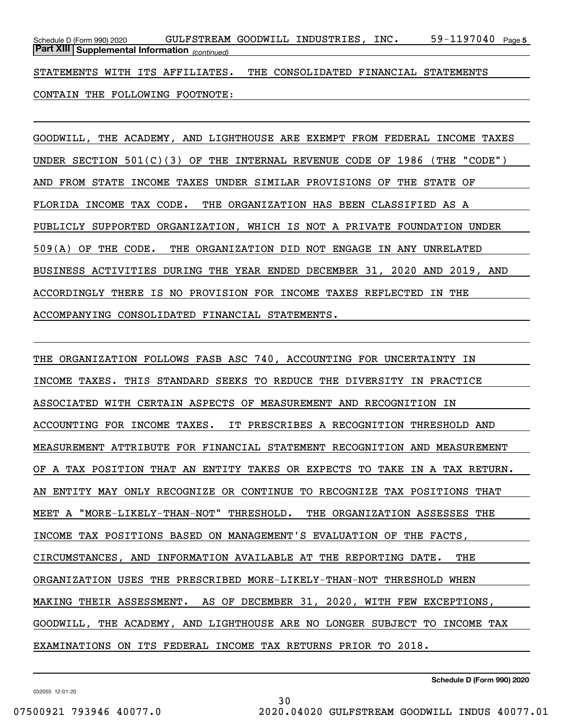**Part XIII** **Supplemental Information** *(continued)*

STATEMENTS WITH ITS AFFILIATES. THE CONSOLIDATED FINANCIAL STATEMENTS CONTAIN THE FOLLOWING FOOTNOTE:

GOODWILL, THE ACADEMY, AND LIGHTHOUSE ARE EXEMPT FROM FEDERAL INCOME TAXES UNDER SECTION 501(C)(3) OF THE INTERNAL REVENUE CODE OF 1986 (THE "CODE") AND FROM STATE INCOME TAXES UNDER SIMILAR PROVISIONS OF THE STATE OF FLORIDA INCOME TAX CODE. THE ORGANIZATION HAS BEEN CLASSIFIED AS A PUBLICLY SUPPORTED ORGANIZATION, WHICH IS NOT A PRIVATE FOUNDATION UNDER 509(A) OF THE CODE. THE ORGANIZATION DID NOT ENGAGE IN ANY UNRELATED BUSINESS ACTIVITIES DURING THE YEAR ENDED DECEMBER 31, 2020 AND 2019, AND ACCORDINGLY THERE IS NO PROVISION FOR INCOME TAXES REFLECTED IN THE ACCOMPANYING CONSOLIDATED FINANCIAL STATEMENTS.

THE ORGANIZATION FOLLOWS FASB ASC 740, ACCOUNTING FOR UNCERTAINTY IN INCOME TAXES. THIS STANDARD SEEKS TO REDUCE THE DIVERSITY IN PRACTICE ASSOCIATED WITH CERTAIN ASPECTS OF MEASUREMENT AND RECOGNITION IN ACCOUNTING FOR INCOME TAXES. IT PRESCRIBES A RECOGNITION THRESHOLD AND MEASUREMENT ATTRIBUTE FOR FINANCIAL STATEMENT RECOGNITION AND MEASUREMENT OF A TAX POSITION THAT AN ENTITY TAKES OR EXPECTS TO TAKE IN A TAX RETURN. AN ENTITY MAY ONLY RECOGNIZE OR CONTINUE TO RECOGNIZE TAX POSITIONS THAT MEET A "MORE-LIKELY-THAN-NOT" THRESHOLD. THE ORGANIZATION ASSESSES THE INCOME TAX POSITIONS BASED ON MANAGEMENT'S EVALUATION OF THE FACTS, CIRCUMSTANCES, AND INFORMATION AVAILABLE AT THE REPORTING DATE. THE ORGANIZATION USES THE PRESCRIBED MORE-LIKELY-THAN-NOT THRESHOLD WHEN MAKING THEIR ASSESSMENT. AS OF DECEMBER 31, 2020, WITH FEW EXCEPTIONS, GOODWILL, THE ACADEMY, AND LIGHTHOUSE ARE NO LONGER SUBJECT TO INCOME TAX EXAMINATIONS ON ITS FEDERAL INCOME TAX RETURNS PRIOR TO 2018.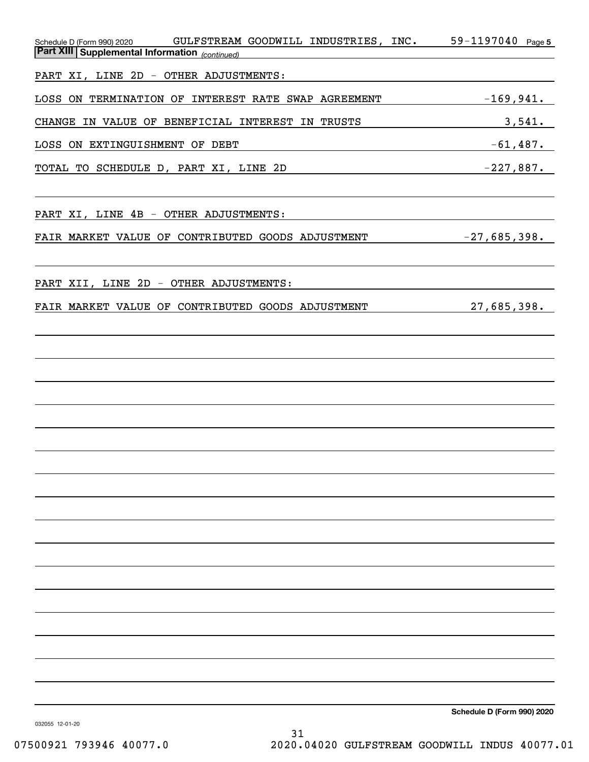Schedule D (Form 990) 2020 GULFSTREAM GOODWILL INDUSTRIES, INC. 59-1197040 Page 5

**Part XIII | Supplemental Information** *(continued)*

PART XI, LINE 2D - OTHER ADJUSTMENTS:

| | |
|---|---|
| LOSS ON TERMINATION OF INTEREST RATE SWAP AGREEMENT | -169,941. |
| CHANGE IN VALUE OF BENEFICIAL INTEREST IN TRUSTS | 3,541. |
| LOSS ON EXTINGUISHMENT OF DEBT | -61,487. |
| TOTAL TO SCHEDULE D, PART XI, LINE 2D | -227,887. |

PART XI, LINE 4B - OTHER ADJUSTMENTS:

| | |
|---|---|
| FAIR MARKET VALUE OF CONTRIBUTED GOODS ADJUSTMENT | -27,685,398. |

PART XII, LINE 2D - OTHER ADJUSTMENTS:

| | |
|---|---|
| FAIR MARKET VALUE OF CONTRIBUTED GOODS ADJUSTMENT | 27,685,398. |

Schedule D (Form 990) 2020

032055 12-01-20

07500921 793946 40077.0 2020.04020 GULFSTREAM GOODWILL INDUS 40077.01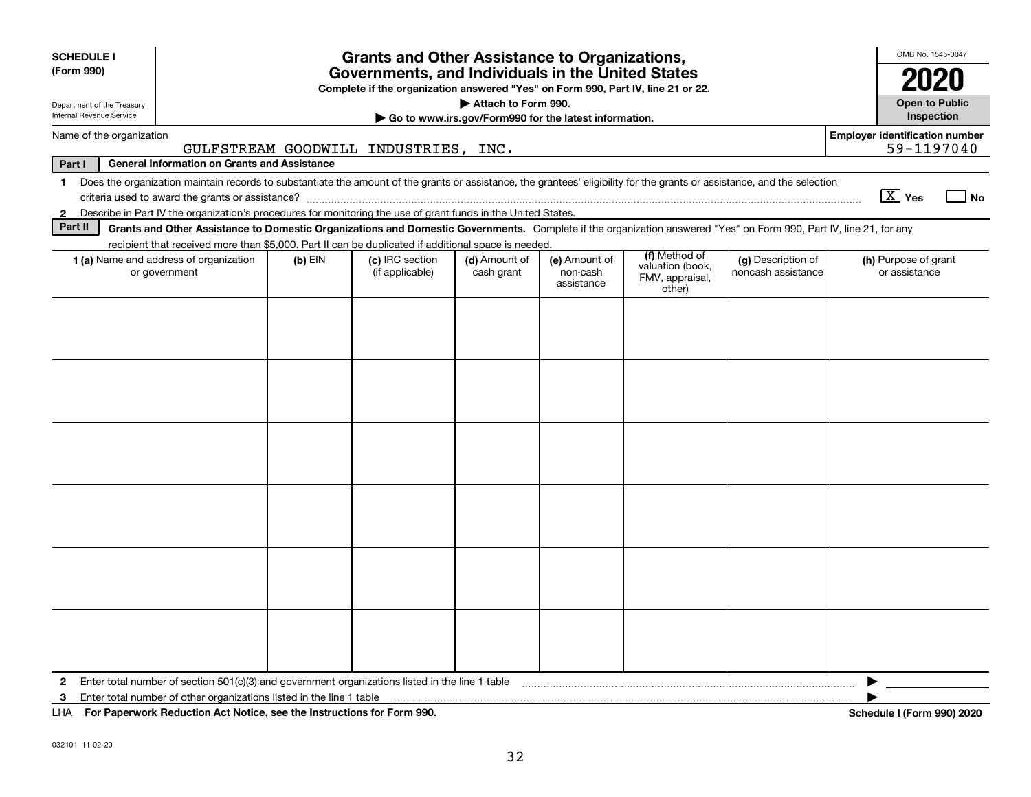**SCHEDULE I**
**(Form 990)**

Department of the Treasury
Internal Revenue Service

# Grants and Other Assistance to Organizations, Governments, and Individuals in the United States

**Complete if the organization answered "Yes" on Form 990, Part IV, line 21 or 22.**

**▶ Attach to Form 990.**

**▶ Go to www.irs.gov/Form990 for the latest information.**

OMB No. 1545-0047

**2020**

**Open to Public Inspection**

Name of the organization: GULFSTREAM GOODWILL INDUSTRIES, INC.

Employer identification number: 59-1197040

**Part I General Information on Grants and Assistance**

1 Does the organization maintain records to substantiate the amount of the grants or assistance, the grantees' eligibility for the grants or assistance, and the selection criteria used to award the grants or assistance? [X] Yes [ ] No

2 Describe in Part IV the organization's procedures for monitoring the use of grant funds in the United States.

**Part II Grants and Other Assistance to Domestic Organizations and Domestic Governments.** Complete if the organization answered "Yes" on Form 990, Part IV, line 21, for any recipient that received more than $5,000. Part II can be duplicated if additional space is needed.

| 1 (a) Name and address of organization or government | (b) EIN | (c) IRC section (if applicable) | (d) Amount of cash grant | (e) Amount of non-cash assistance | (f) Method of valuation (book, FMV, appraisal, other) | (g) Description of noncash assistance | (h) Purpose of grant or assistance |
|---|---|---|---|---|---|---|---|
| | | | | | | | |
| | | | | | | | |
| | | | | | | | |
| | | | | | | | |
| | | | | | | | |
| | | | | | | | |

2 Enter total number of section 501(c)(3) and government organizations listed in the line 1 table ▶

3 Enter total number of other organizations listed in the line 1 table ▶

LHA **For Paperwork Reduction Act Notice, see the Instructions for Form 990.** **Schedule I (Form 990) 2020**

032101 11-02-20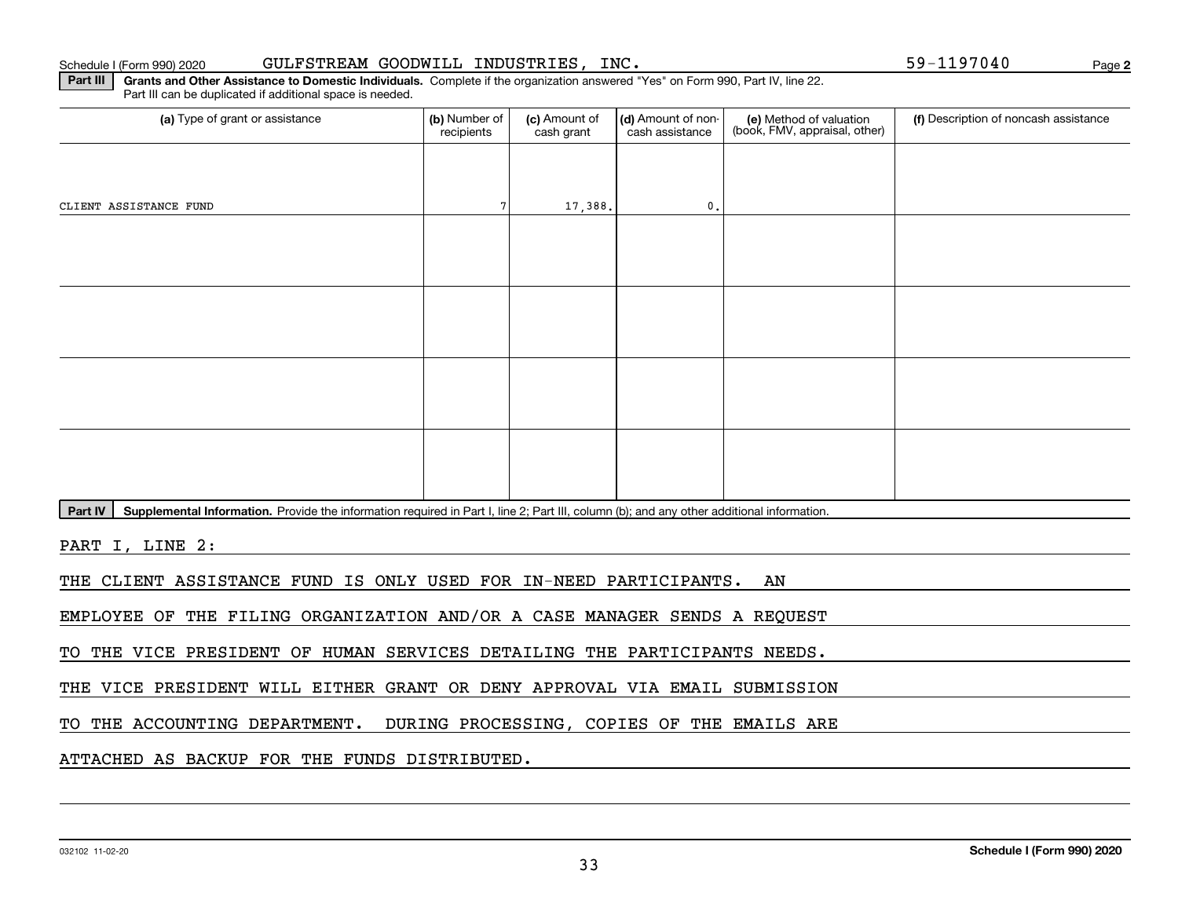Schedule I (Form 990) 2020 GULFSTREAM GOODWILL INDUSTRIES, INC. 59-1197040 Page **2**

**Part III** **Grants and Other Assistance to Domestic Individuals.** Complete if the organization answered "Yes" on Form 990, Part IV, line 22. Part III can be duplicated if additional space is needed.

| (a) Type of grant or assistance | (b) Number of recipients | (c) Amount of cash grant | (d) Amount of non-cash assistance | (e) Method of valuation (book, FMV, appraisal, other) | (f) Description of noncash assistance |
|---|---|---|---|---|---|
| CLIENT ASSISTANCE FUND | 7 | 17,388. | 0. | | |
| | | | | | |
| | | | | | |
| | | | | | |
| | | | | | |

**Part IV** **Supplemental Information.** Provide the information required in Part I, line 2; Part III, column (b); and any other additional information.

PART I, LINE 2:

THE CLIENT ASSISTANCE FUND IS ONLY USED FOR IN-NEED PARTICIPANTS. AN EMPLOYEE OF THE FILING ORGANIZATION AND/OR A CASE MANAGER SENDS A REQUEST TO THE VICE PRESIDENT OF HUMAN SERVICES DETAILING THE PARTICIPANTS NEEDS. THE VICE PRESIDENT WILL EITHER GRANT OR DENY APPROVAL VIA EMAIL SUBMISSION TO THE ACCOUNTING DEPARTMENT. DURING PROCESSING, COPIES OF THE EMAILS ARE ATTACHED AS BACKUP FOR THE FUNDS DISTRIBUTED.

032102 11-02-20 **Schedule I (Form 990) 2020**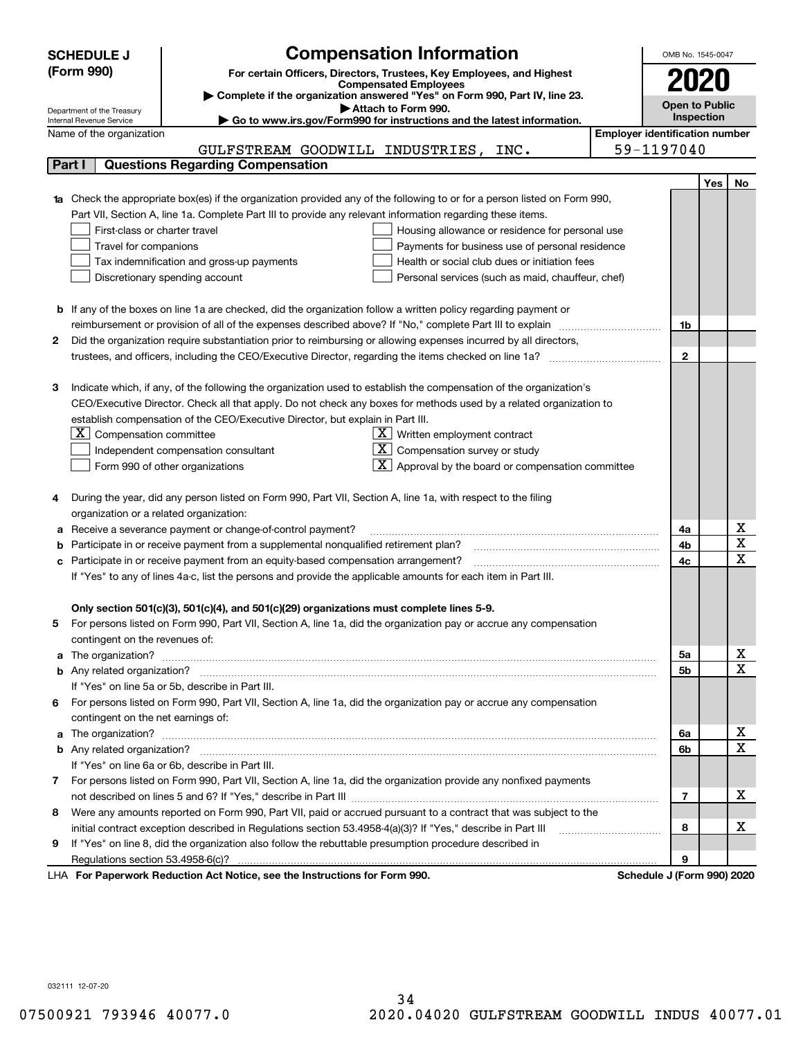# SCHEDULE J (Form 990)

**Compensation Information**

**For certain Officers, Directors, Trustees, Key Employees, and Highest Compensated Employees**

▶ Complete if the organization answered "Yes" on Form 990, Part IV, line 23.

▶ Attach to Form 990.

▶ Go to www.irs.gov/Form990 for instructions and the latest information.

Department of the Treasury
Internal Revenue Service

OMB No. 1545-0047

**2020**

**Open to Public Inspection**

Name of the organization: GULFSTREAM GOODWILL INDUSTRIES, INC.

Employer identification number: 59-1197040

## Part I Questions Regarding Compensation

| | | | Yes | No |
|---|---|---|---|---|
| **1a** | Check the appropriate box(es) if the organization provided any of the following to or for a person listed on Form 990, Part VII, Section A, line 1a. Complete Part III to provide any relevant information regarding these items.<br>☐ First-class or charter travel ☐ Housing allowance or residence for personal use<br>☐ Travel for companions ☐ Payments for business use of personal residence<br>☐ Tax indemnification and gross-up payments ☐ Health or social club dues or initiation fees<br>☐ Discretionary spending account ☐ Personal services (such as maid, chauffeur, chef) | | | |
| **b** | If any of the boxes on line 1a are checked, did the organization follow a written policy regarding payment or reimbursement or provision of all of the expenses described above? If "No," complete Part III to explain | 1b | | |
| **2** | Did the organization require substantiation prior to reimbursing or allowing expenses incurred by all directors, trustees, and officers, including the CEO/Executive Director, regarding the items checked on line 1a? | 2 | | |
| **3** | Indicate which, if any, of the following the organization used to establish the compensation of the organization's CEO/Executive Director. Check all that apply. Do not check any boxes for methods used by a related organization to establish compensation of the CEO/Executive Director, but explain in Part III.<br>☒ Compensation committee ☒ Written employment contract<br>☐ Independent compensation consultant ☒ Compensation survey or study<br>☐ Form 990 of other organizations ☒ Approval by the board or compensation committee | | | |
| **4** | During the year, did any person listed on Form 990, Part VII, Section A, line 1a, with respect to the filing organization or a related organization: | | | |
| **a** | Receive a severance payment or change-of-control payment? | 4a | | X |
| **b** | Participate in or receive payment from a supplemental nonqualified retirement plan? | 4b | | X |
| **c** | Participate in or receive payment from an equity-based compensation arrangement? | 4c | | X |
| | If "Yes" to any of lines 4a-c, list the persons and provide the applicable amounts for each item in Part III. | | | |
| | **Only section 501(c)(3), 501(c)(4), and 501(c)(29) organizations must complete lines 5-9.** | | | |
| **5** | For persons listed on Form 990, Part VII, Section A, line 1a, did the organization pay or accrue any compensation contingent on the revenues of: | | | |
| **a** | The organization? | 5a | | X |
| **b** | Any related organization? | 5b | | X |
| | If "Yes" on line 5a or 5b, describe in Part III. | | | |
| **6** | For persons listed on Form 990, Part VII, Section A, line 1a, did the organization pay or accrue any compensation contingent on the net earnings of: | | | |
| **a** | The organization? | 6a | | X |
| **b** | Any related organization? | 6b | | X |
| | If "Yes" on line 6a or 6b, describe in Part III. | | | |
| **7** | For persons listed on Form 990, Part VII, Section A, line 1a, did the organization provide any nonfixed payments not described on lines 5 and 6? If "Yes," describe in Part III | 7 | | X |
| **8** | Were any amounts reported on Form 990, Part VII, paid or accrued pursuant to a contract that was subject to the initial contract exception described in Regulations section 53.4958-4(a)(3)? If "Yes," describe in Part III | 8 | | X |
| **9** | If "Yes" on line 8, did the organization also follow the rebuttable presumption procedure described in Regulations section 53.4958-6(c)? | 9 | | |

LHA **For Paperwork Reduction Act Notice, see the Instructions for Form 990.** **Schedule J (Form 990) 2020**

032111 12-07-20

07500921 793946 40077.0 2020.04020 GULFSTREAM GOODWILL INDUS 40077.01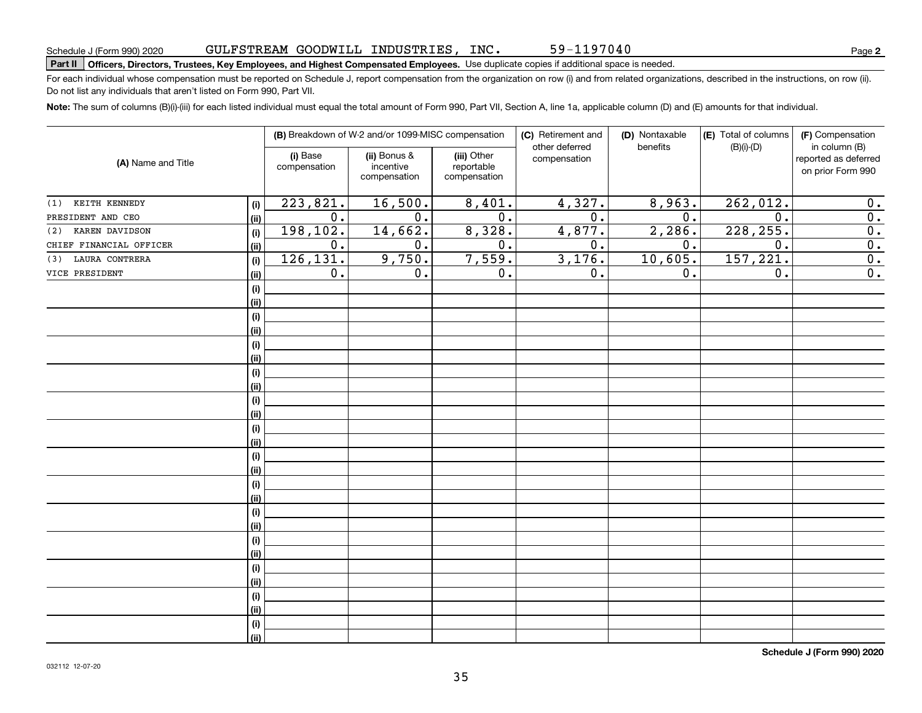Schedule J (Form 990) 2020 GULFSTREAM GOODWILL INDUSTRIES, INC. 59-1197040

## Part II Officers, Directors, Trustees, Key Employees, and Highest Compensated Employees. Use duplicate copies if additional space is needed.

For each individual whose compensation must be reported on Schedule J, report compensation from the organization on row (i) and from related organizations, described in the instructions, on row (ii). Do not list any individuals that aren't listed on Form 990, Part VII.

**Note:** The sum of columns (B)(i)-(iii) for each listed individual must equal the total amount of Form 990, Part VII, Section A, line 1a, applicable column (D) and (E) amounts for that individual.

| (A) Name and Title | | (B) Breakdown of W-2 and/or 1099-MISC compensation | | | (C) Retirement and other deferred compensation | (D) Nontaxable benefits | (E) Total of columns (B)(i)-(D) | (F) Compensation in column (B) reported as deferred on prior Form 990 |
|---|---|---|---|---|---|---|---|---|
| | | (i) Base compensation | (ii) Bonus & incentive compensation | (iii) Other reportable compensation | | | | |
| (1) KEITH KENNEDY | (i) | 223,821. | 16,500. | 8,401. | 4,327. | 8,963. | 262,012. | 0. |
| PRESIDENT AND CEO | (ii) | 0. | 0. | 0. | 0. | 0. | 0. | 0. |
| (2) KAREN DAVIDSON | (i) | 198,102. | 14,662. | 8,328. | 4,877. | 2,286. | 228,255. | 0. |
| CHIEF FINANCIAL OFFICER | (ii) | 0. | 0. | 0. | 0. | 0. | 0. | 0. |
| (3) LAURA CONTRERA | (i) | 126,131. | 9,750. | 7,559. | 3,176. | 10,605. | 157,221. | 0. |
| VICE PRESIDENT | (ii) | 0. | 0. | 0. | 0. | 0. | 0. | 0. |

Schedule J (Form 990) 2020

032112 12-07-20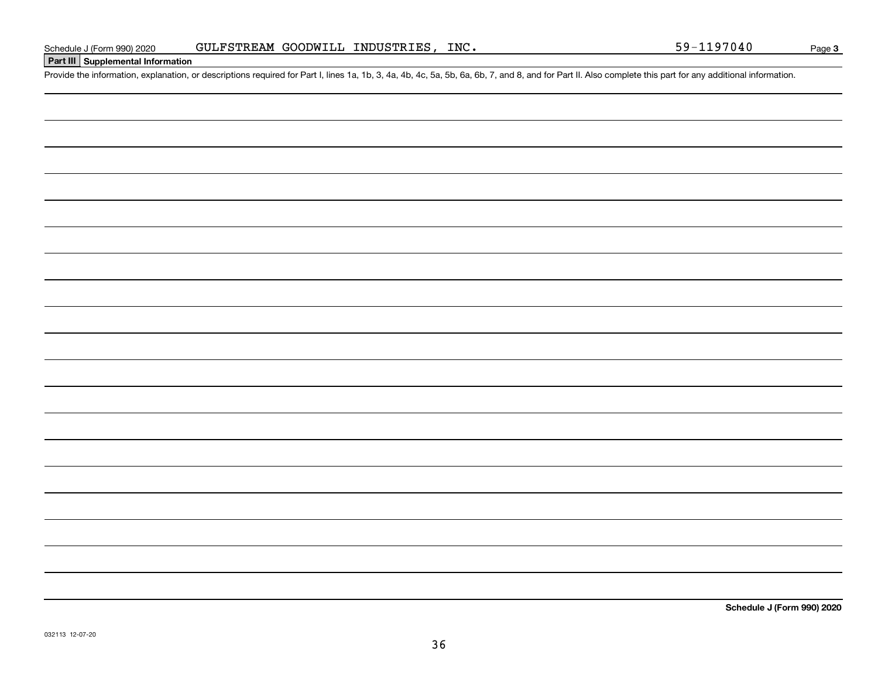Schedule J (Form 990) 2020 GULFSTREAM GOODWILL INDUSTRIES, INC. 59-1197040

## Part III Supplemental Information

Provide the information, explanation, or descriptions required for Part I, lines 1a, 1b, 3, 4a, 4b, 4c, 5a, 5b, 6a, 6b, 7, and 8, and for Part II. Also complete this part for any additional information.

Schedule J (Form 990) 2020

032113 12-07-20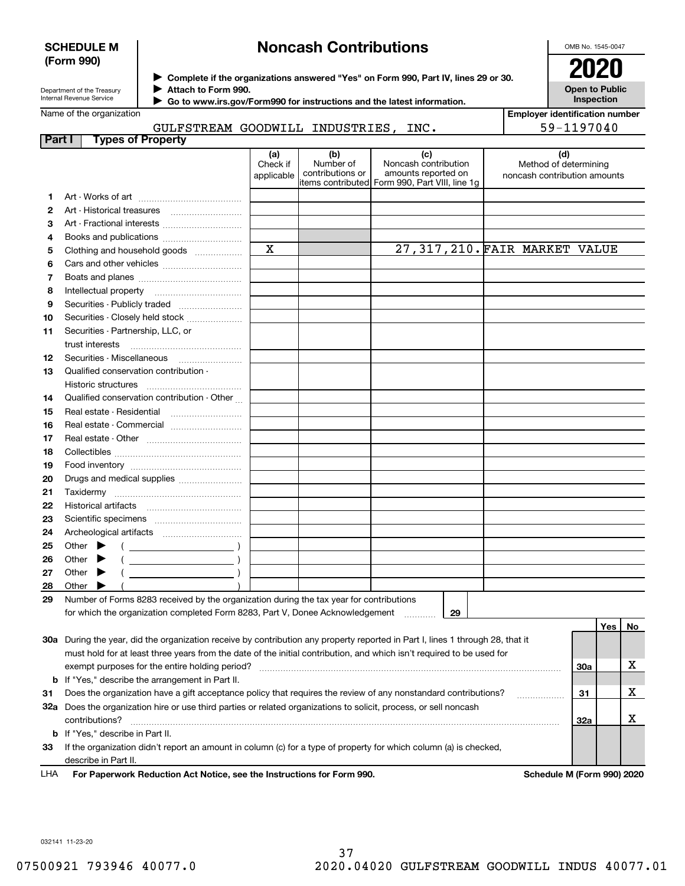**SCHEDULE M (Form 990)**

Department of the Treasury
Internal Revenue Service

# Noncash Contributions

▶ Complete if the organizations answered "Yes" on Form 990, Part IV, lines 29 or 30.
▶ Attach to Form 990.
▶ Go to www.irs.gov/Form990 for instructions and the latest information.

OMB No. 1545-0047

**2020**

**Open to Public Inspection**

Name of the organization: GULFSTREAM GOODWILL INDUSTRIES, INC.

Employer identification number: 59-1197040

## Part I Types of Property

| | | (a) Check if applicable | (b) Number of contributions or items contributed | (c) Noncash contribution amounts reported on Form 990, Part VIII, line 1g | (d) Method of determining noncash contribution amounts |
|---|---|---|---|---|---|
| 1 | Art - Works of art | | | | |
| 2 | Art - Historical treasures | | | | |
| 3 | Art - Fractional interests | | | | |
| 4 | Books and publications | | | | |
| 5 | Clothing and household goods | X | | 27,317,210. | FAIR MARKET VALUE |
| 6 | Cars and other vehicles | | | | |
| 7 | Boats and planes | | | | |
| 8 | Intellectual property | | | | |
| 9 | Securities - Publicly traded | | | | |
| 10 | Securities - Closely held stock | | | | |
| 11 | Securities - Partnership, LLC, or trust interests | | | | |
| 12 | Securities - Miscellaneous | | | | |
| 13 | Qualified conservation contribution - Historic structures | | | | |
| 14 | Qualified conservation contribution - Other | | | | |
| 15 | Real estate - Residential | | | | |
| 16 | Real estate - Commercial | | | | |
| 17 | Real estate - Other | | | | |
| 18 | Collectibles | | | | |
| 19 | Food inventory | | | | |
| 20 | Drugs and medical supplies | | | | |
| 21 | Taxidermy | | | | |
| 22 | Historical artifacts | | | | |
| 23 | Scientific specimens | | | | |
| 24 | Archeological artifacts | | | | |
| 25 | Other ▶ ( ) | | | | |
| 26 | Other ▶ ( ) | | | | |
| 27 | Other ▶ ( ) | | | | |
| 28 | Other ▶ ( ) | | | | |

29 Number of Forms 8283 received by the organization during the tax year for contributions for which the organization completed Form 8283, Part V, Donee Acknowledgement ..... **29**

| | | | Yes | No |
|---|---|---|---|---|
| 30a | During the year, did the organization receive by contribution any property reported in Part I, lines 1 through 28, that it must hold for at least three years from the date of the initial contribution, and which isn't required to be used for exempt purposes for the entire holding period? | 30a | | X |
| b | If "Yes," describe the arrangement in Part II. | | | |
| 31 | Does the organization have a gift acceptance policy that requires the review of any nonstandard contributions? | 31 | | X |
| 32a | Does the organization hire or use third parties or related organizations to solicit, process, or sell noncash contributions? | 32a | | X |
| b | If "Yes," describe in Part II. | | | |
| 33 | If the organization didn't report an amount in column (c) for a type of property for which column (a) is checked, describe in Part II. | | | |

LHA **For Paperwork Reduction Act Notice, see the Instructions for Form 990.** **Schedule M (Form 990) 2020**

032141 11-23-20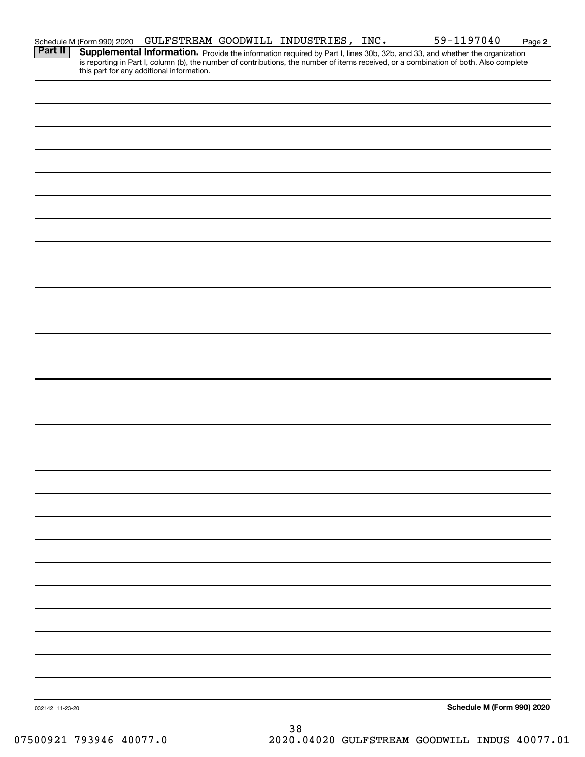Schedule M (Form 990) 2020 GULFSTREAM GOODWILL INDUSTRIES, INC. 59-1197040

**Part II** **Supplemental Information.** Provide the information required by Part I, lines 30b, 32b, and 33, and whether the organization is reporting in Part I, column (b), the number of contributions, the number of items received, or a combination of both. Also complete this part for any additional information.

032142 11-23-20

**Schedule M (Form 990) 2020**

07500921 793946 40077.0 2020.04020 GULFSTREAM GOODWILL INDUS 40077.01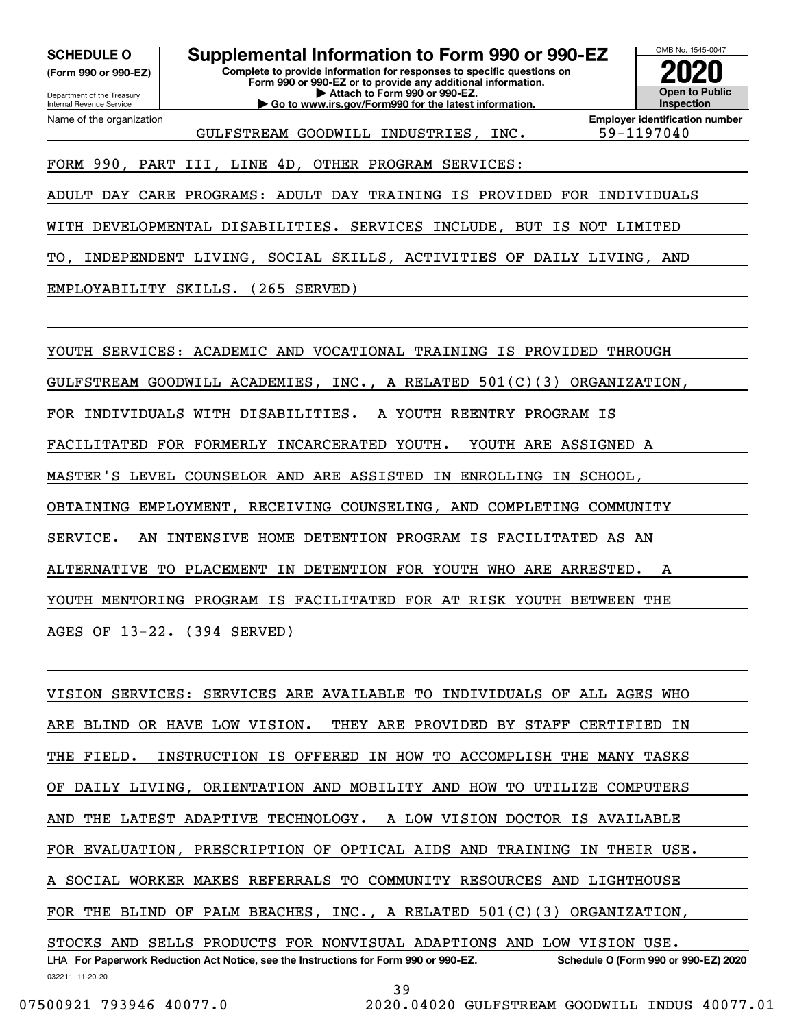**SCHEDULE O (Form 990 or 990-EZ)**

Department of the Treasury
Internal Revenue Service

# Supplemental Information to Form 990 or 990-EZ

**Complete to provide information for responses to specific questions on Form 990 or 990-EZ or to provide any additional information.**
**▶ Attach to Form 990 or 990-EZ.**
**▶ Go to www.irs.gov/Form990 for the latest information.**

OMB No. 1545-0047

**2020**

**Open to Public Inspection**

Name of the organization: GULFSTREAM GOODWILL INDUSTRIES, INC.

**Employer identification number:** 59-1197040

FORM 990, PART III, LINE 4D, OTHER PROGRAM SERVICES:

ADULT DAY CARE PROGRAMS: ADULT DAY TRAINING IS PROVIDED FOR INDIVIDUALS WITH DEVELOPMENTAL DISABILITIES. SERVICES INCLUDE, BUT IS NOT LIMITED TO, INDEPENDENT LIVING, SOCIAL SKILLS, ACTIVITIES OF DAILY LIVING, AND EMPLOYABILITY SKILLS. (265 SERVED)

YOUTH SERVICES: ACADEMIC AND VOCATIONAL TRAINING IS PROVIDED THROUGH GULFSTREAM GOODWILL ACADEMIES, INC., A RELATED 501(C)(3) ORGANIZATION, FOR INDIVIDUALS WITH DISABILITIES. A YOUTH REENTRY PROGRAM IS FACILITATED FOR FORMERLY INCARCERATED YOUTH. YOUTH ARE ASSIGNED A MASTER'S LEVEL COUNSELOR AND ARE ASSISTED IN ENROLLING IN SCHOOL, OBTAINING EMPLOYMENT, RECEIVING COUNSELING, AND COMPLETING COMMUNITY SERVICE. AN INTENSIVE HOME DETENTION PROGRAM IS FACILITATED AS AN ALTERNATIVE TO PLACEMENT IN DETENTION FOR YOUTH WHO ARE ARRESTED. A YOUTH MENTORING PROGRAM IS FACILITATED FOR AT RISK YOUTH BETWEEN THE AGES OF 13-22. (394 SERVED)

VISION SERVICES: SERVICES ARE AVAILABLE TO INDIVIDUALS OF ALL AGES WHO ARE BLIND OR HAVE LOW VISION. THEY ARE PROVIDED BY STAFF CERTIFIED IN THE FIELD. INSTRUCTION IS OFFERED IN HOW TO ACCOMPLISH THE MANY TASKS OF DAILY LIVING, ORIENTATION AND MOBILITY AND HOW TO UTILIZE COMPUTERS AND THE LATEST ADAPTIVE TECHNOLOGY. A LOW VISION DOCTOR IS AVAILABLE FOR EVALUATION, PRESCRIPTION OF OPTICAL AIDS AND TRAINING IN THEIR USE. A SOCIAL WORKER MAKES REFERRALS TO COMMUNITY RESOURCES AND LIGHTHOUSE FOR THE BLIND OF PALM BEACHES, INC., A RELATED 501(C)(3) ORGANIZATION, STOCKS AND SELLS PRODUCTS FOR NONVISUAL ADAPTIONS AND LOW VISION USE.

LHA **For Paperwork Reduction Act Notice, see the Instructions for Form 990 or 990-EZ.** **Schedule O (Form 990 or 990-EZ) 2020**

032211 11-20-20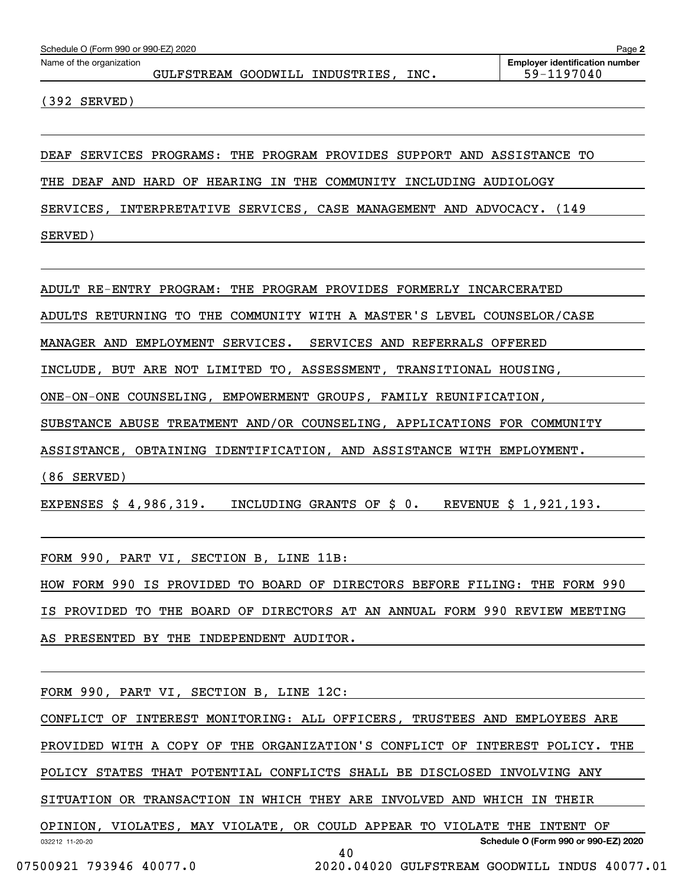Schedule O (Form 990 or 990-EZ) 2020

Name of the organization: GULFSTREAM GOODWILL INDUSTRIES, INC.

Employer identification number: 59-1197040

(392 SERVED)

DEAF SERVICES PROGRAMS: THE PROGRAM PROVIDES SUPPORT AND ASSISTANCE TO THE DEAF AND HARD OF HEARING IN THE COMMUNITY INCLUDING AUDIOLOGY SERVICES, INTERPRETATIVE SERVICES, CASE MANAGEMENT AND ADVOCACY. (149 SERVED)

ADULT RE-ENTRY PROGRAM: THE PROGRAM PROVIDES FORMERLY INCARCERATED ADULTS RETURNING TO THE COMMUNITY WITH A MASTER'S LEVEL COUNSELOR/CASE MANAGER AND EMPLOYMENT SERVICES. SERVICES AND REFERRALS OFFERED INCLUDE, BUT ARE NOT LIMITED TO, ASSESSMENT, TRANSITIONAL HOUSING, ONE-ON-ONE COUNSELING, EMPOWERMENT GROUPS, FAMILY REUNIFICATION, SUBSTANCE ABUSE TREATMENT AND/OR COUNSELING, APPLICATIONS FOR COMMUNITY ASSISTANCE, OBTAINING IDENTIFICATION, AND ASSISTANCE WITH EMPLOYMENT. (86 SERVED)

EXPENSES $ 4,986,319. INCLUDING GRANTS OF $ 0. REVENUE $ 1,921,193.

FORM 990, PART VI, SECTION B, LINE 11B:

HOW FORM 990 IS PROVIDED TO BOARD OF DIRECTORS BEFORE FILING: THE FORM 990 IS PROVIDED TO THE BOARD OF DIRECTORS AT AN ANNUAL FORM 990 REVIEW MEETING AS PRESENTED BY THE INDEPENDENT AUDITOR.

FORM 990, PART VI, SECTION B, LINE 12C:

CONFLICT OF INTEREST MONITORING: ALL OFFICERS, TRUSTEES AND EMPLOYEES ARE PROVIDED WITH A COPY OF THE ORGANIZATION'S CONFLICT OF INTEREST POLICY. THE POLICY STATES THAT POTENTIAL CONFLICTS SHALL BE DISCLOSED INVOLVING ANY SITUATION OR TRANSACTION IN WHICH THEY ARE INVOLVED AND WHICH IN THEIR OPINION, VIOLATES, MAY VIOLATE, OR COULD APPEAR TO VIOLATE THE INTENT OF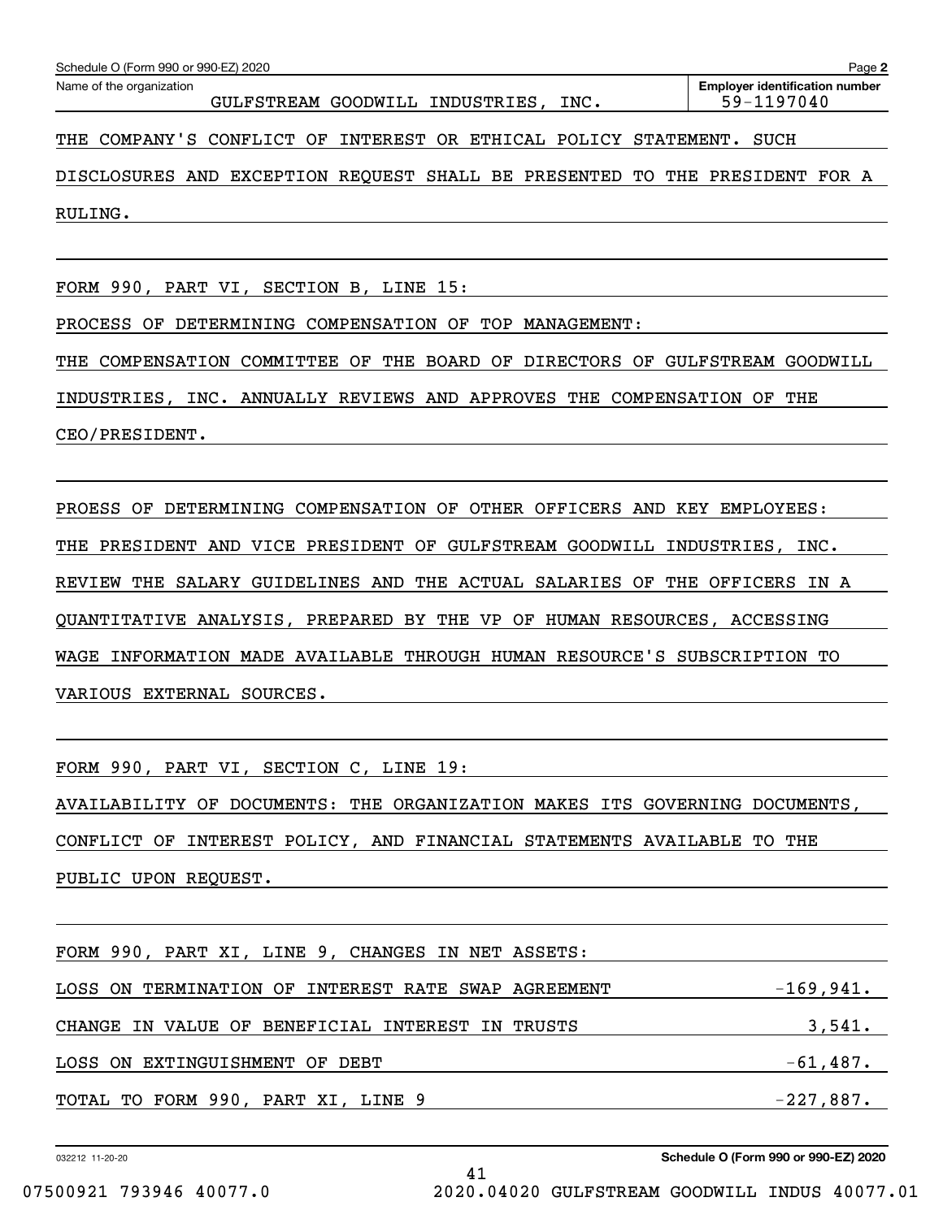Schedule O (Form 990 or 990-EZ) 2020

Name of the organization: GULFSTREAM GOODWILL INDUSTRIES, INC.

Employer identification number: 59-1197040

THE COMPANY'S CONFLICT OF INTEREST OR ETHICAL POLICY STATEMENT. SUCH DISCLOSURES AND EXCEPTION REQUEST SHALL BE PRESENTED TO THE PRESIDENT FOR A RULING.

FORM 990, PART VI, SECTION B, LINE 15:

PROCESS OF DETERMINING COMPENSATION OF TOP MANAGEMENT:

THE COMPENSATION COMMITTEE OF THE BOARD OF DIRECTORS OF GULFSTREAM GOODWILL INDUSTRIES, INC. ANNUALLY REVIEWS AND APPROVES THE COMPENSATION OF THE CEO/PRESIDENT.

PROESS OF DETERMINING COMPENSATION OF OTHER OFFICERS AND KEY EMPLOYEES:

THE PRESIDENT AND VICE PRESIDENT OF GULFSTREAM GOODWILL INDUSTRIES, INC. REVIEW THE SALARY GUIDELINES AND THE ACTUAL SALARIES OF THE OFFICERS IN A QUANTITATIVE ANALYSIS, PREPARED BY THE VP OF HUMAN RESOURCES, ACCESSING WAGE INFORMATION MADE AVAILABLE THROUGH HUMAN RESOURCE'S SUBSCRIPTION TO VARIOUS EXTERNAL SOURCES.

FORM 990, PART VI, SECTION C, LINE 19:

AVAILABILITY OF DOCUMENTS: THE ORGANIZATION MAKES ITS GOVERNING DOCUMENTS, CONFLICT OF INTEREST POLICY, AND FINANCIAL STATEMENTS AVAILABLE TO THE PUBLIC UPON REQUEST.

FORM 990, PART XI, LINE 9, CHANGES IN NET ASSETS:

| | |
|---|---|
| LOSS ON TERMINATION OF INTEREST RATE SWAP AGREEMENT | -169,941. |
| CHANGE IN VALUE OF BENEFICIAL INTEREST IN TRUSTS | 3,541. |
| LOSS ON EXTINGUISHMENT OF DEBT | -61,487. |
| TOTAL TO FORM 990, PART XI, LINE 9 | -227,887. |

032212 11-20-20 Schedule O (Form 990 or 990-EZ) 2020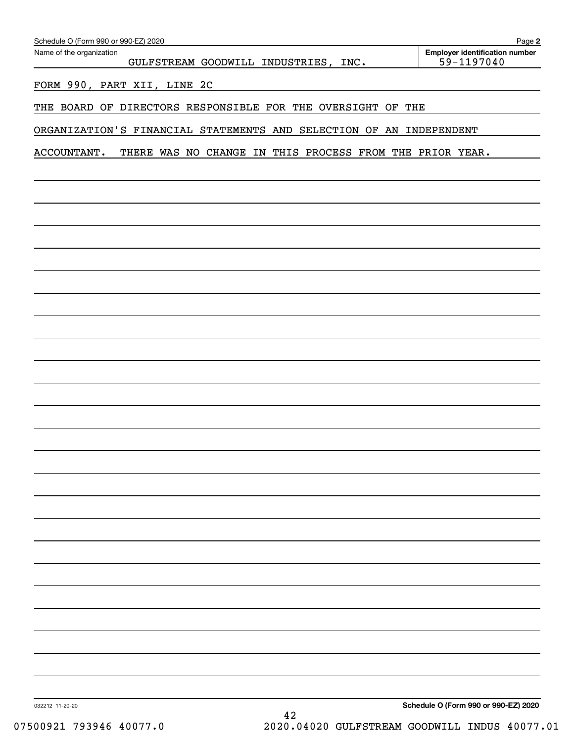Name of the organization: GULFSTREAM GOODWILL INDUSTRIES, INC.

Employer identification number: 59-1197040

FORM 990, PART XII, LINE 2C

THE BOARD OF DIRECTORS RESPONSIBLE FOR THE OVERSIGHT OF THE ORGANIZATION'S FINANCIAL STATEMENTS AND SELECTION OF AN INDEPENDENT ACCOUNTANT. THERE WAS NO CHANGE IN THIS PROCESS FROM THE PRIOR YEAR.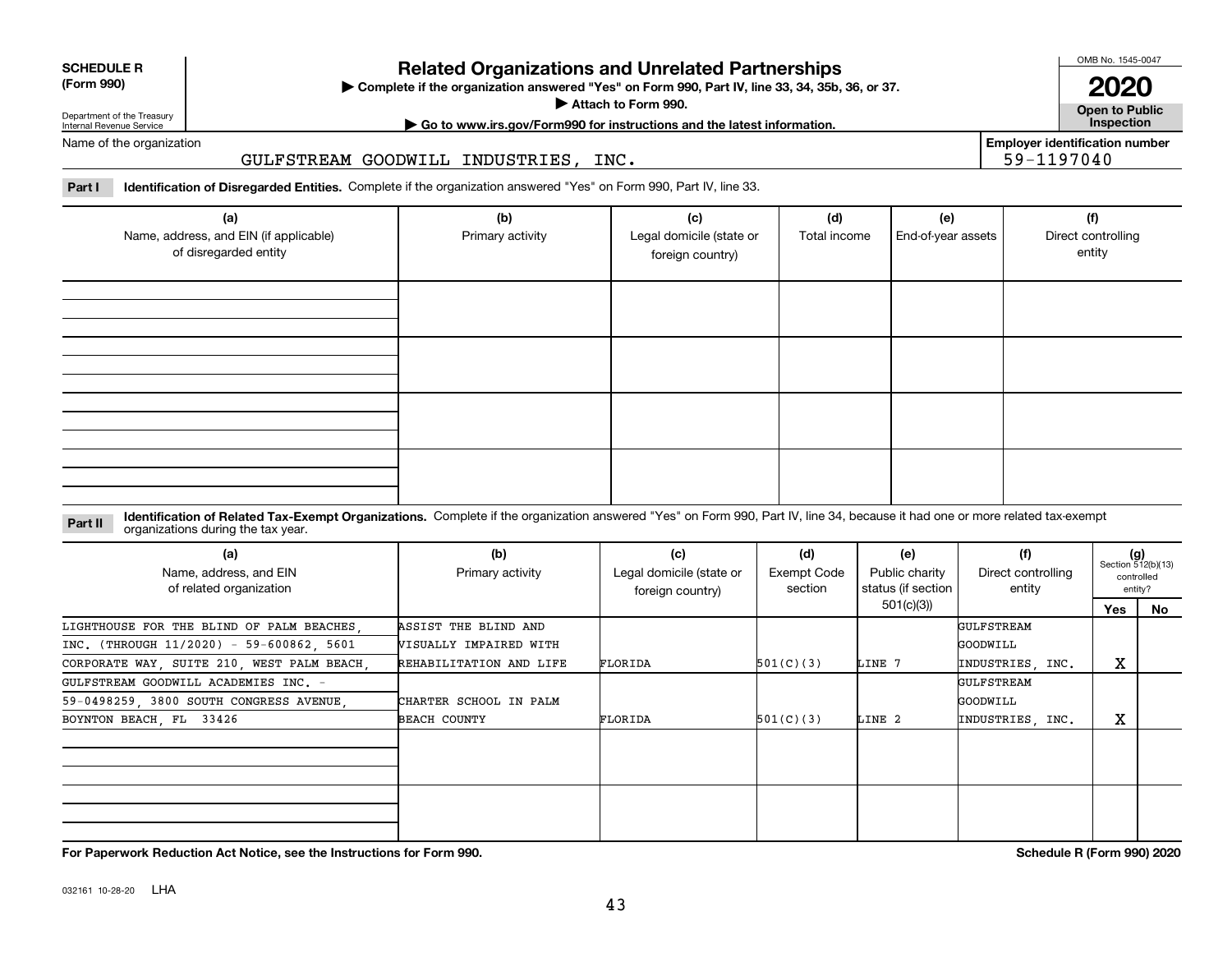**SCHEDULE R (Form 990)**

Department of the Treasury
Internal Revenue Service

# Related Organizations and Unrelated Partnerships

▶ Complete if the organization answered "Yes" on Form 990, Part IV, line 33, 34, 35b, 36, or 37.
▶ Attach to Form 990.
▶ Go to www.irs.gov/Form990 for instructions and the latest information.

OMB No. 1545-0047

**2020**

**Open to Public Inspection**

Name of the organization: GULFSTREAM GOODWILL INDUSTRIES, INC.

Employer identification number: 59-1197040

**Part I** **Identification of Disregarded Entities.** Complete if the organization answered "Yes" on Form 990, Part IV, line 33.

| (a) Name, address, and EIN (if applicable) of disregarded entity | (b) Primary activity | (c) Legal domicile (state or foreign country) | (d) Total income | (e) End-of-year assets | (f) Direct controlling entity |
|---|---|---|---|---|---|
| | | | | | |
| | | | | | |
| | | | | | |
| | | | | | |

**Part II** **Identification of Related Tax-Exempt Organizations.** Complete if the organization answered "Yes" on Form 990, Part IV, line 34, because it had one or more related tax-exempt organizations during the tax year.

| (a) Name, address, and EIN of related organization | (b) Primary activity | (c) Legal domicile (state or foreign country) | (d) Exempt Code section | (e) Public charity status (if section 501(c)(3)) | (f) Direct controlling entity | (g) Section 512(b)(13) controlled entity? Yes | No |
|---|---|---|---|---|---|---|---|
| LIGHTHOUSE FOR THE BLIND OF PALM BEACHES, INC. (THROUGH 11/2020) - 59-600862, 5601 CORPORATE WAY, SUITE 210, WEST PALM BEACH, | ASSIST THE BLIND AND VISUALLY IMPAIRED WITH REHABILITATION AND LIFE | FLORIDA | 501(C)(3) | LINE 7 | GULFSTREAM GOODWILL INDUSTRIES, INC. | X | |
| GULFSTREAM GOODWILL ACADEMIES INC. - 59-0498259, 3800 SOUTH CONGRESS AVENUE, BOYNTON BEACH, FL 33426 | CHARTER SCHOOL IN PALM BEACH COUNTY | FLORIDA | 501(C)(3) | LINE 2 | GULFSTREAM GOODWILL INDUSTRIES, INC. | X | |
| | | | | | | | |
| | | | | | | | |

**For Paperwork Reduction Act Notice, see the Instructions for Form 990.**

**Schedule R (Form 990) 2020**

032161 10-28-20 LHA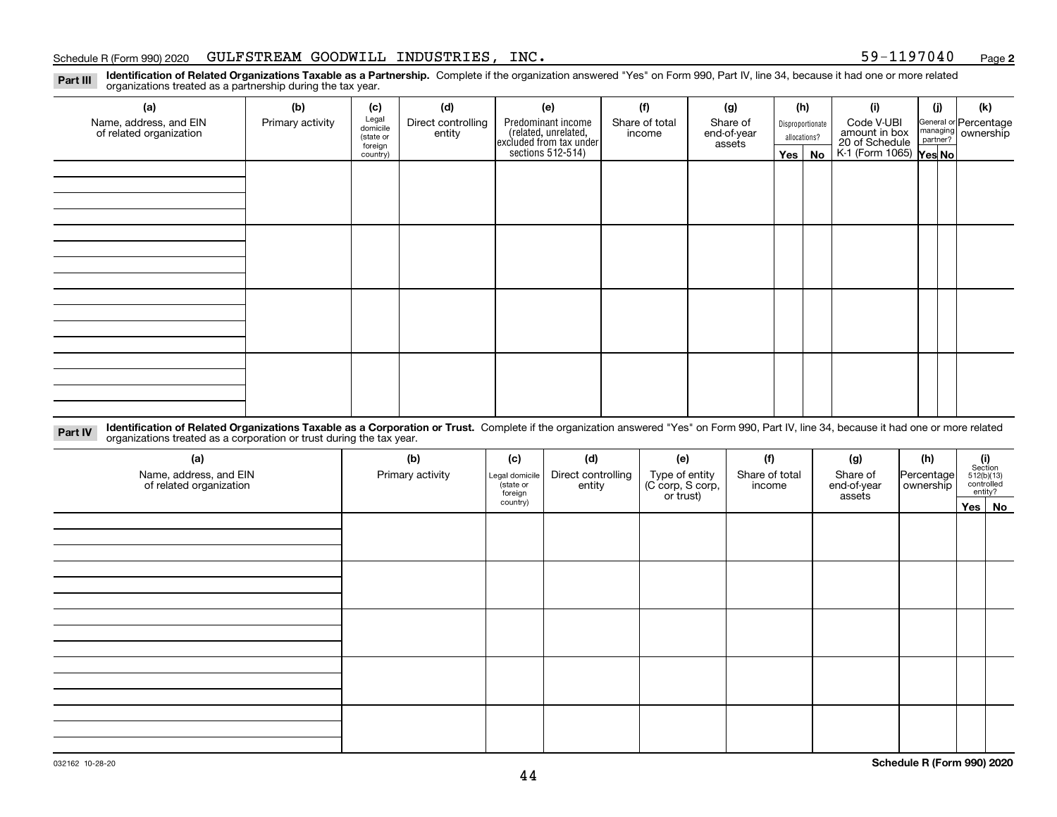Schedule R (Form 990) 2020 GULFSTREAM GOODWILL INDUSTRIES, INC. 59-1197040 Page **2**

**Part III** **Identification of Related Organizations Taxable as a Partnership.** Complete if the organization answered "Yes" on Form 990, Part IV, line 34, because it had one or more related organizations treated as a partnership during the tax year.

| (a) Name, address, and EIN of related organization | (b) Primary activity | (c) Legal domicile (state or foreign country) | (d) Direct controlling entity | (e) Predominant income (related, unrelated, excluded from tax under sections 512-514) | (f) Share of total income | (g) Share of end-of-year assets | (h) Disproportionate allocations? Yes | (h) No | (i) Code V-UBI amount in box 20 of Schedule K-1 (Form 1065) | (j) General or managing partner? Yes | (j) No | (k) Percentage ownership |
|---|---|---|---|---|---|---|---|---|---|---|---|---|
| | | | | | | | | | | | | |
| | | | | | | | | | | | | |
| | | | | | | | | | | | | |
| | | | | | | | | | | | | |

**Part IV** **Identification of Related Organizations Taxable as a Corporation or Trust.** Complete if the organization answered "Yes" on Form 990, Part IV, line 34, because it had one or more related organizations treated as a corporation or trust during the tax year.

| (a) Name, address, and EIN of related organization | (b) Primary activity | (c) Legal domicile (state or foreign country) | (d) Direct controlling entity | (e) Type of entity (C corp, S corp, or trust) | (f) Share of total income | (g) Share of end-of-year assets | (h) Percentage ownership | (i) Section 512(b)(13) controlled entity? Yes | (i) No |
|---|---|---|---|---|---|---|---|---|---|
| | | | | | | | | | |
| | | | | | | | | | |
| | | | | | | | | | |
| | | | | | | | | | |
| | | | | | | | | | |

032162 10-28-20 **Schedule R (Form 990) 2020**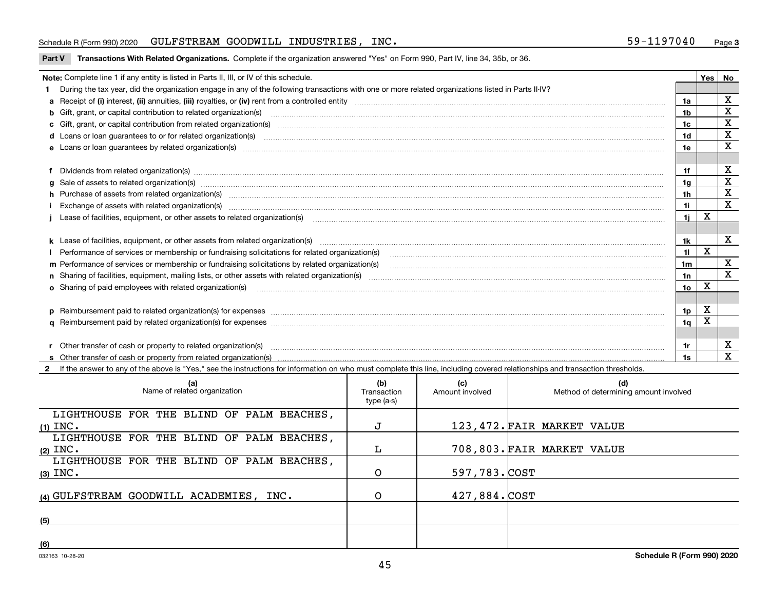Schedule R (Form 990) 2020 GULFSTREAM GOODWILL INDUSTRIES, INC. 59-1197040 Page **3**

**Part V Transactions With Related Organizations.** Complete if the organization answered "Yes" on Form 990, Part IV, line 34, 35b, or 36.

| Note: Complete line 1 if any entity is listed in Parts II, III, or IV of this schedule. | | Yes | No |
|---|---|---|---|
| **1** During the tax year, did the organization engage in any of the following transactions with one or more related organizations listed in Parts II-IV? | | | |
| **a** Receipt of **(i)** interest, **(ii)** annuities, **(iii)** royalties, or **(iv)** rent from a controlled entity | 1a | | X |
| **b** Gift, grant, or capital contribution to related organization(s) | 1b | | X |
| **c** Gift, grant, or capital contribution from related organization(s) | 1c | | X |
| **d** Loans or loan guarantees to or for related organization(s) | 1d | | X |
| **e** Loans or loan guarantees by related organization(s) | 1e | | X |
| **f** Dividends from related organization(s) | 1f | | X |
| **g** Sale of assets to related organization(s) | 1g | | X |
| **h** Purchase of assets from related organization(s) | 1h | | X |
| **i** Exchange of assets with related organization(s) | 1i | | X |
| **j** Lease of facilities, equipment, or other assets to related organization(s) | 1j | X | |
| **k** Lease of facilities, equipment, or other assets from related organization(s) | 1k | | X |
| **l** Performance of services or membership or fundraising solicitations for related organization(s) | 1l | X | |
| **m** Performance of services or membership or fundraising solicitations by related organization(s) | 1m | | X |
| **n** Sharing of facilities, equipment, mailing lists, or other assets with related organization(s) | 1n | | X |
| **o** Sharing of paid employees with related organization(s) | 1o | X | |
| **p** Reimbursement paid to related organization(s) for expenses | 1p | X | |
| **q** Reimbursement paid by related organization(s) for expenses | 1q | X | |
| **r** Other transfer of cash or property to related organization(s) | 1r | | X |
| **s** Other transfer of cash or property from related organization(s) | 1s | | X |

**2** If the answer to any of the above is "Yes," see the instructions for information on who must complete this line, including covered relationships and transaction thresholds.

| | (a) Name of related organization | (b) Transaction type (a-s) | (c) Amount involved | (d) Method of determining amount involved |
|---|---|---|---|---|
| (1) | LIGHTHOUSE FOR THE BLIND OF PALM BEACHES, INC. | J | 123,472. | FAIR MARKET VALUE |
| (2) | LIGHTHOUSE FOR THE BLIND OF PALM BEACHES, INC. | L | 708,803. | FAIR MARKET VALUE |
| (3) | LIGHTHOUSE FOR THE BLIND OF PALM BEACHES, INC. | O | 597,783. | COST |
| (4) | GULFSTREAM GOODWILL ACADEMIES, INC. | O | 427,884. | COST |
| (5) | | | | |
| (6) | | | | |

032163 10-28-20 **Schedule R (Form 990) 2020**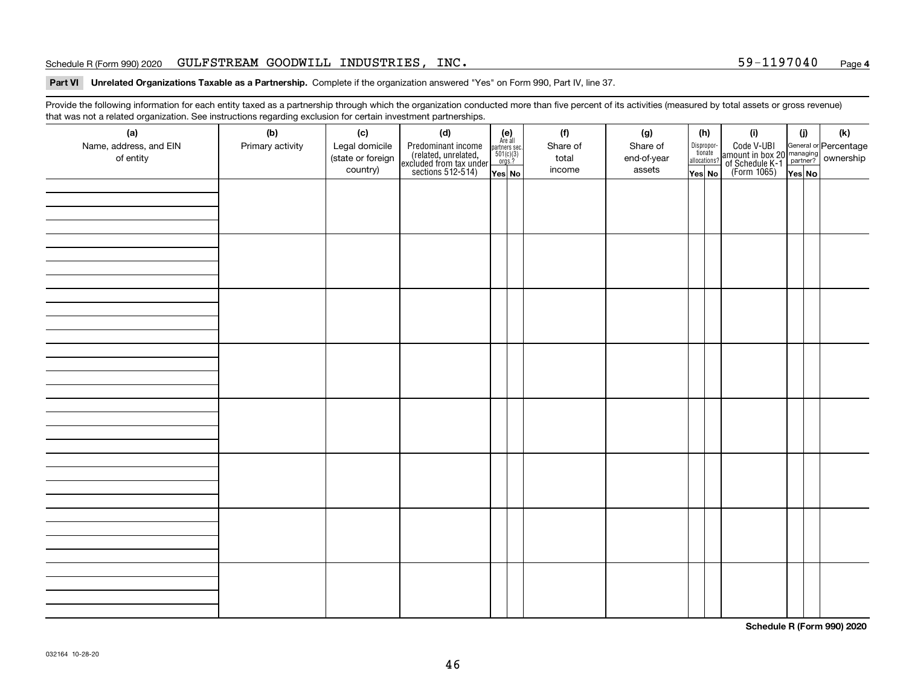Schedule R (Form 990) 2020 GULFSTREAM GOODWILL INDUSTRIES, INC. 59-1197040 Page 4

**Part VI Unrelated Organizations Taxable as a Partnership.** Complete if the organization answered "Yes" on Form 990, Part IV, line 37.

Provide the following information for each entity taxed as a partnership through which the organization conducted more than five percent of its activities (measured by total assets or gross revenue) that was not a related organization. See instructions regarding exclusion for certain investment partnerships.

| (a) Name, address, and EIN of entity | (b) Primary activity | (c) Legal domicile (state or foreign country) | (d) Predominant income (related, unrelated, excluded from tax under sections 512-514) | (e) Are all partners sec. 501(c)(3) orgs.? Yes | (e) No | (f) Share of total income | (g) Share of end-of-year assets | (h) Disproportionate allocations? Yes | (h) No | (i) Code V-UBI amount in box 20 of Schedule K-1 (Form 1065) | (j) General or managing partner? Yes | (j) No | (k) Percentage ownership |
|---|---|---|---|---|---|---|---|---|---|---|---|---|---|
| | | | | | | | | | | | | | |
| | | | | | | | | | | | | | |
| | | | | | | | | | | | | | |
| | | | | | | | | | | | | | |
| | | | | | | | | | | | | | |
| | | | | | | | | | | | | | |
| | | | | | | | | | | | | | |
| | | | | | | | | | | | | | |

**Schedule R (Form 990) 2020**

032164 10-28-20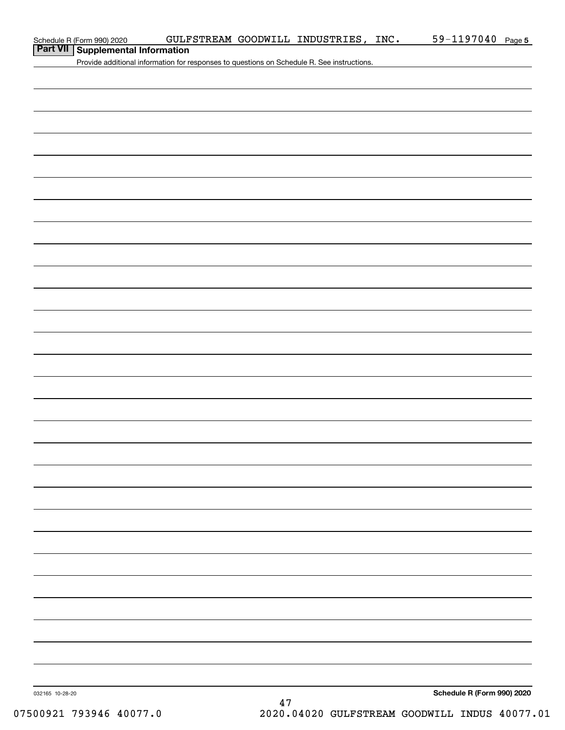## Part VII Supplemental Information

Provide additional information for responses to questions on Schedule R. See instructions.